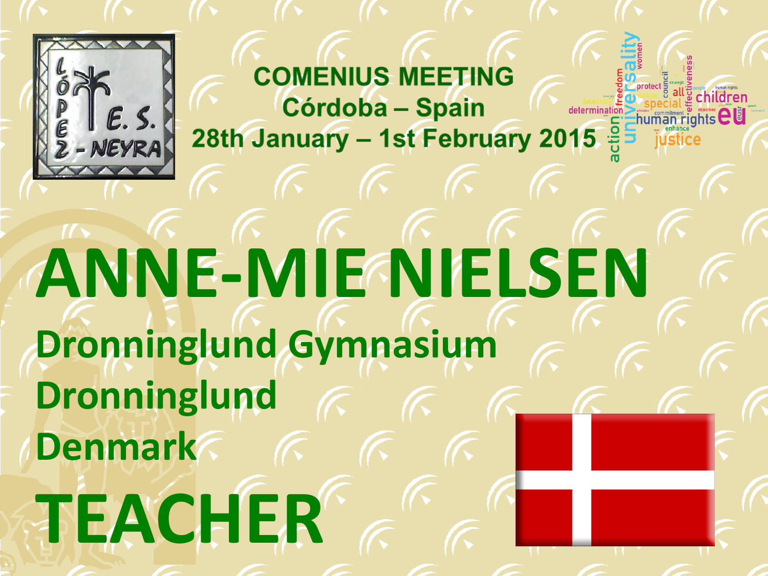## COMENIUS MEETING
## Córdoba – Spain
## 28th January – 1st February 2015

# ANNE-MIE NIELSEN

**Dronninglund Gymnasium**

**Dronninglund**

**Denmark**

# TEACHER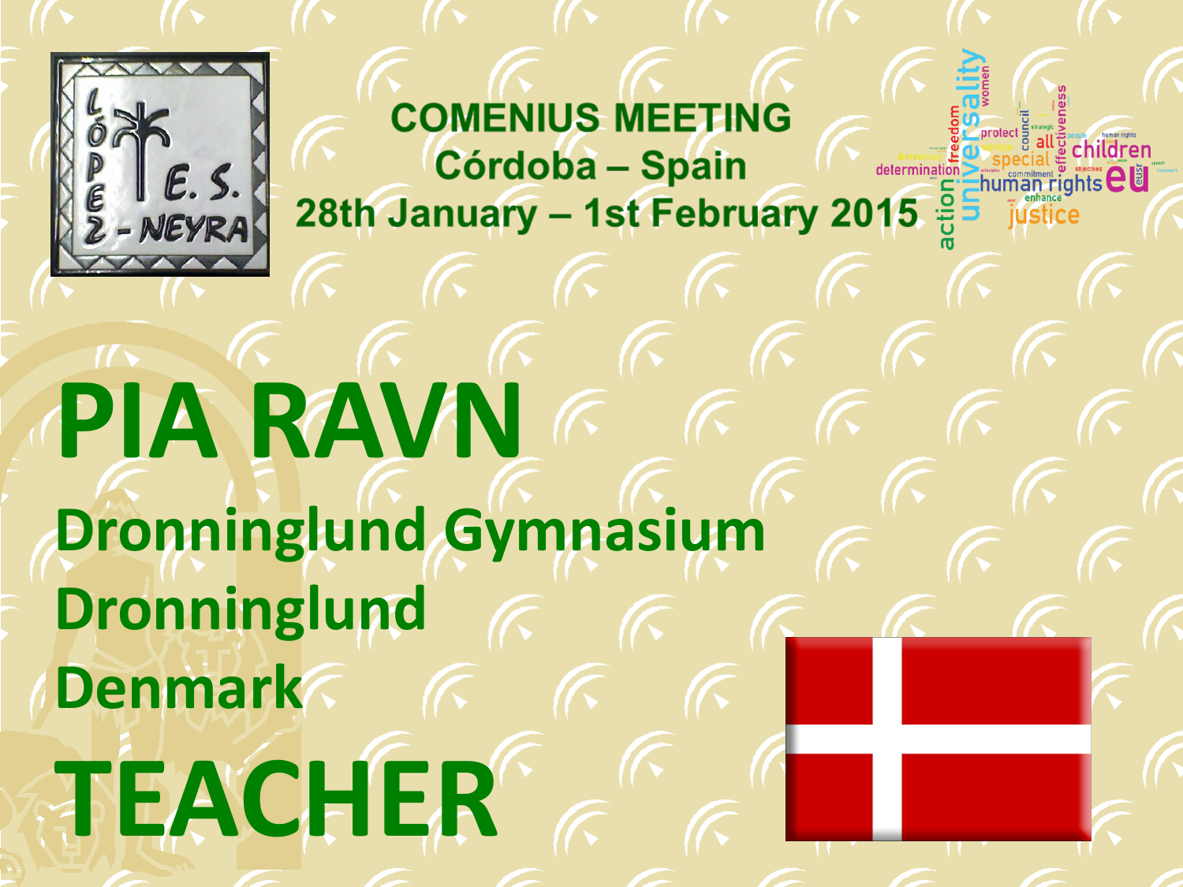COMENIUS MEETING

Córdoba – Spain

28th January – 1st February 2015

# PIA RAVN

## Dronninglund Gymnasium

## Dronninglund

## Denmark

# TEACHER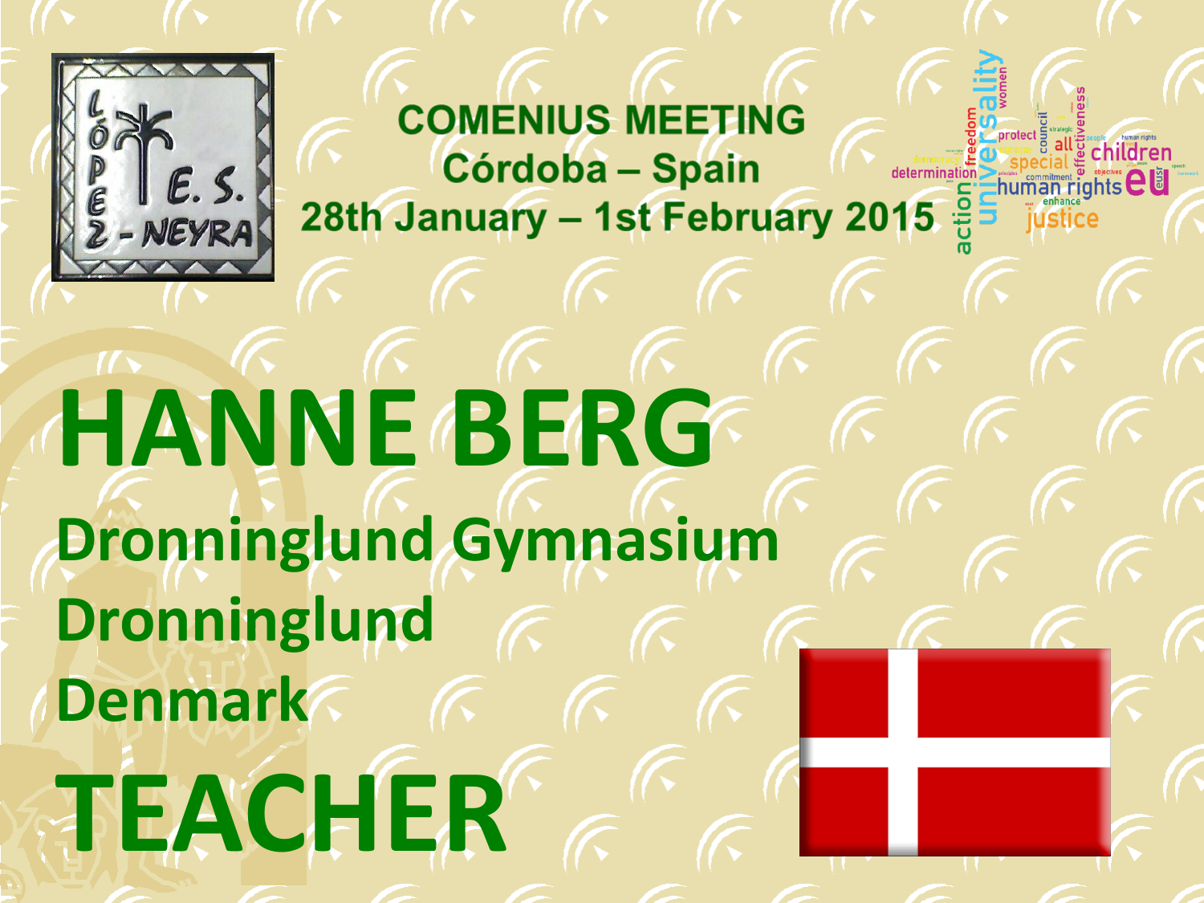**COMENIUS MEETING**
**Córdoba – Spain**
**28th January – 1st February 2015**

# HANNE BERG

## Dronninglund Gymnasium
## Dronninglund
## Denmark

# TEACHER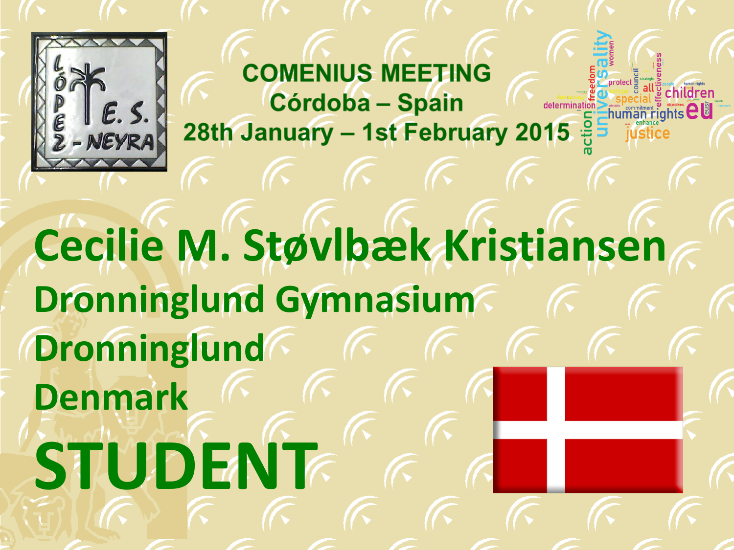COMENIUS MEETING
Córdoba – Spain
28th January – 1st February 2015

# Cecilie M. Støvlbæk Kristiansen

## Dronninglund Gymnasium

## Dronninglund

## Denmark

# STUDENT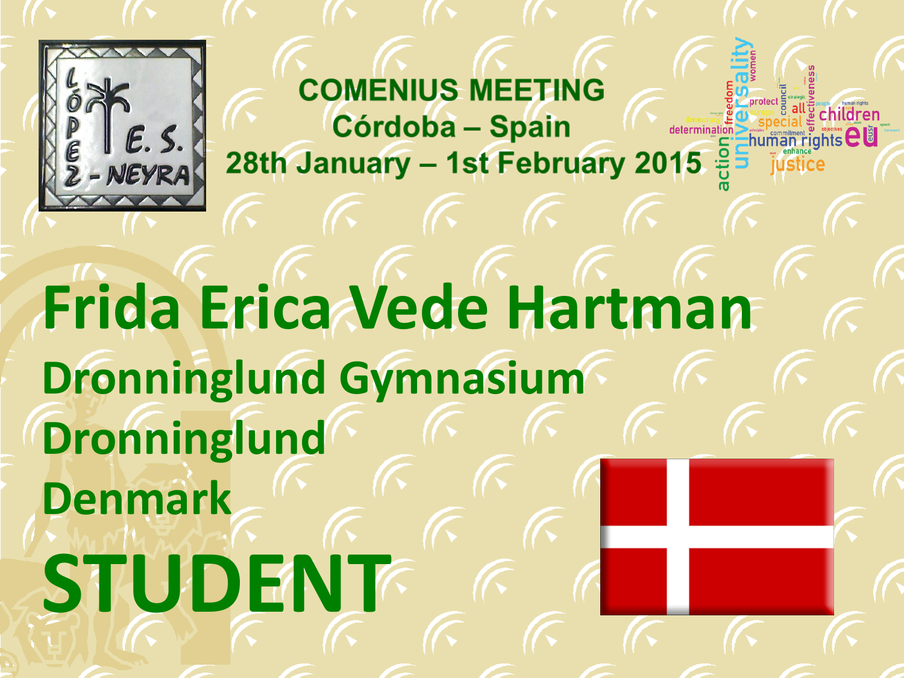**COMENIUS MEETING**
**Córdoba – Spain**
**28th January – 1st February 2015**

# Frida Erica Vede Hartman

## Dronninglund Gymnasium

## Dronninglund

## Denmark

# STUDENT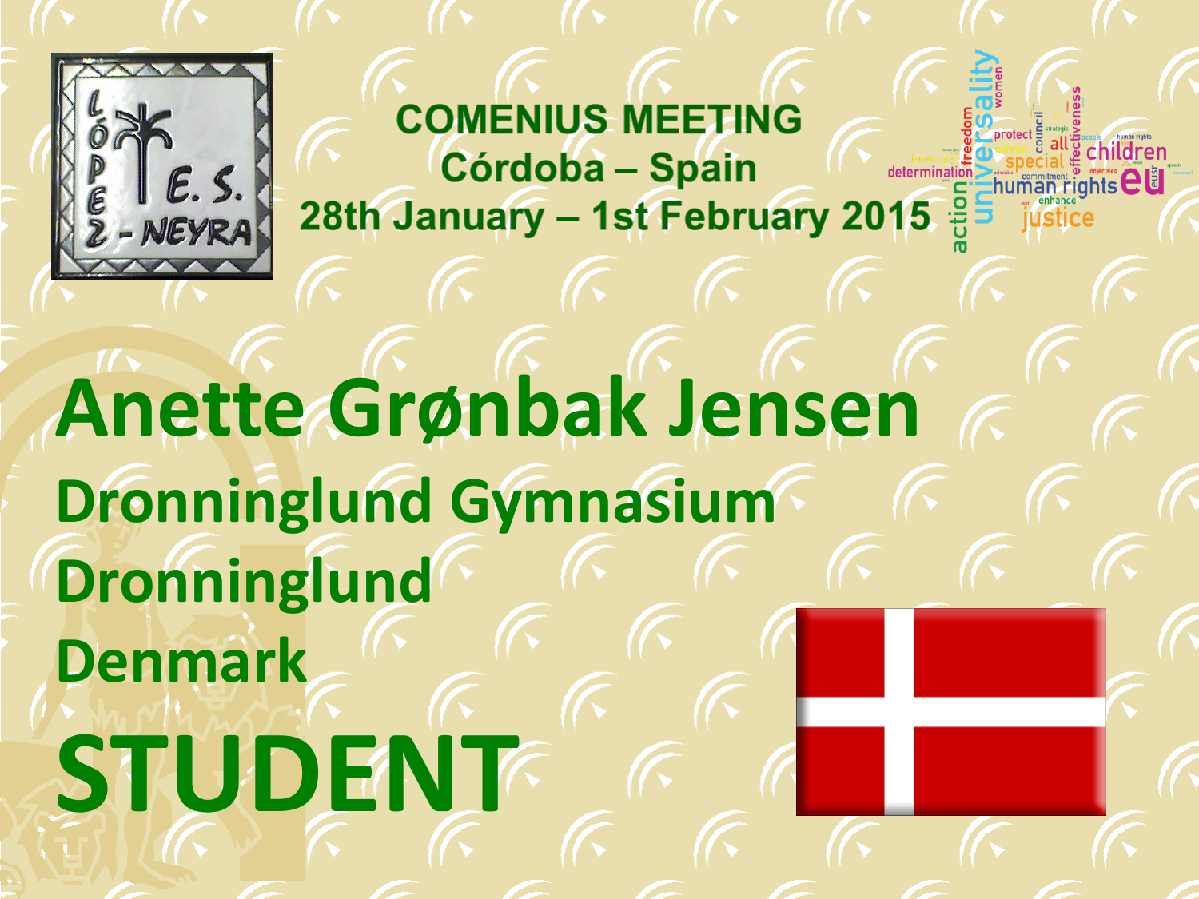# COMENIUS MEETING
## Córdoba – Spain
## 28th January – 1st February 2015

# Anette Grønbak Jensen

## Dronninglund Gymnasium

## Dronninglund

## Denmark

# STUDENT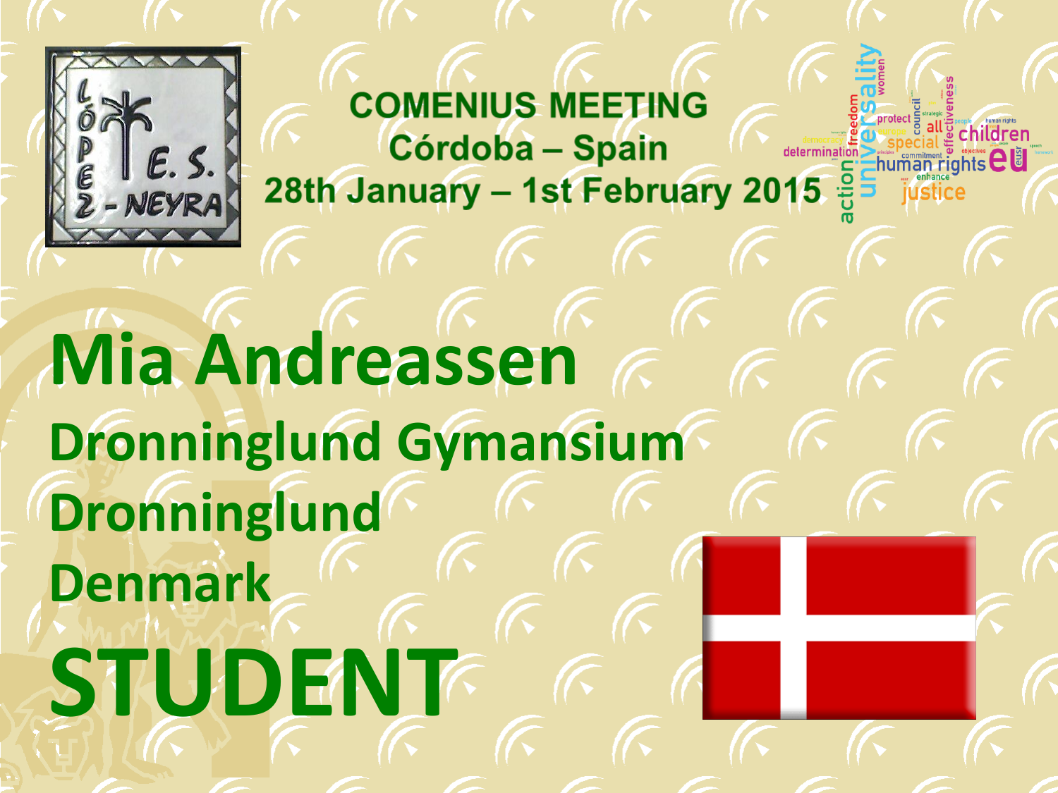## COMENIUS MEETING
## Córdoba – Spain
## 28th January – 1st February 2015

# Mia Andreassen

**Dronninglund Gymansium**

**Dronninglund**

**Denmark**

# STUDENT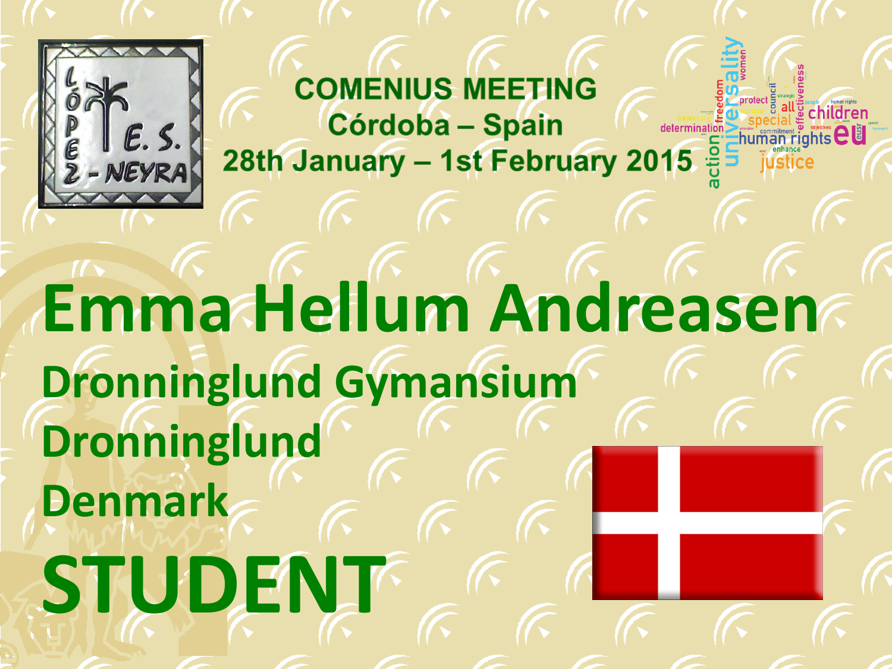COMENIUS MEETING
Córdoba – Spain
28th January – 1st February 2015

# Emma Hellum Andreasen

## Dronninglund Gymansium

## Dronninglund

## Denmark

# STUDENT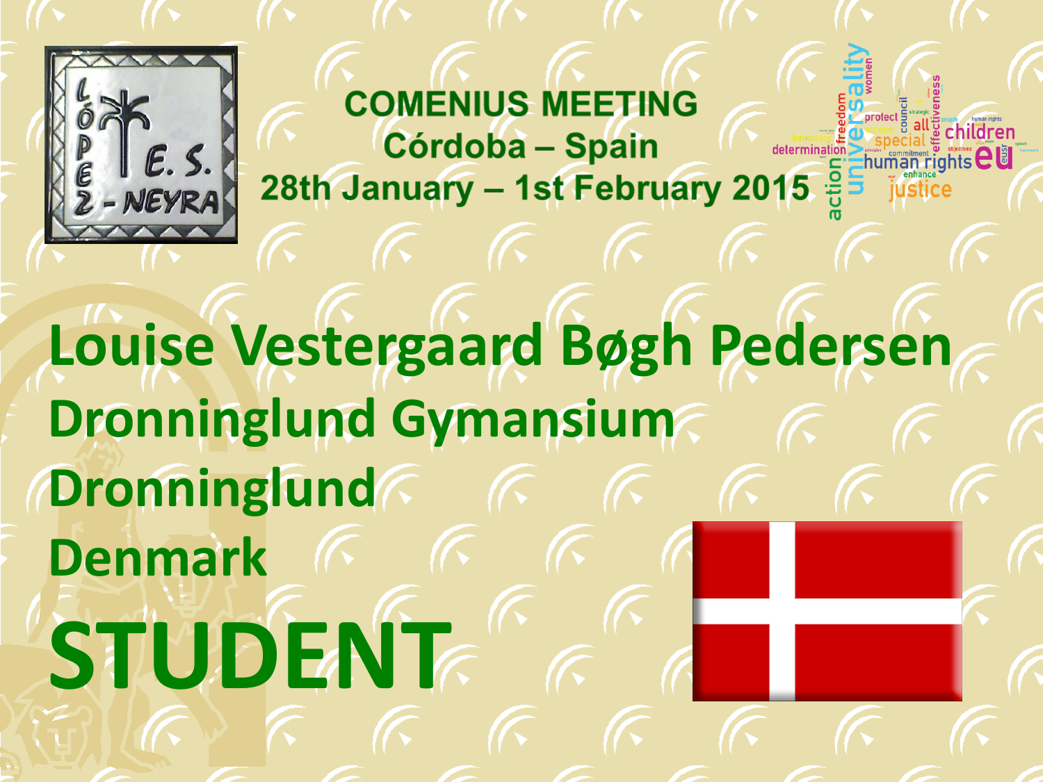**COMENIUS MEETING**
**Córdoba – Spain**
**28th January – 1st February 2015**

# Louise Vestergaard Bøgh Pedersen

## Dronninglund Gymansium

## Dronninglund

## Denmark

# STUDENT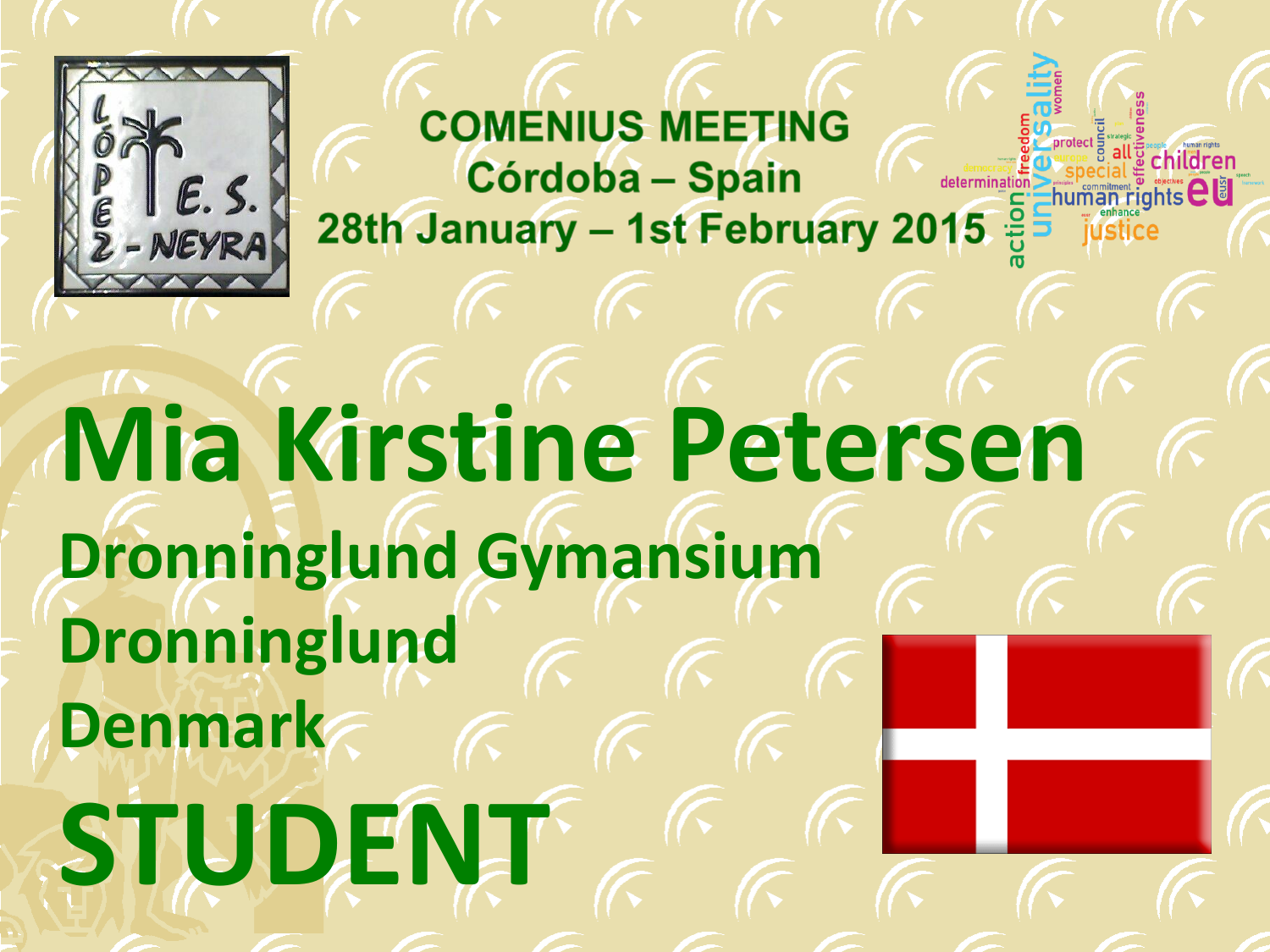**COMENIUS MEETING**
**Córdoba – Spain**
**28th January – 1st February 2015**

# Mia Kirstine Petersen

## Dronninglund Gymansium

## Dronninglund

## Denmark

# STUDENT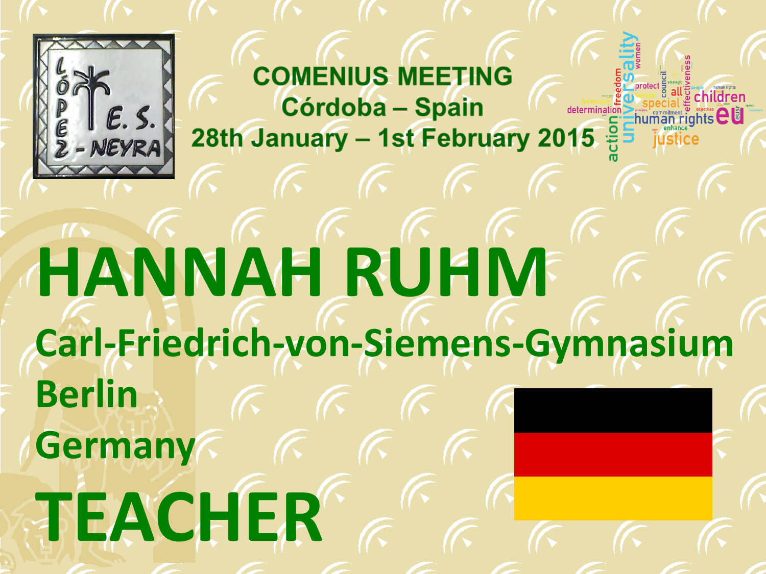**COMENIUS MEETING**
**Córdoba – Spain**
**28th January – 1st February 2015**

# HANNAH RUHM

## Carl-Friedrich-von-Siemens-Gymnasium

## Berlin

## Germany

# TEACHER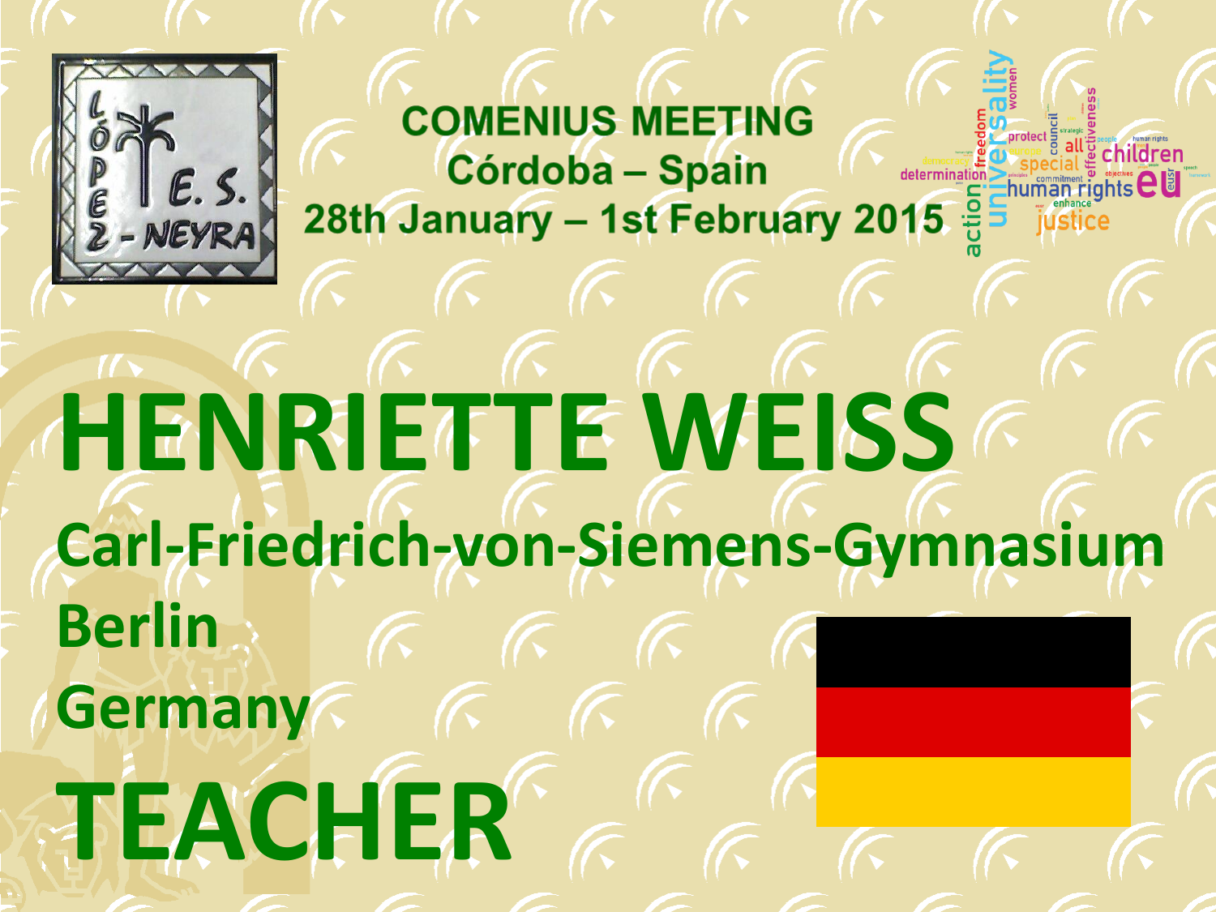## COMENIUS MEETING
## Córdoba – Spain
## 28th January – 1st February 2015

# HENRIETTE WEISS

**Carl-Friedrich-von-Siemens-Gymnasium**

**Berlin**

**Germany**

# TEACHER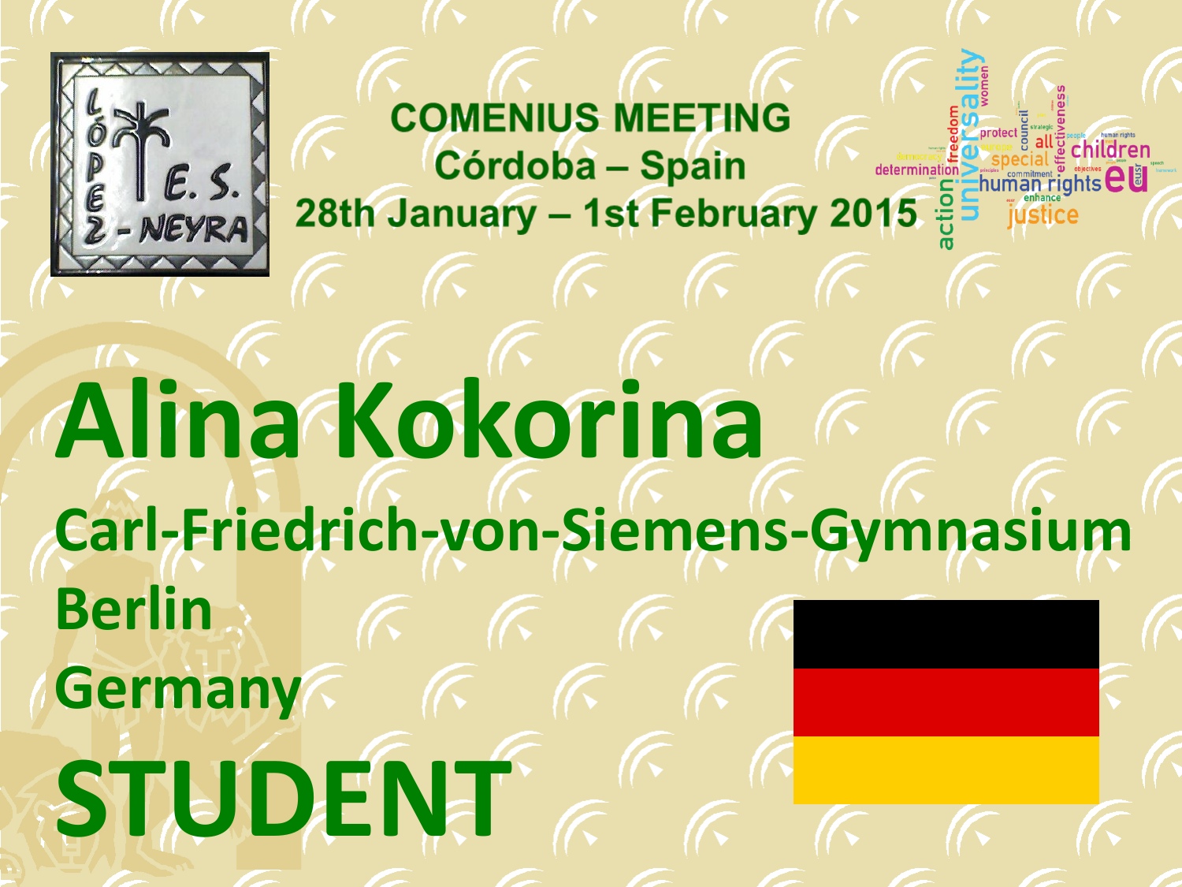COMENIUS MEETING
Córdoba – Spain
28th January – 1st February 2015

# Alina Kokorina

## Carl-Friedrich-von-Siemens-Gymnasium

## Berlin

## Germany

# STUDENT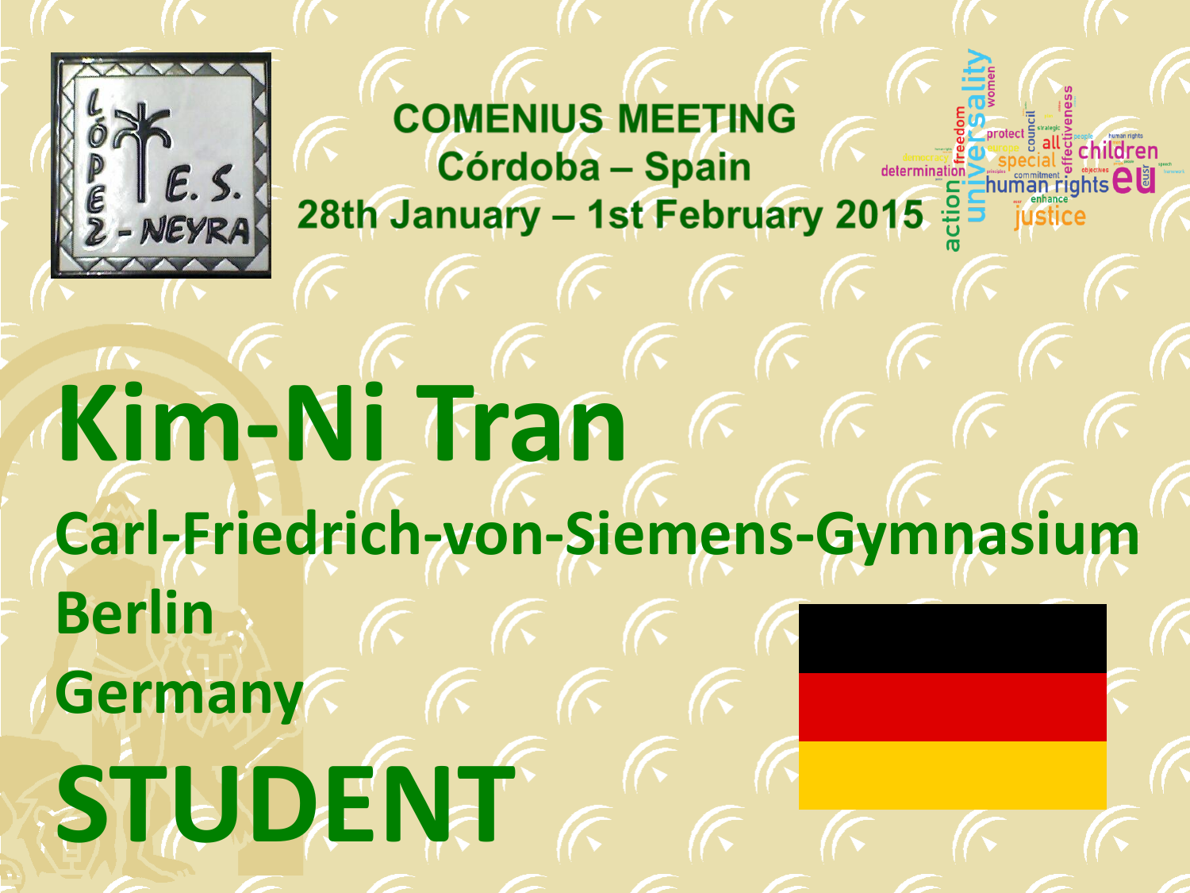**COMENIUS MEETING**
**Córdoba – Spain**
**28th January – 1st February 2015**

# Kim-Ni Tran

## Carl-Friedrich-von-Siemens-Gymnasium

## Berlin

## Germany

# STUDENT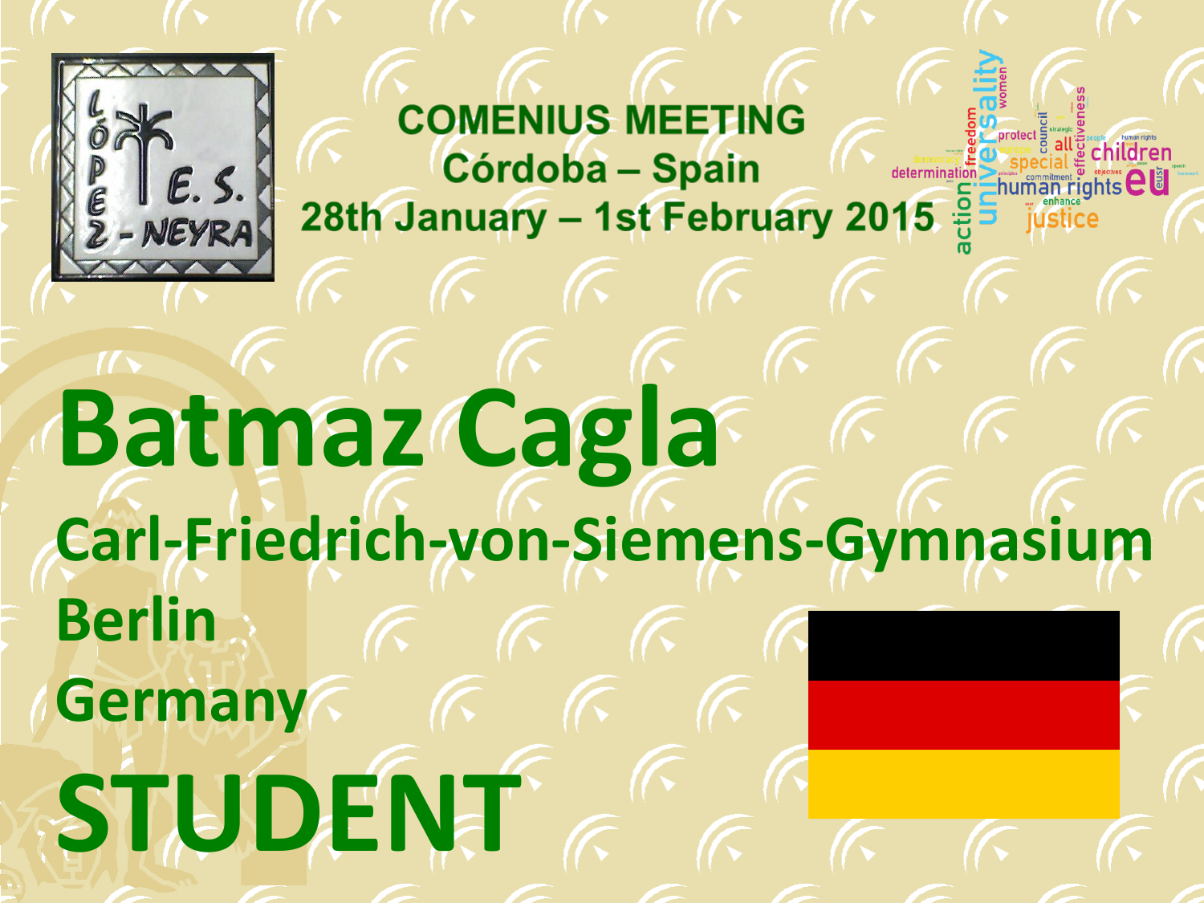COMENIUS MEETING
Córdoba – Spain
28th January – 1st February 2015

# Batmaz Cagla

## Carl-Friedrich-von-Siemens-Gymnasium

## Berlin

## Germany

# STUDENT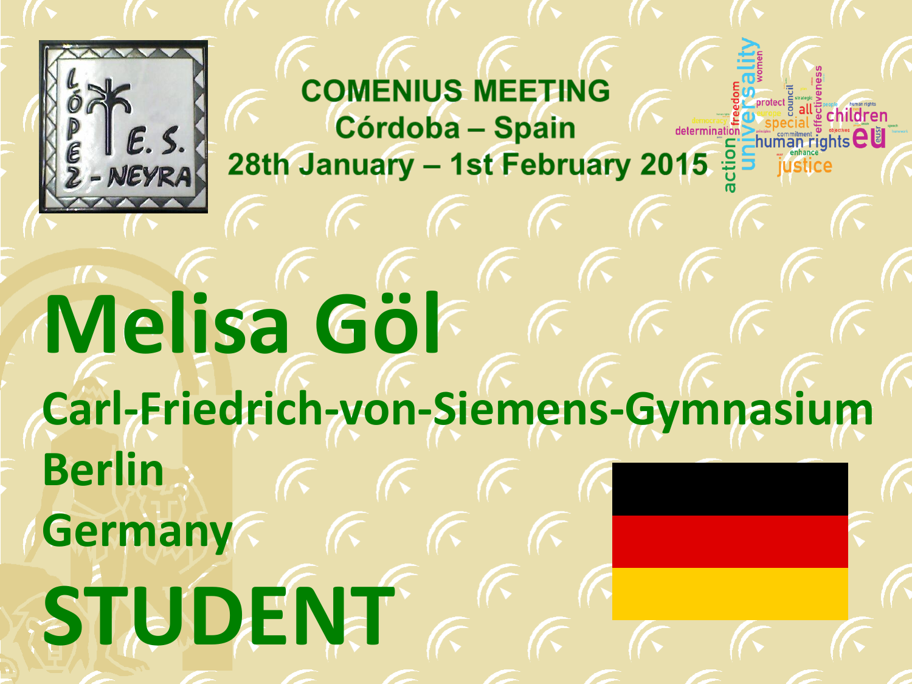**COMENIUS MEETING**
**Córdoba – Spain**
**28th January – 1st February 2015**

# Melisa Göl

## Carl-Friedrich-von-Siemens-Gymnasium

## Berlin

## Germany

# STUDENT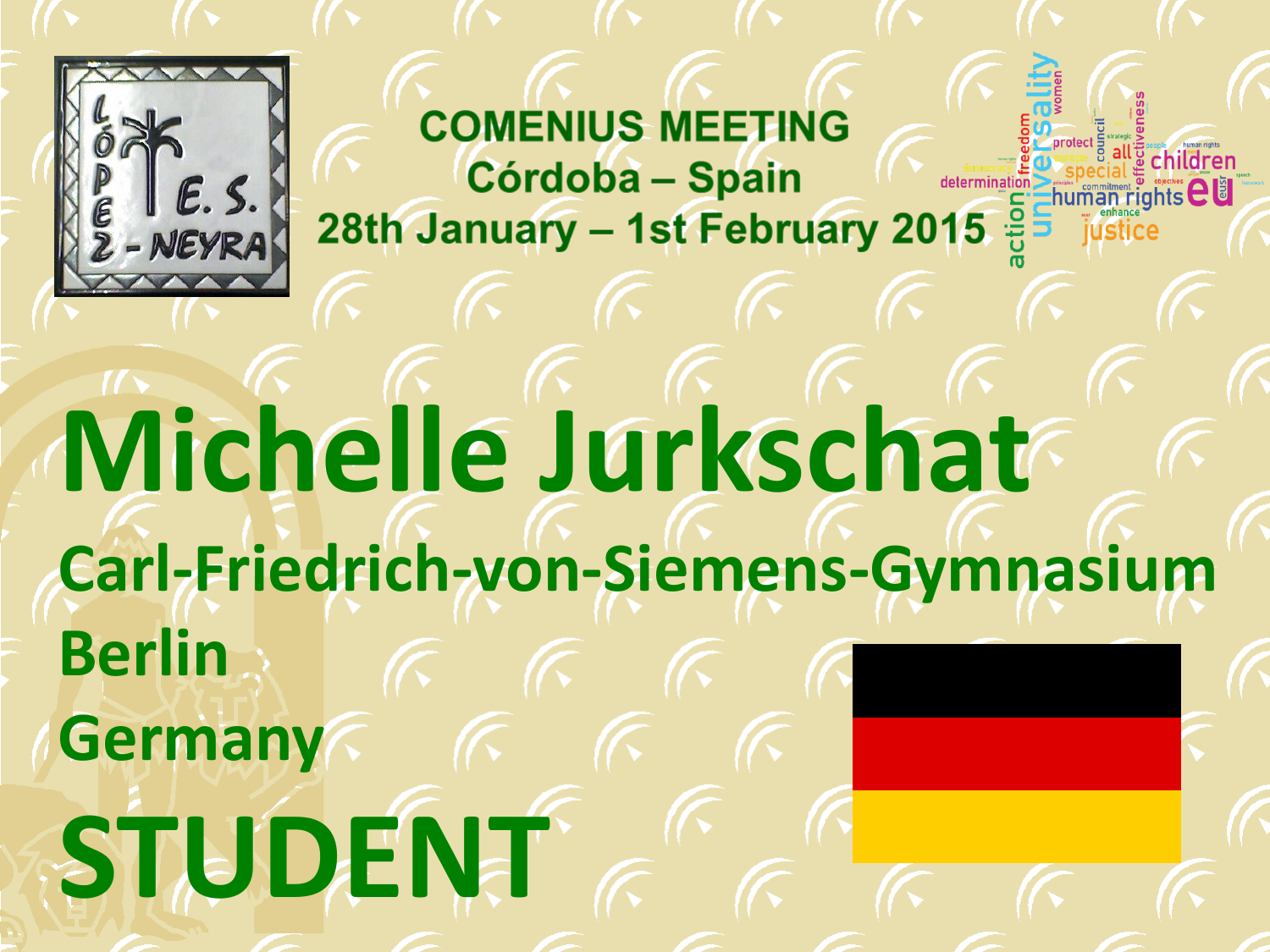**COMENIUS MEETING**
**Córdoba – Spain**
**28th January – 1st February 2015**

# Michelle Jurkschat

## Carl-Friedrich-von-Siemens-Gymnasium

## Berlin

## Germany

# STUDENT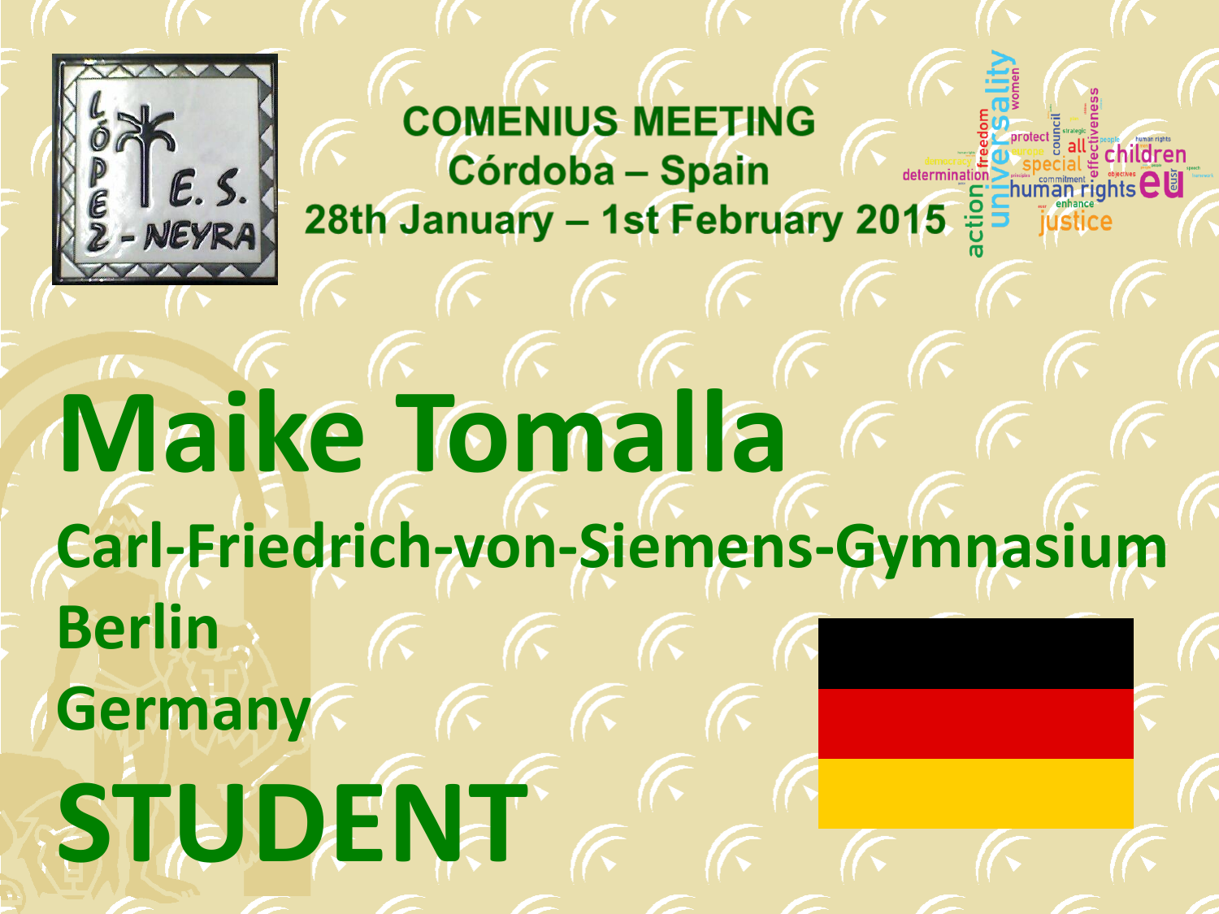COMENIUS MEETING
Córdoba – Spain
28th January – 1st February 2015

# Maike Tomalla

## Carl-Friedrich-von-Siemens-Gymnasium

**Berlin**

**Germany**

# STUDENT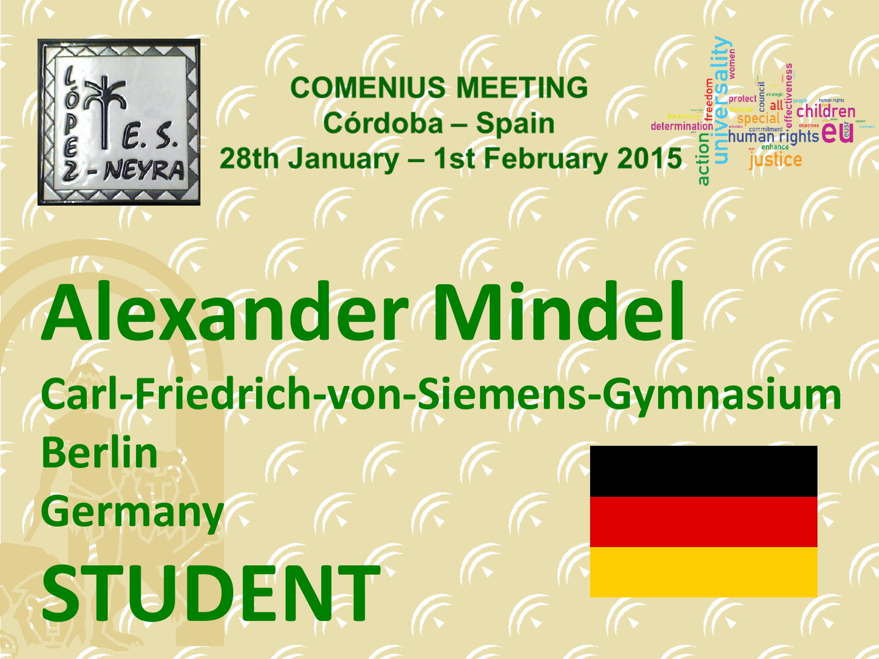**COMENIUS MEETING**
**Córdoba – Spain**
**28th January – 1st February 2015**

# Alexander Mindel

**Carl-Friedrich-von-Siemens-Gymnasium**

**Berlin**

**Germany**

# STUDENT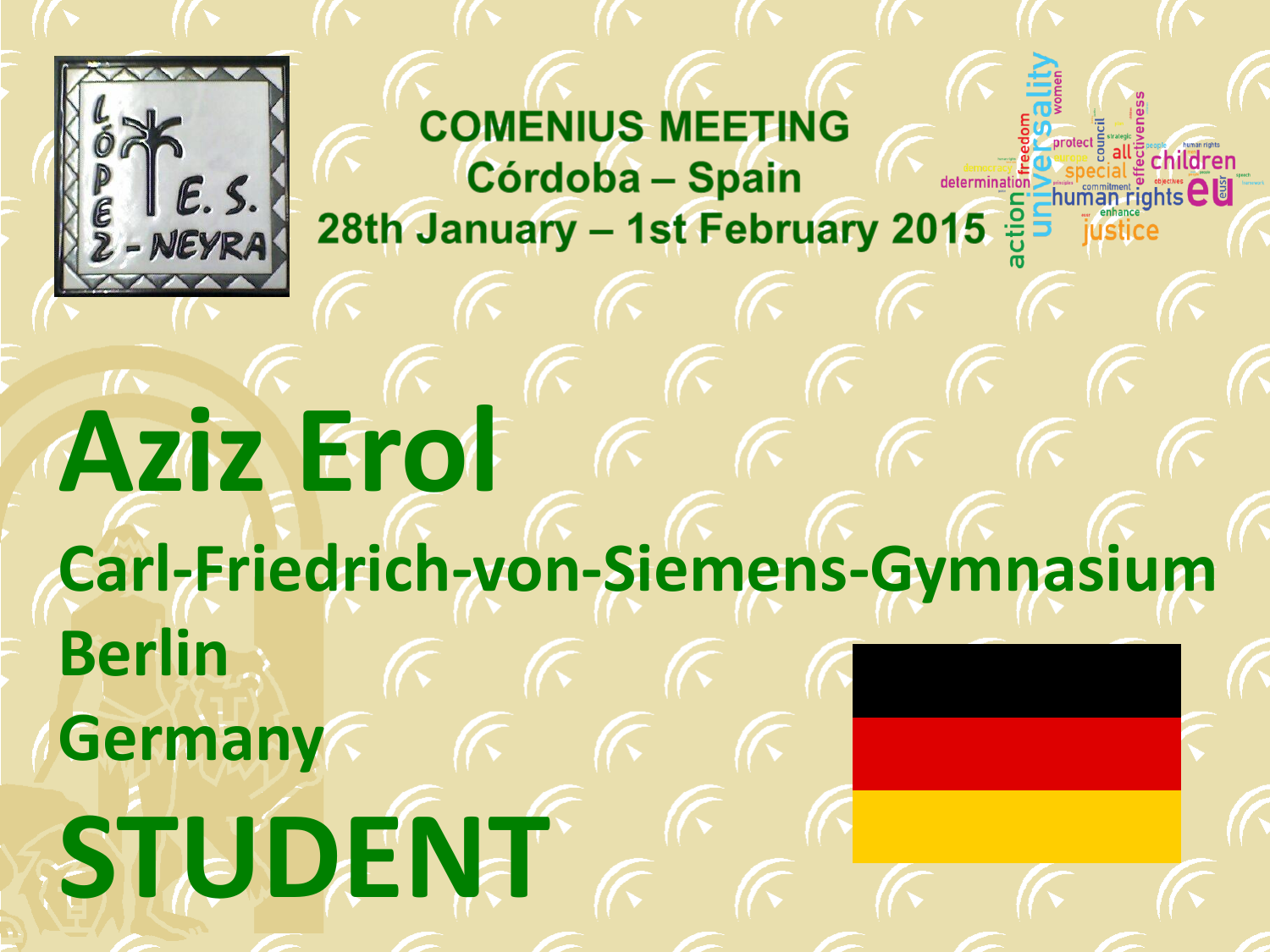**COMENIUS MEETING**
**Córdoba – Spain**
**28th January – 1st February 2015**

# Aziz Erol

## Carl-Friedrich-von-Siemens-Gymnasium

## Berlin

## Germany

# STUDENT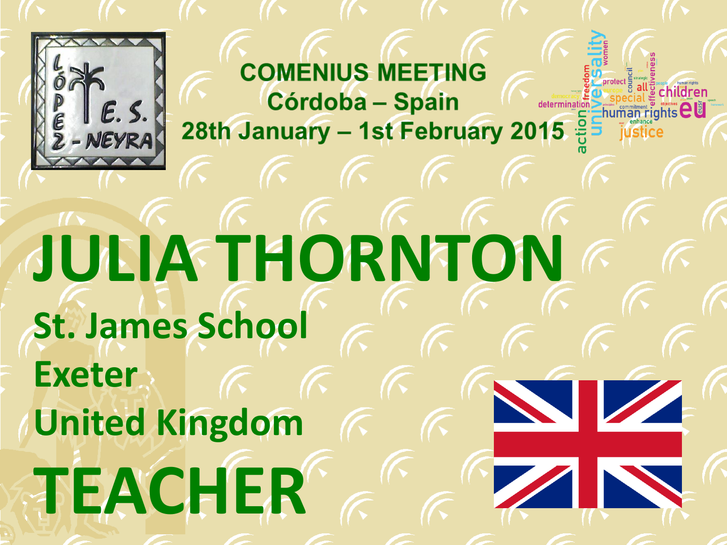## COMENIUS MEETING
## Córdoba – Spain
## 28th January – 1st February 2015

# JULIA THORNTON

**St. James School**

**Exeter**

**United Kingdom**

# TEACHER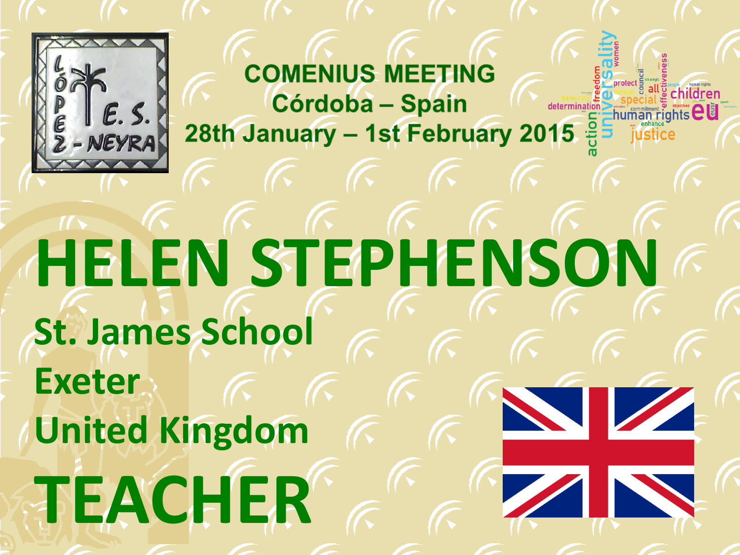## COMENIUS MEETING
## Córdoba – Spain
## 28th January – 1st February 2015

# HELEN STEPHENSON

**St. James School**

**Exeter**

**United Kingdom**

# TEACHER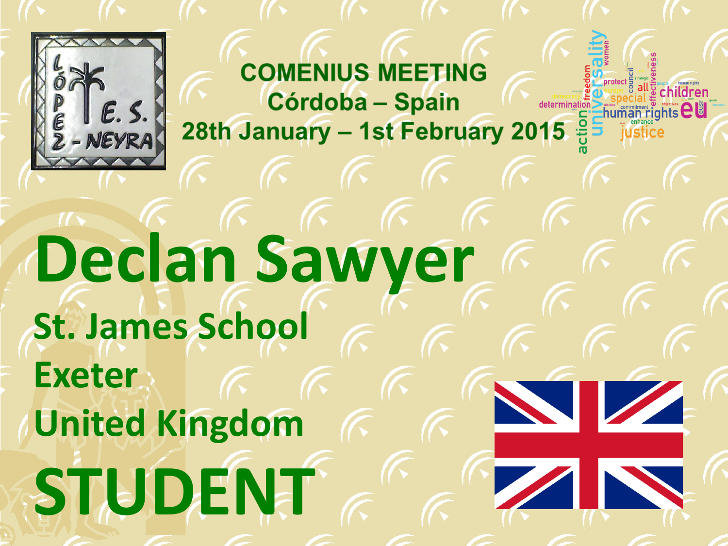**COMENIUS MEETING**
**Córdoba – Spain**
**28th January – 1st February 2015**

# Declan Sawyer

## St. James School

## Exeter

## United Kingdom

# STUDENT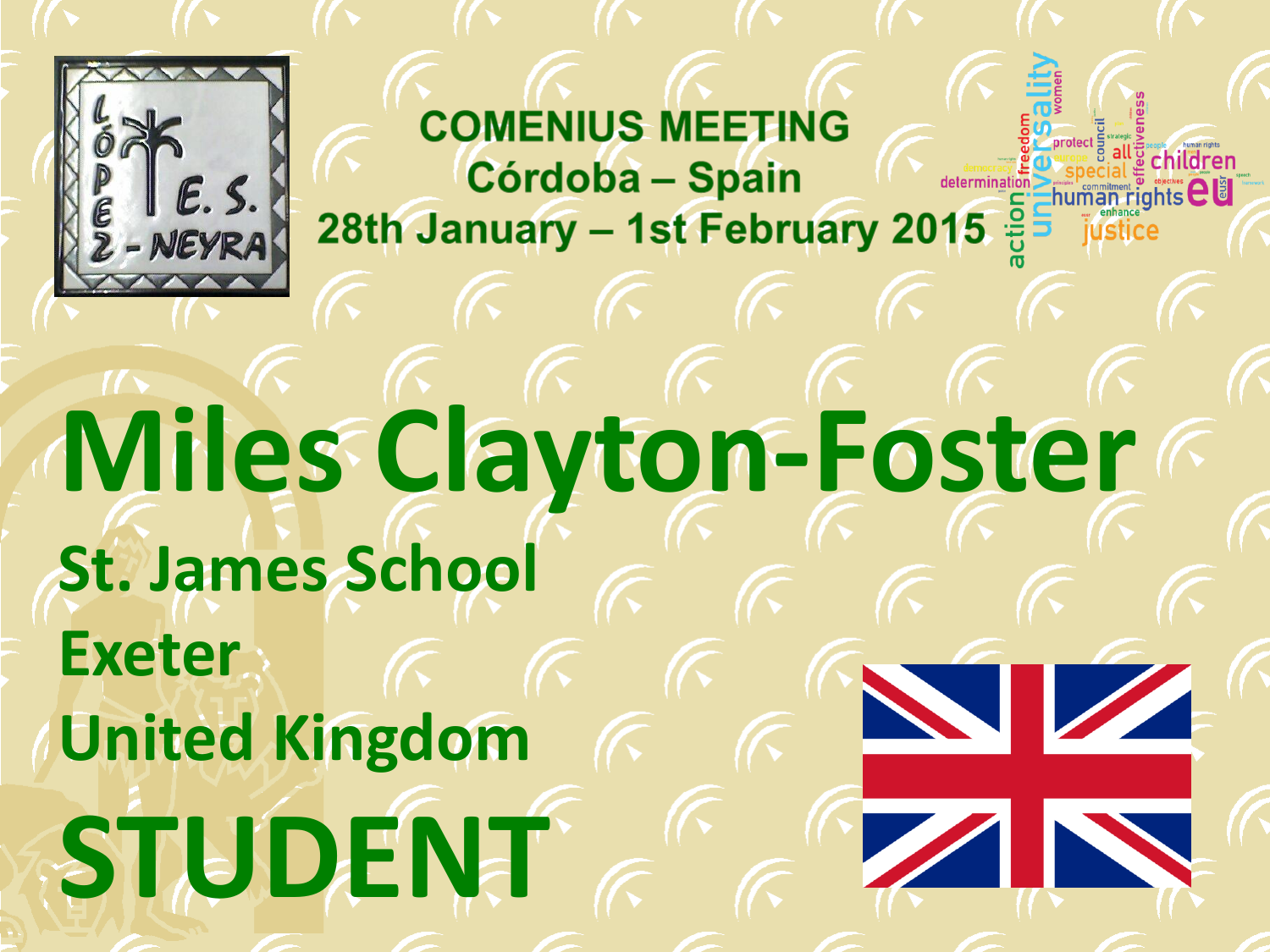COMENIUS MEETING
Córdoba – Spain
28th January – 1st February 2015

# Miles Clayton-Foster

## St. James School

## Exeter

## United Kingdom

# STUDENT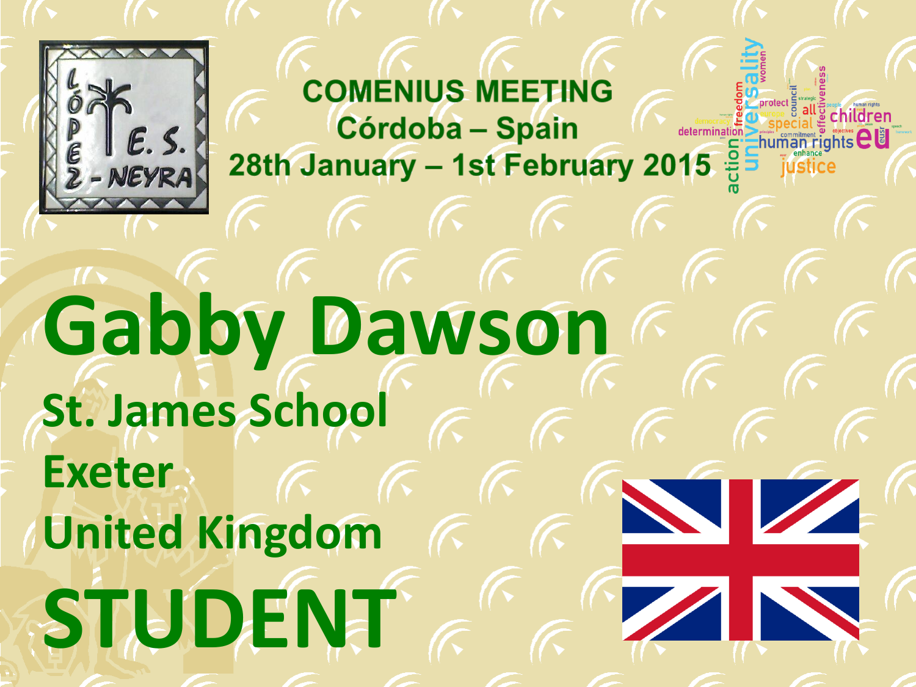## COMENIUS MEETING
## Córdoba – Spain
## 28th January – 1st February 2015

# Gabby Dawson

**St. James School**

**Exeter**

**United Kingdom**

# STUDENT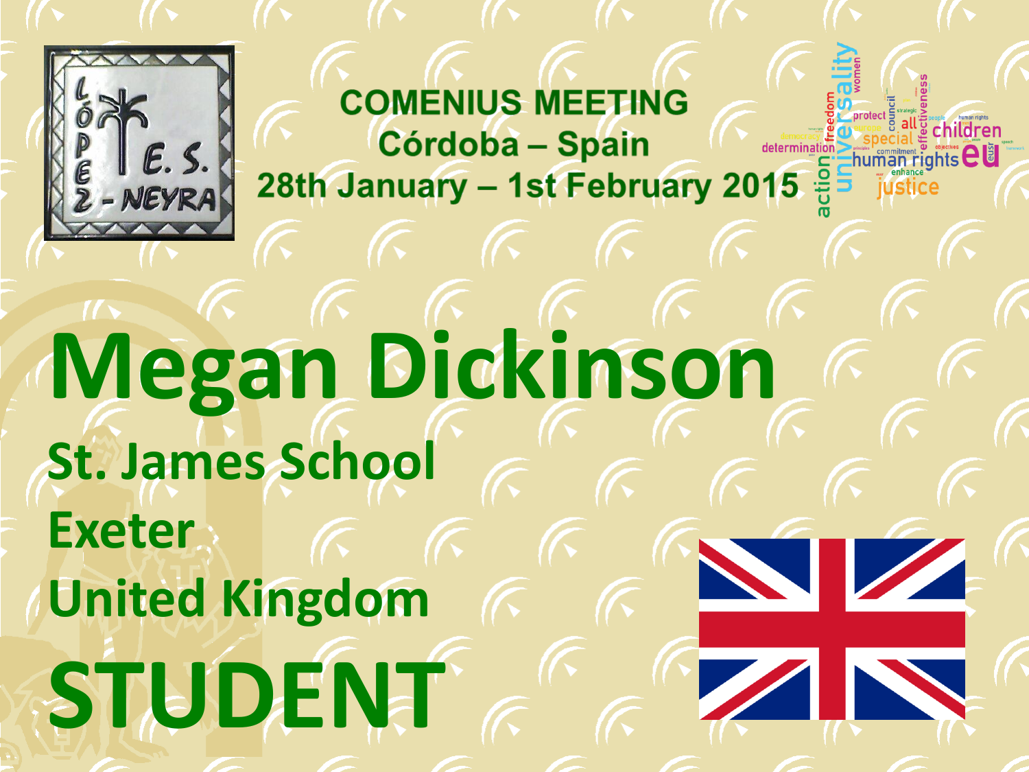**COMENIUS MEETING**
**Córdoba – Spain**
**28th January – 1st February 2015**

# Megan Dickinson

**St. James School**

**Exeter**

**United Kingdom**

# STUDENT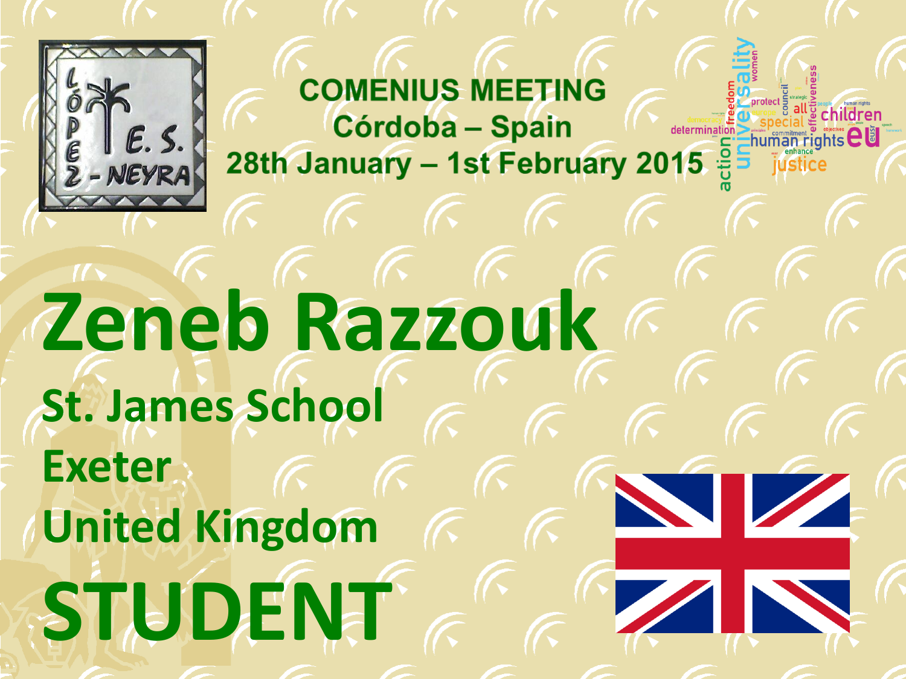**COMENIUS MEETING**
**Córdoba – Spain**
**28th January – 1st February 2015**

# Zeneb Razzouk

## St. James School

## Exeter

## United Kingdom

# STUDENT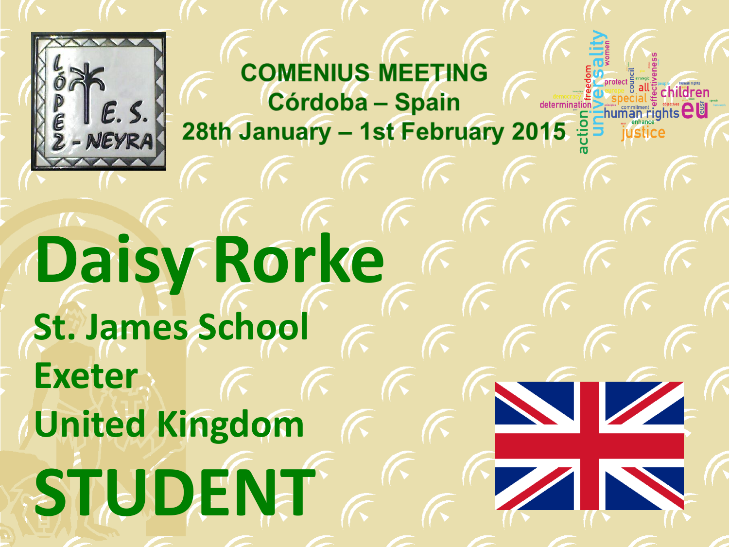## COMENIUS MEETING
## Córdoba – Spain
## 28th January – 1st February 2015

# Daisy Rorke

**St. James School**

**Exeter**

**United Kingdom**

# STUDENT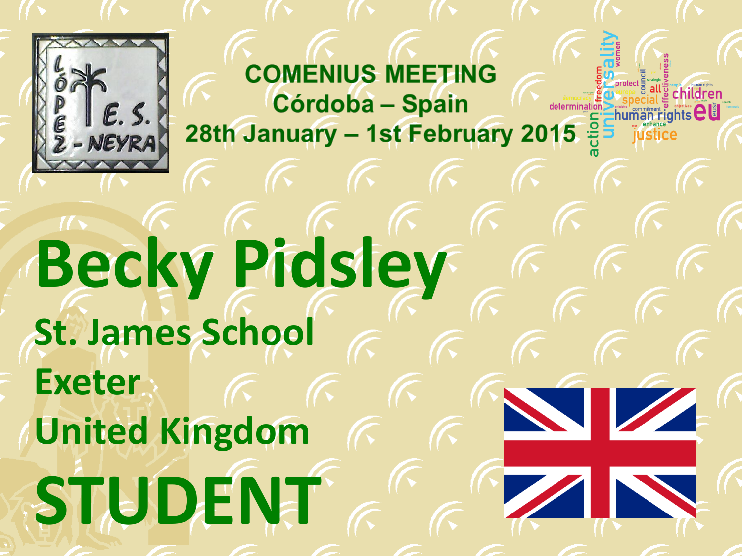**COMENIUS MEETING**
**Córdoba – Spain**
**28th January – 1st February 2015**

# Becky Pidsley

## St. James School

## Exeter

## United Kingdom

# STUDENT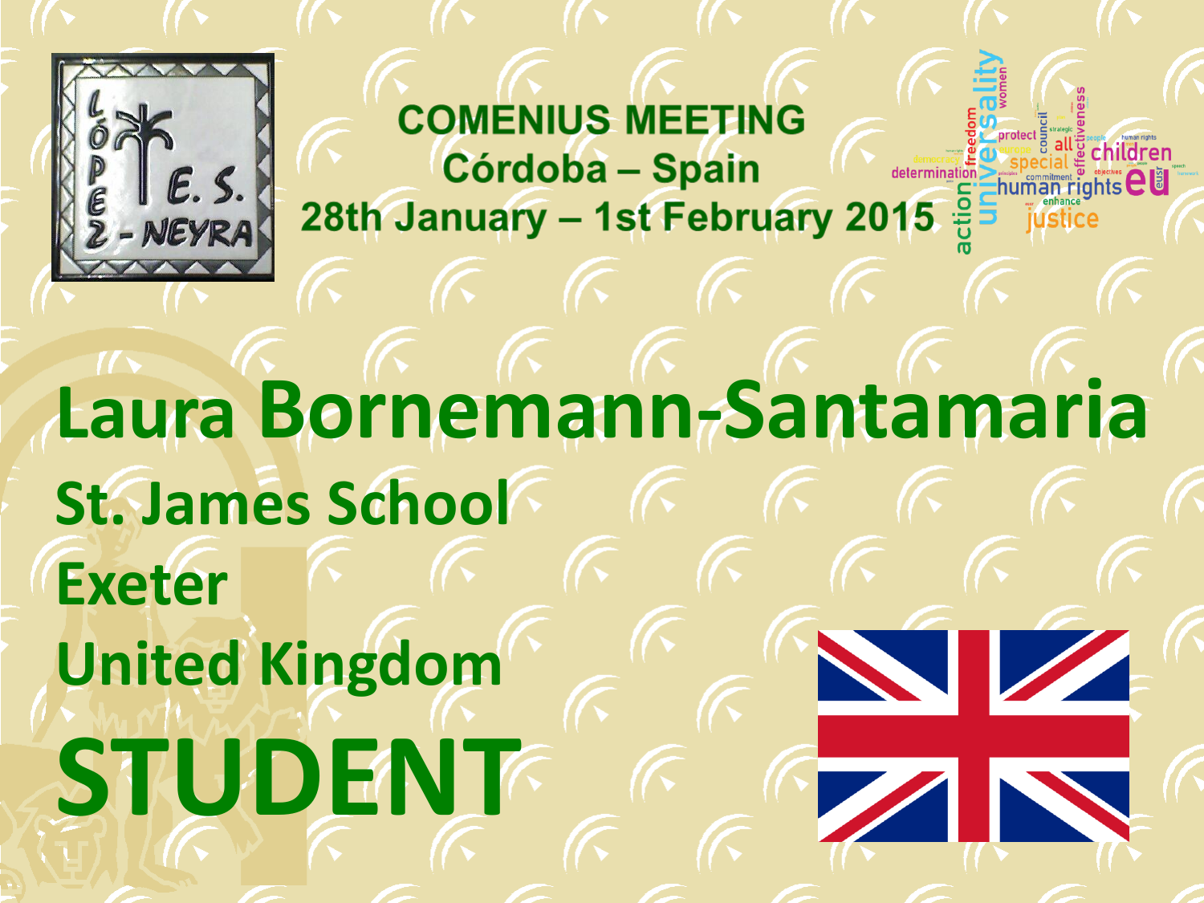**COMENIUS MEETING**
**Córdoba – Spain**
**28th January – 1st February 2015**

# Laura Bornemann-Santamaria

**St. James School**

**Exeter**

**United Kingdom**

# STUDENT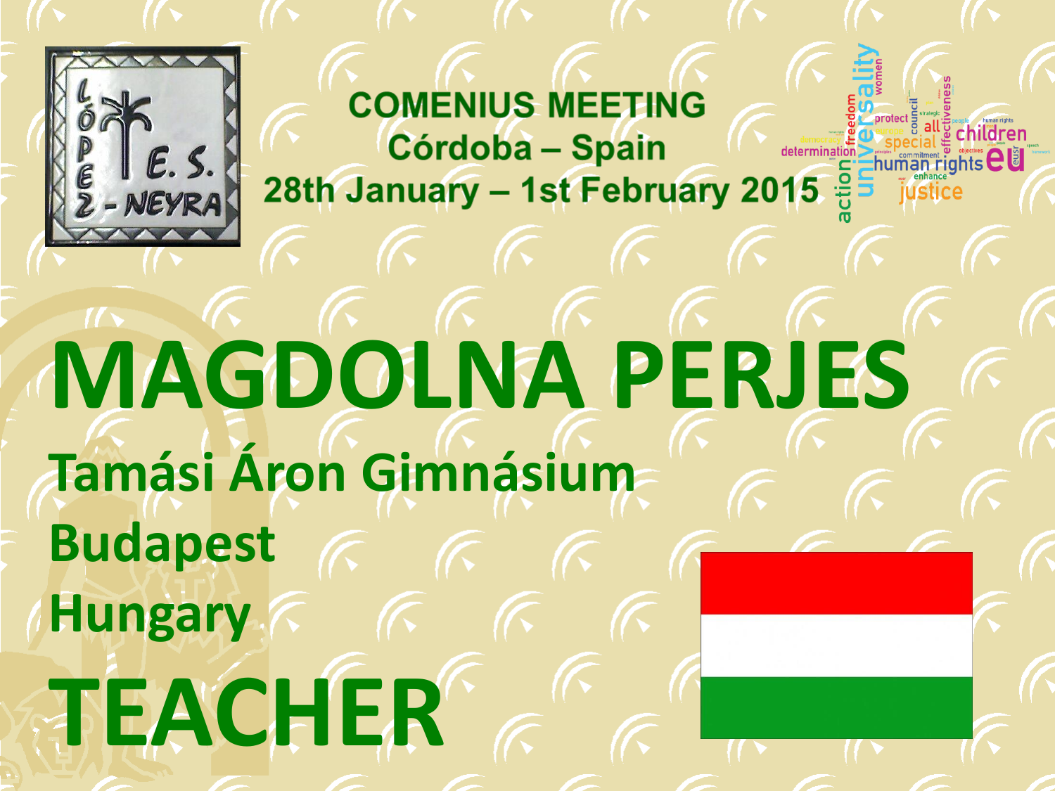## COMENIUS MEETING
## Córdoba – Spain
## 28th January – 1st February 2015

# MAGDOLNA PERJES

**Tamási Áron Gimnásium**

**Budapest**

**Hungary**

# TEACHER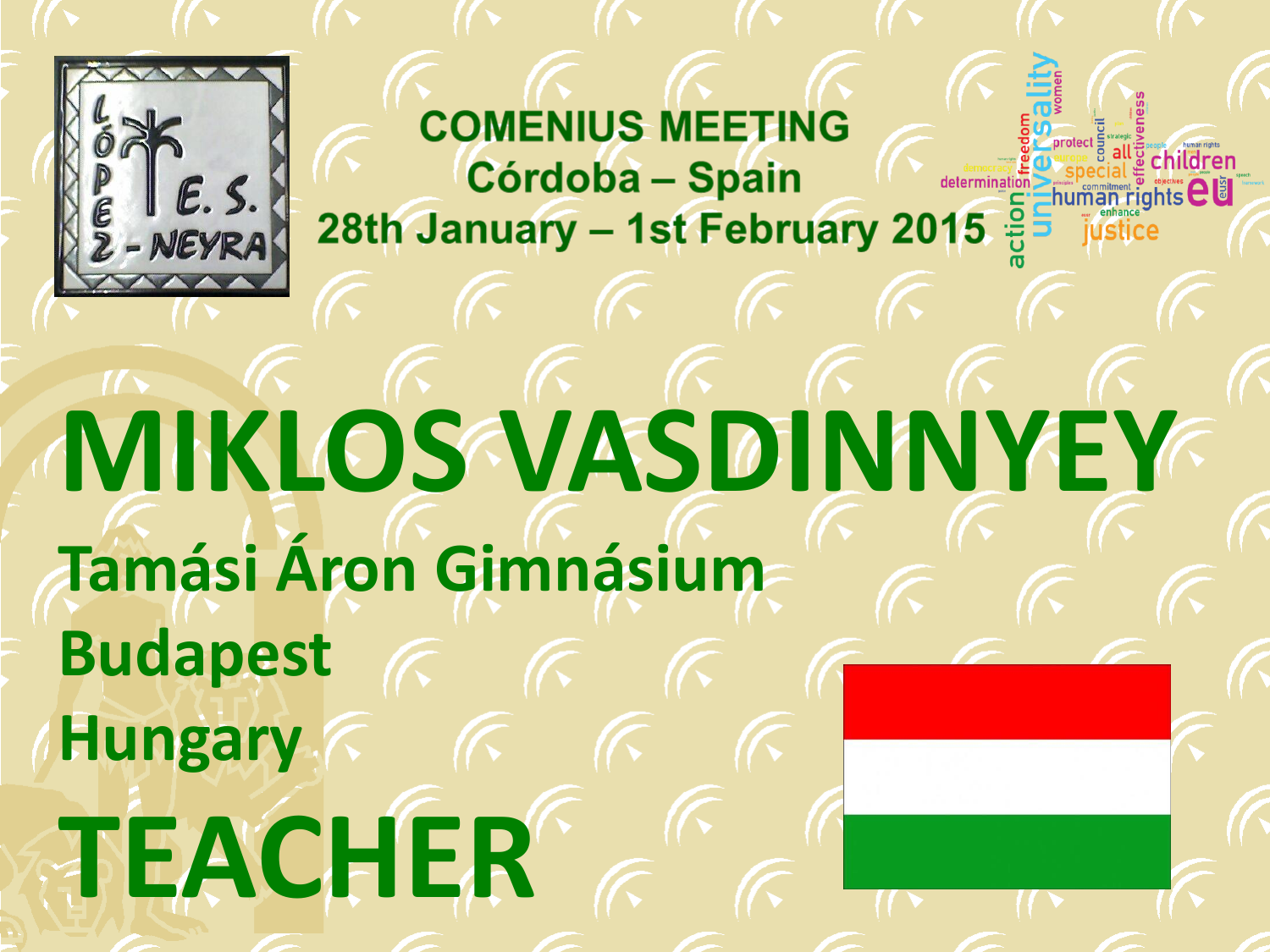## COMENIUS MEETING
## Córdoba – Spain
## 28th January – 1st February 2015

# MIKLOS VASDINNYEY

**Tamási Áron Gimnásium**

**Budapest**

**Hungary**

# TEACHER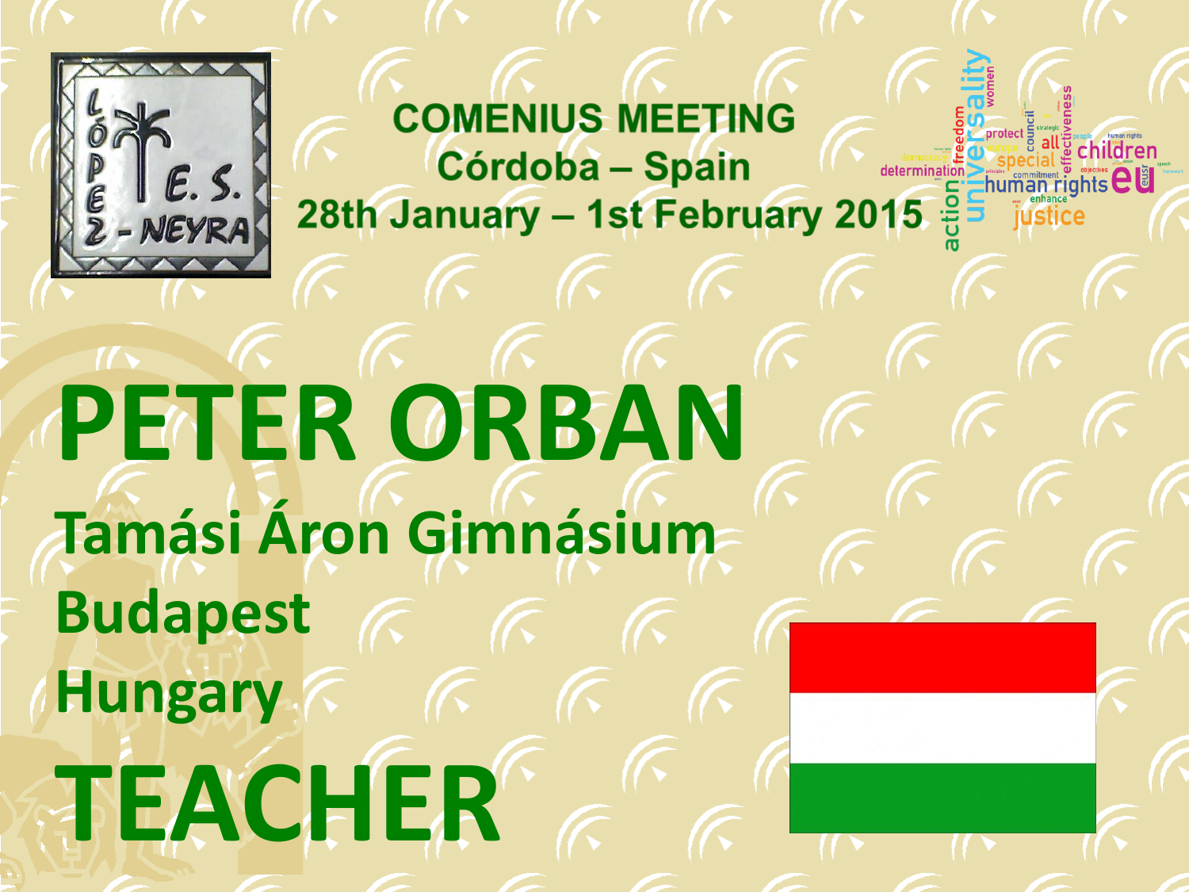## COMENIUS MEETING
## Córdoba – Spain
## 28th January – 1st February 2015

# PETER ORBAN

## Tamási Áron Gimnásium

## Budapest

## Hungary

# TEACHER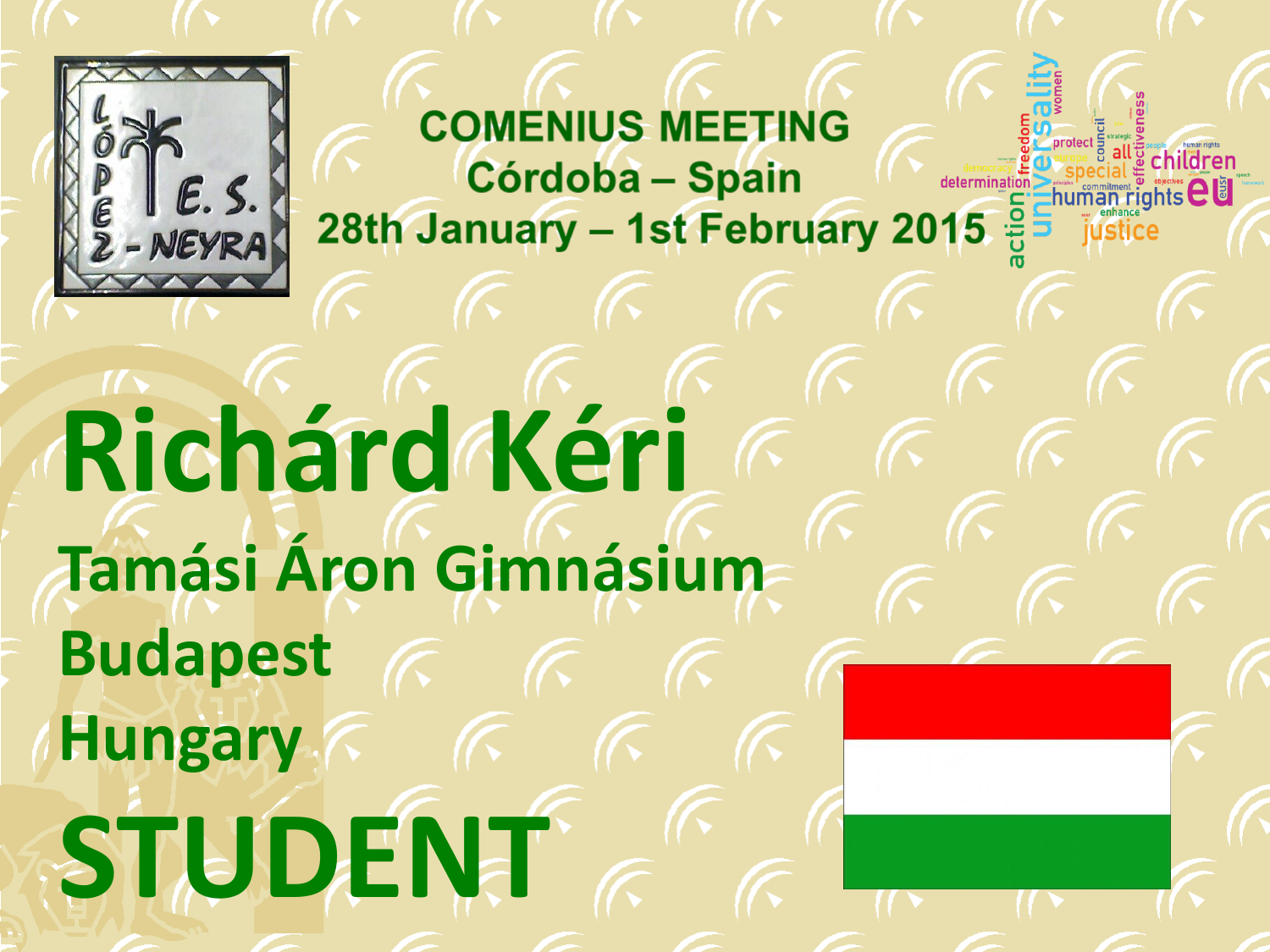**COMENIUS MEETING**
**Córdoba – Spain**
**28th January – 1st February 2015**

# Richárd Kéri

## Tamási Áron Gimnásium

## Budapest

## Hungary

# STUDENT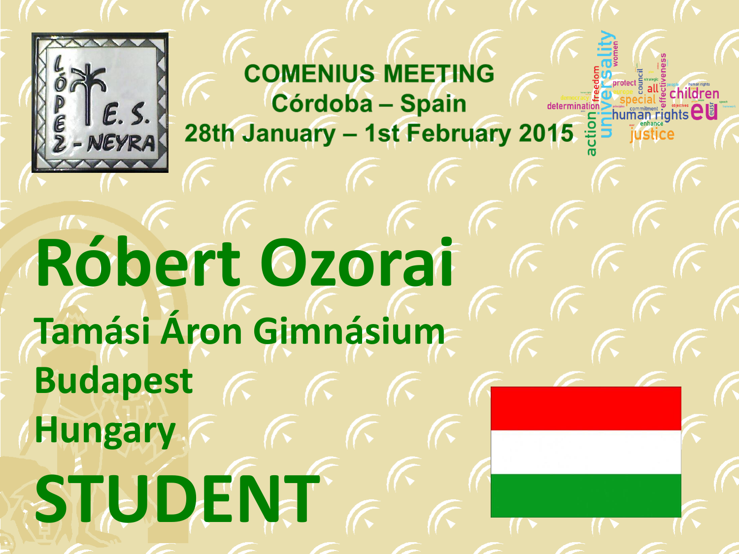COMENIUS MEETING

Córdoba – Spain

28th January – 1st February 2015

# Róbert Ozorai

## Tamási Áron Gimnásium

## Budapest

## Hungary

# STUDENT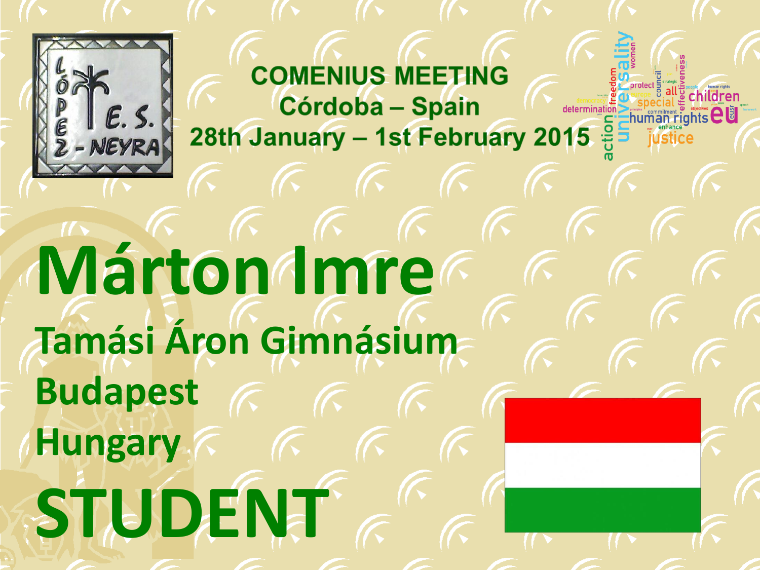**COMENIUS MEETING**
**Córdoba – Spain**
**28th January – 1st February 2015**

# Márton Imre

## Tamási Áron Gimnásium

## Budapest

## Hungary

# STUDENT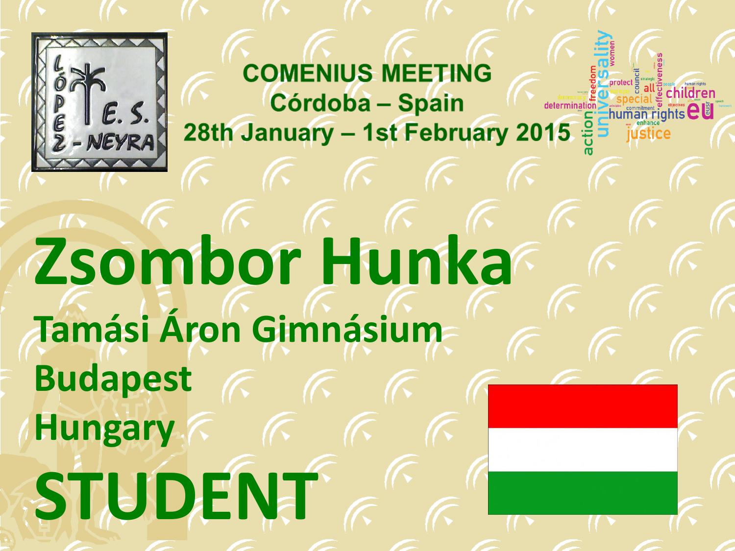**COMENIUS MEETING**
**Córdoba – Spain**
**28th January – 1st February 2015**

# Zsombor Hunka

## Tamási Áron Gimnásium

## Budapest

## Hungary

# STUDENT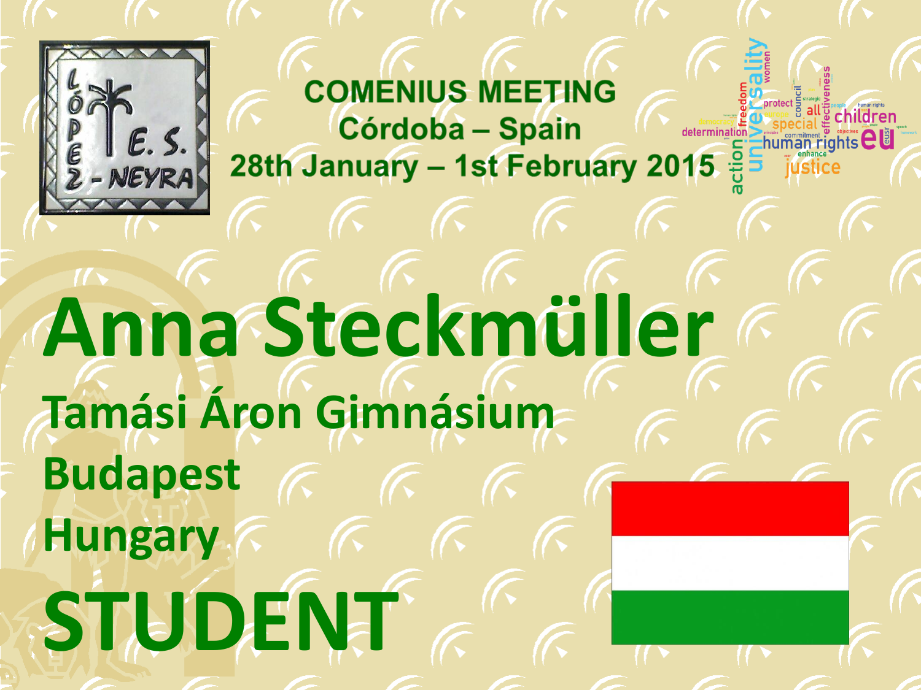**COMENIUS MEETING**
**Córdoba – Spain**
**28th January – 1st February 2015**

# Anna Steckmüller

## Tamási Áron Gimnásium

## Budapest

## Hungary

# STUDENT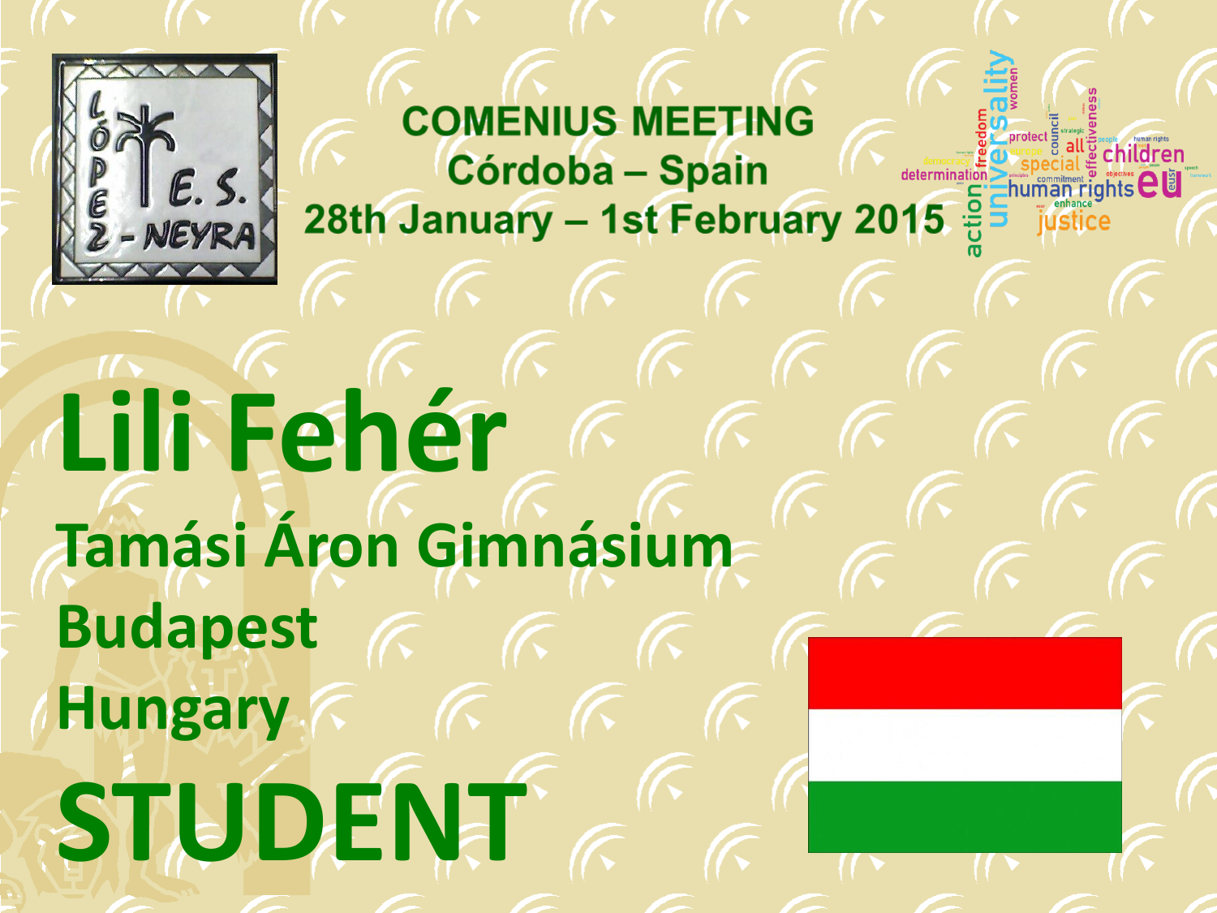## COMENIUS MEETING
## Córdoba – Spain
## 28th January – 1st February 2015

# Lili Fehér

**Tamási Áron Gimnásium**

**Budapest**

**Hungary**

# STUDENT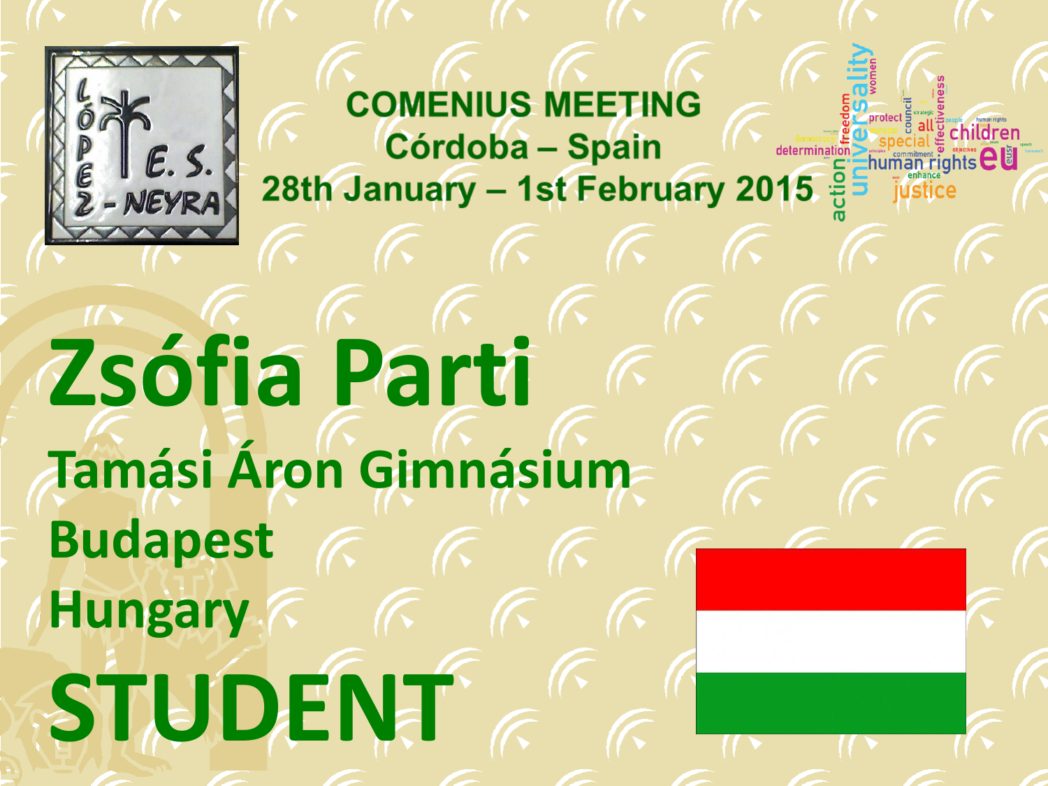COMENIUS MEETING
Córdoba – Spain
28th January – 1st February 2015

# Zsófia Parti

## Tamási Áron Gimnásium

## Budapest

## Hungary

# STUDENT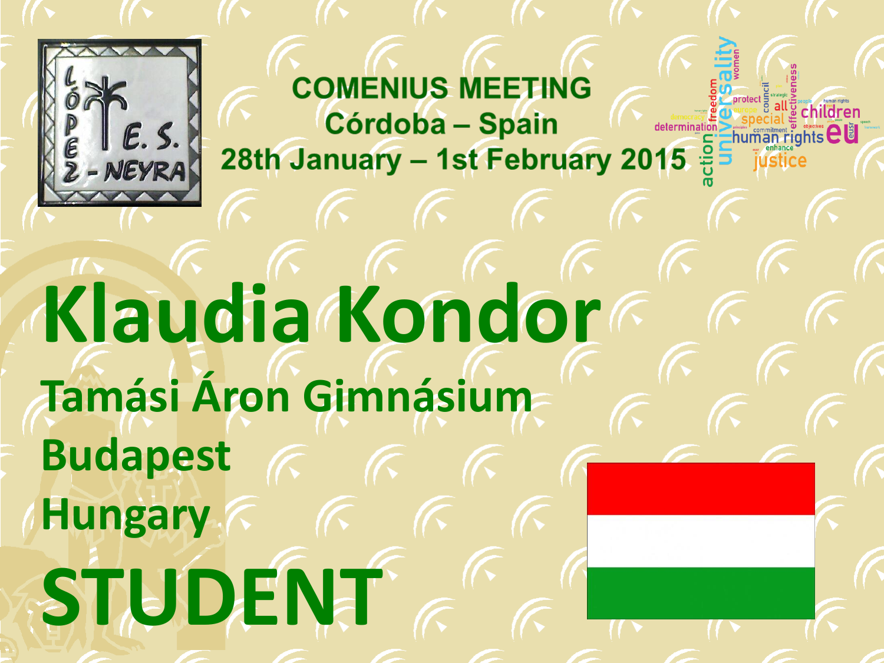## COMENIUS MEETING
## Córdoba – Spain
## 28th January – 1st February 2015

# Klaudia Kondor

## Tamási Áron Gimnásium

## Budapest

## Hungary

# STUDENT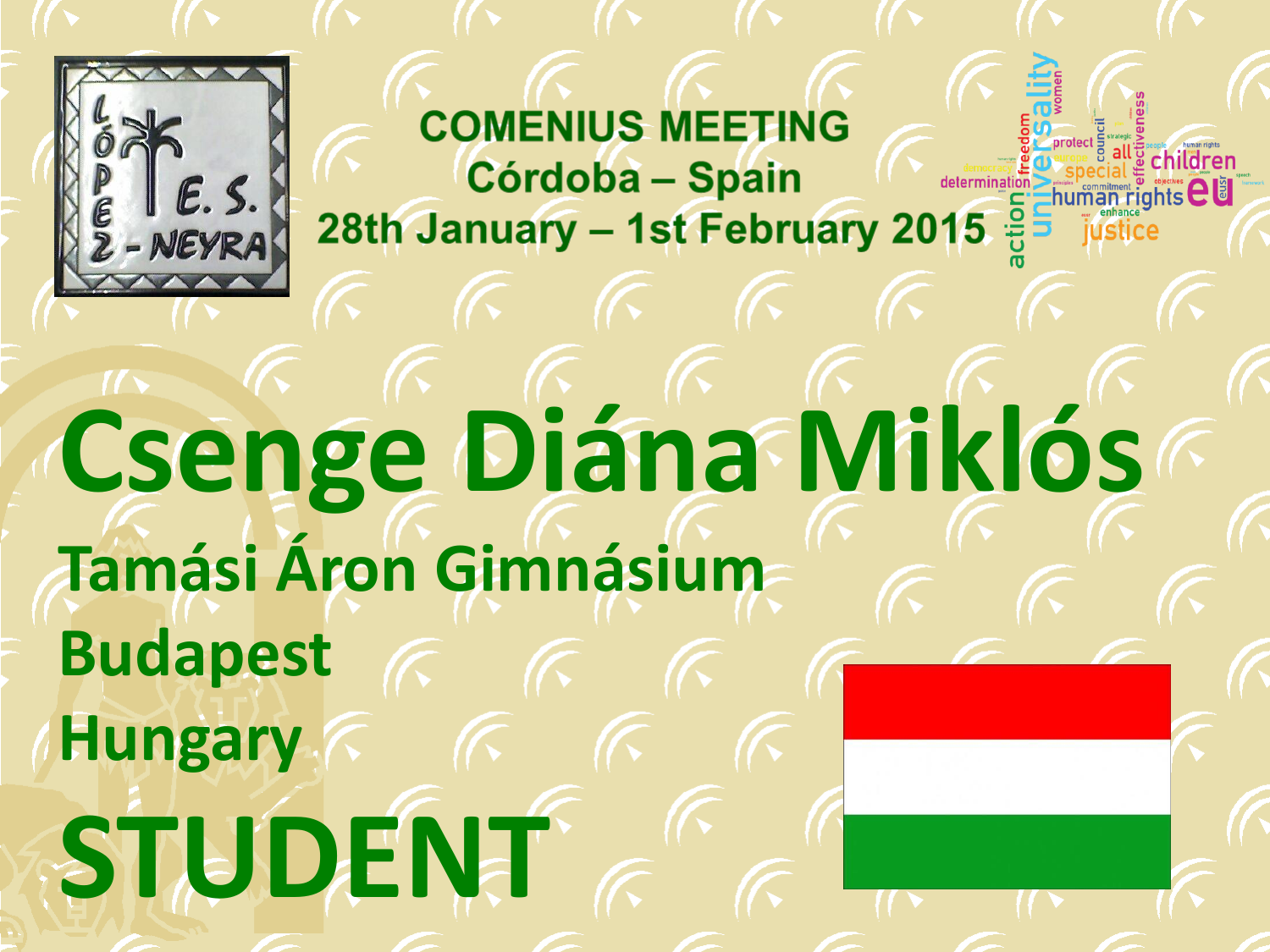**COMENIUS MEETING**
**Córdoba – Spain**
**28th January – 1st February 2015**

# Csenge Diána Miklós

## Tamási Áron Gimnásium

## Budapest

## Hungary

# STUDENT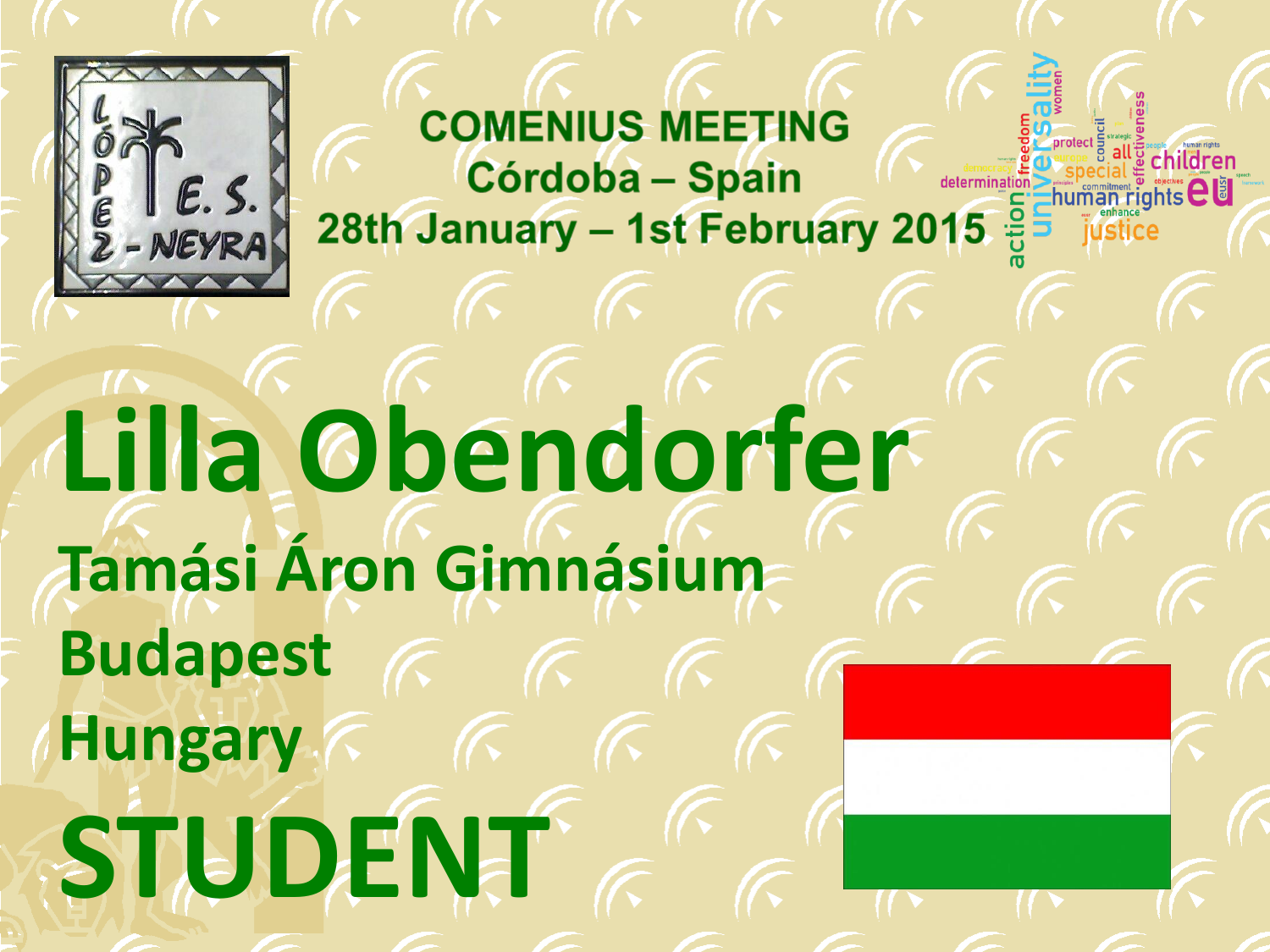**COMENIUS MEETING**
**Córdoba – Spain**
**28th January – 1st February 2015**

# Lilla Obendorfer

## Tamási Áron Gimnásium

## Budapest

## Hungary

# STUDENT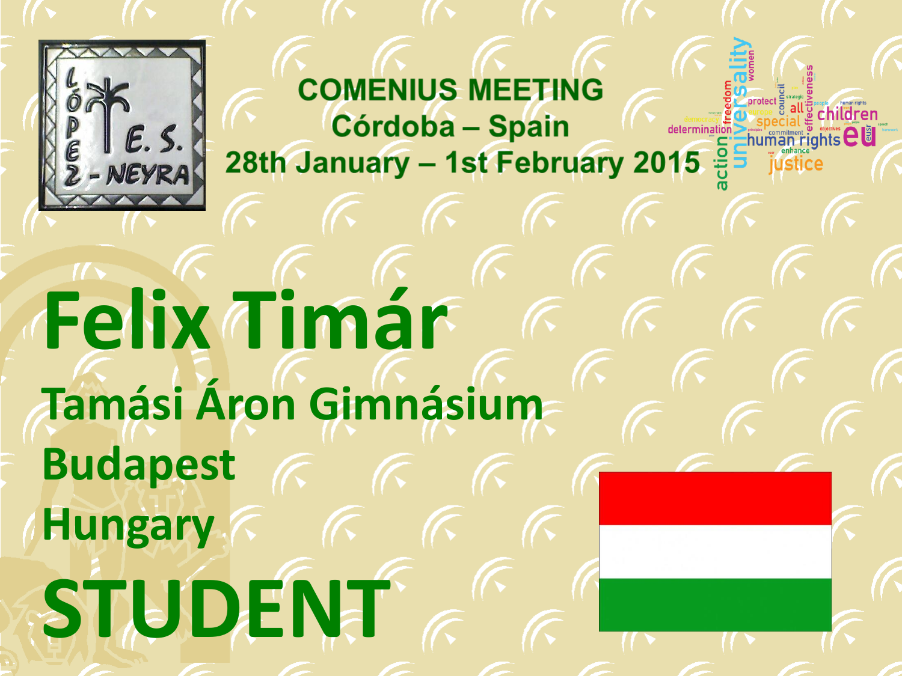**COMENIUS MEETING**
**Córdoba – Spain**
**28th January – 1st February 2015**

# Felix Timár

## Tamási Áron Gimnásium

## Budapest

## Hungary

# STUDENT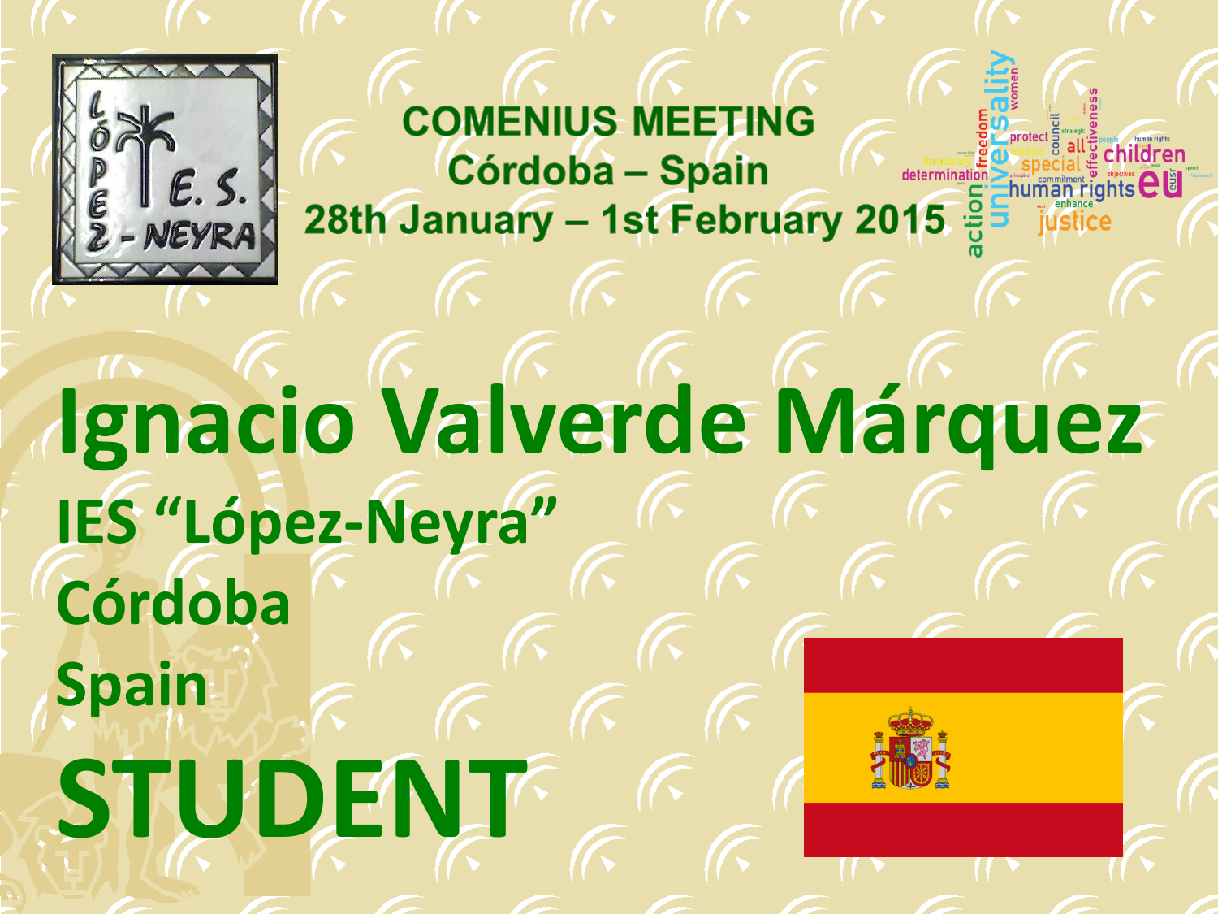**COMENIUS MEETING**
**Córdoba – Spain**
**28th January – 1st February 2015**

# Ignacio Valverde Márquez

## IES "López-Neyra"

## Córdoba

## Spain

# STUDENT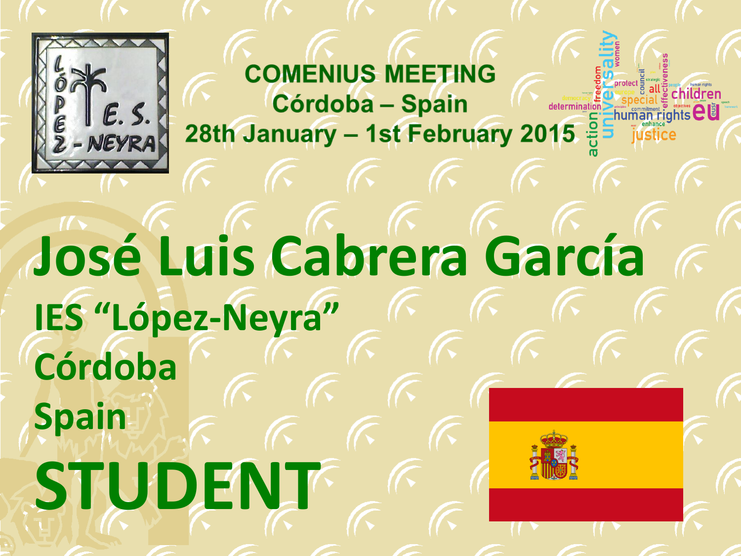**COMENIUS MEETING**
**Córdoba – Spain**
**28th January – 1st February 2015**

# José Luis Cabrera García

## IES "López-Neyra"

## Córdoba

## Spain

# STUDENT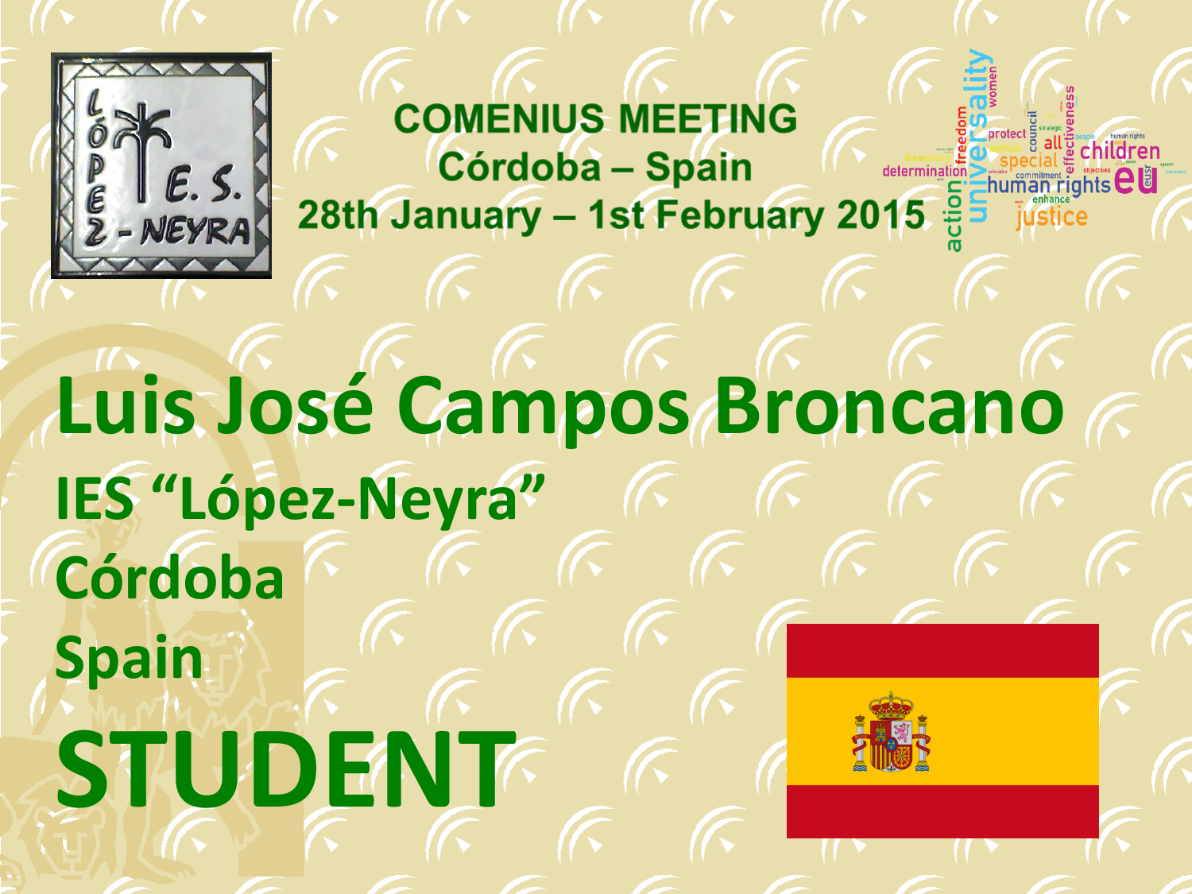**COMENIUS MEETING**
**Córdoba – Spain**
**28th January – 1st February 2015**

# Luis José Campos Broncano

**IES "López-Neyra"**

**Córdoba**

**Spain**

# STUDENT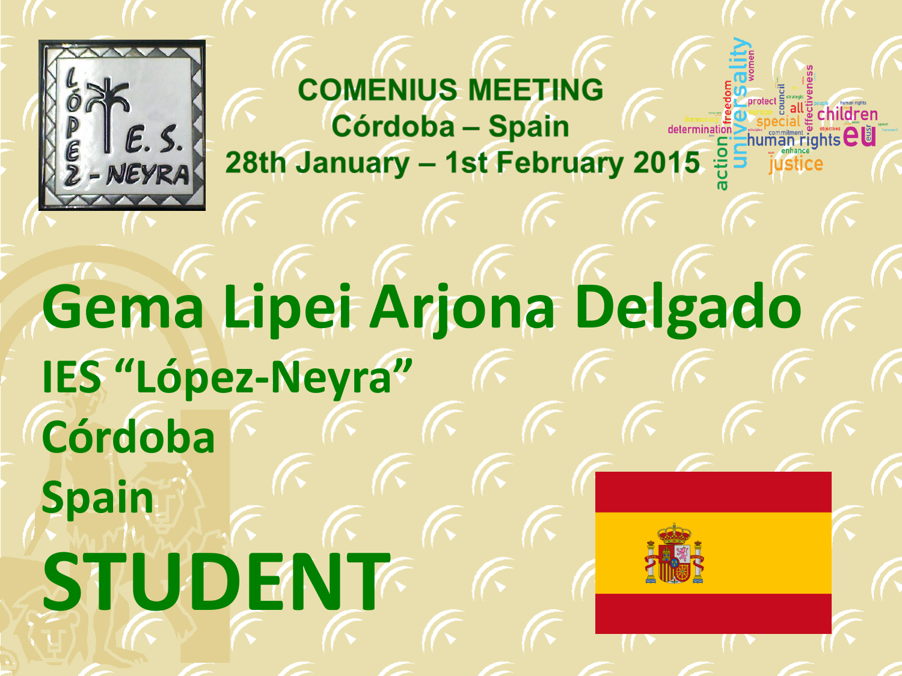**COMENIUS MEETING**
**Córdoba – Spain**
**28th January – 1st February 2015**

# Gema Lipei Arjona Delgado

## IES "López-Neyra"

## Córdoba

## Spain

# STUDENT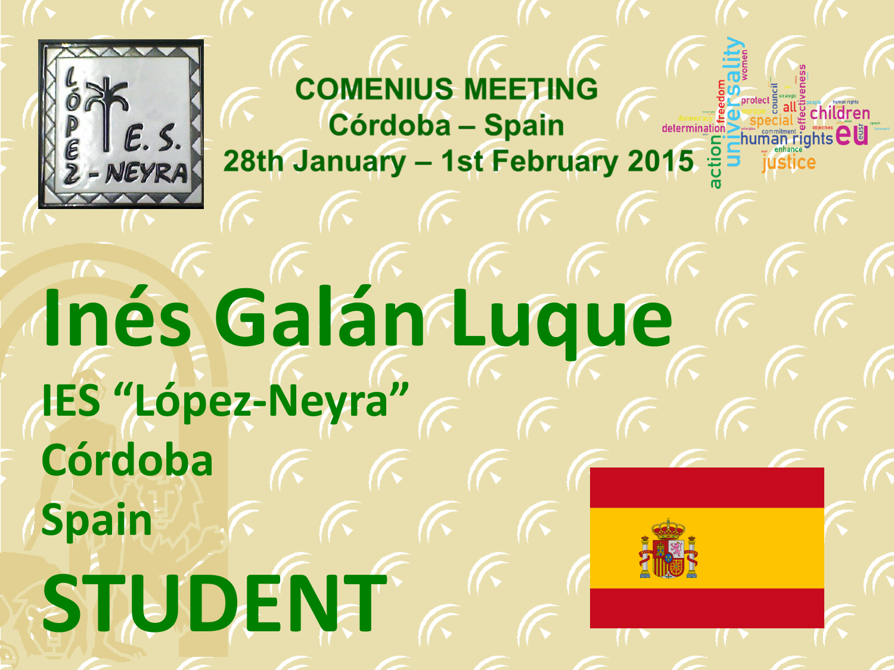**COMENIUS MEETING**
**Córdoba – Spain**
**28th January – 1st February 2015**

# Inés Galán Luque

## IES "López-Neyra"

## Córdoba

## Spain

# STUDENT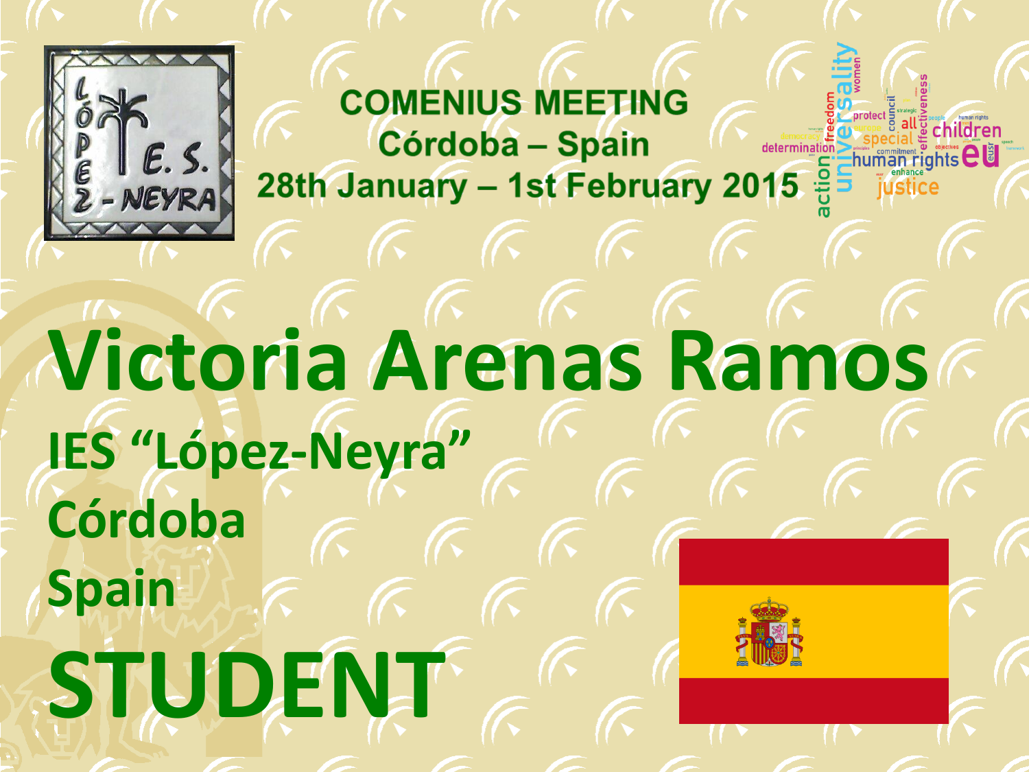**COMENIUS MEETING**
**Córdoba – Spain**
**28th January – 1st February 2015**

# Victoria Arenas Ramos

**IES "López-Neyra"**

**Córdoba**

**Spain**

# STUDENT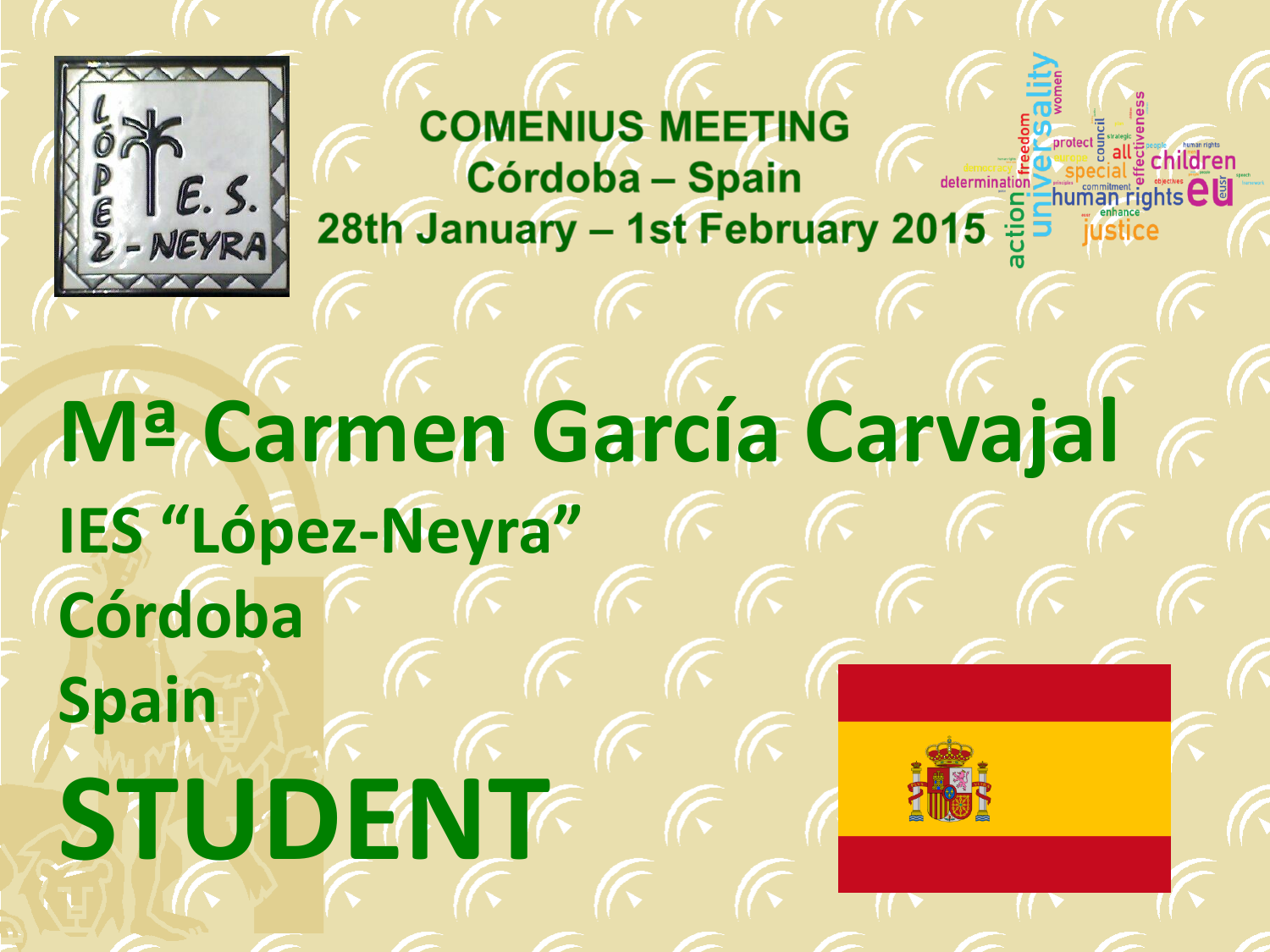COMENIUS MEETING
Córdoba – Spain
28th January – 1st February 2015

# Mª Carmen García Carvajal

## IES “López-Neyra”

## Córdoba

## Spain

# STUDENT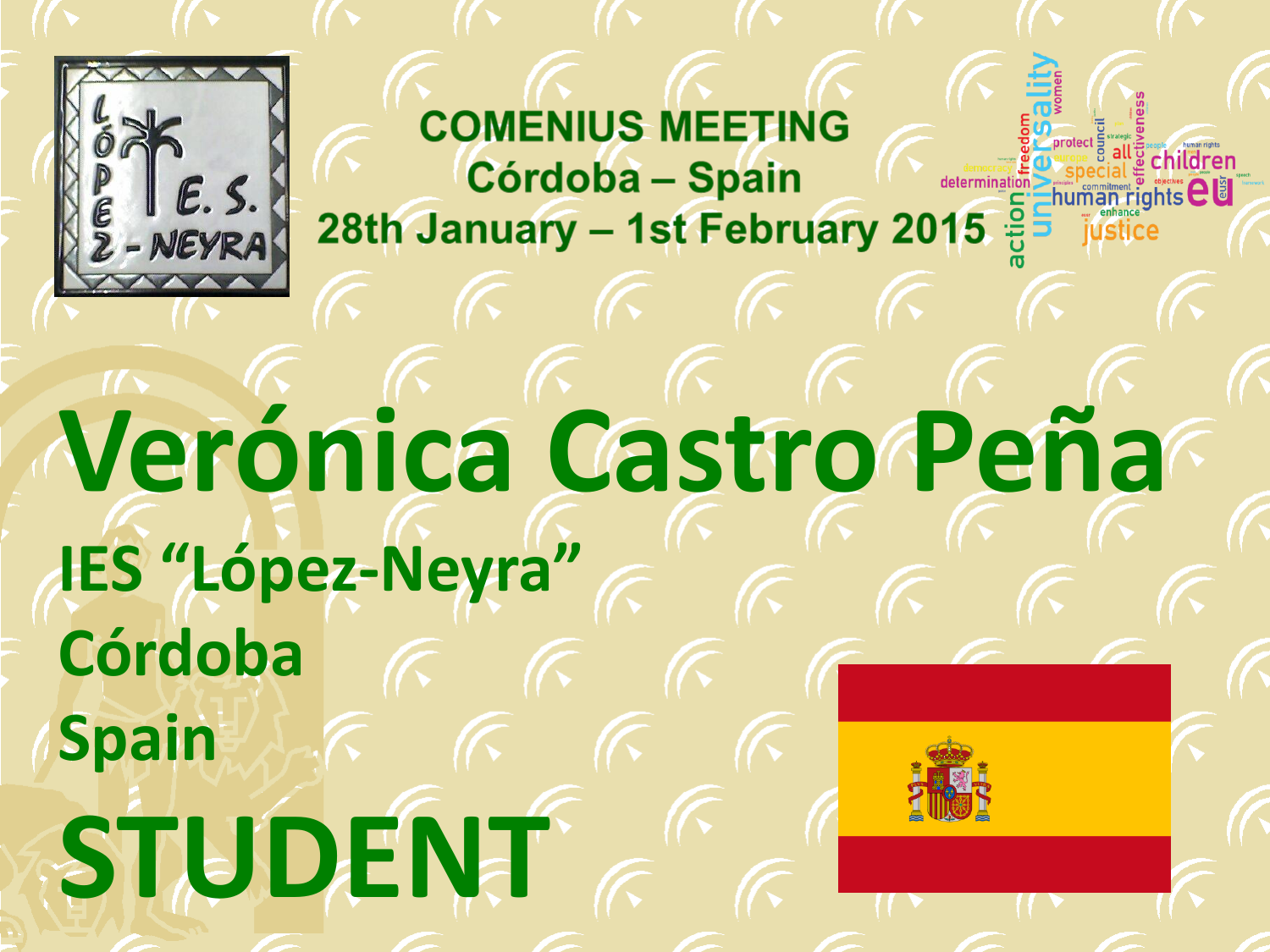**COMENIUS MEETING**
**Córdoba – Spain**
**28th January – 1st February 2015**

# Verónica Castro Peña

**IES "López-Neyra"**

**Córdoba**

**Spain**

# STUDENT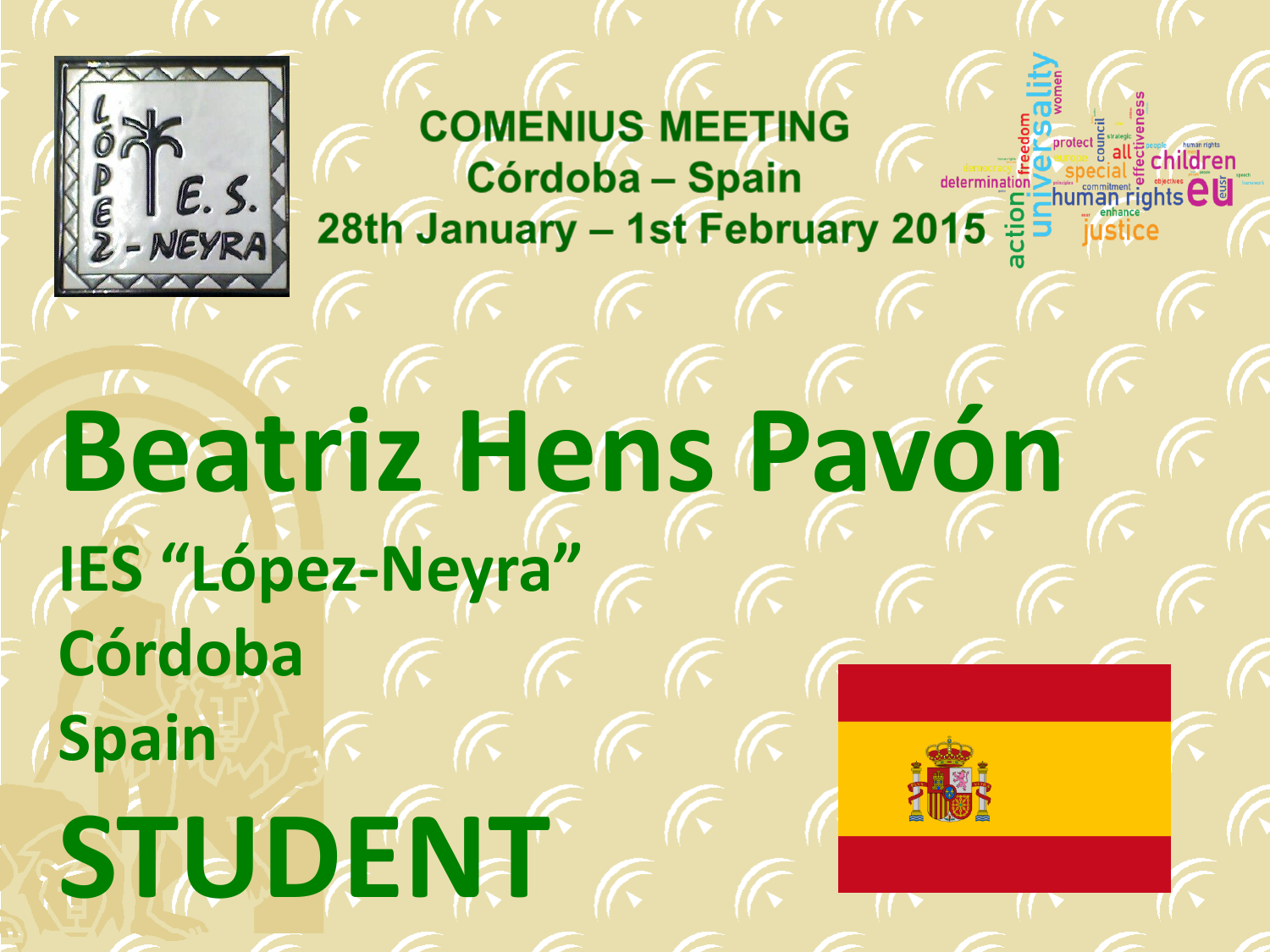**COMENIUS MEETING**
**Córdoba – Spain**
**28th January – 1st February 2015**

# Beatriz Hens Pavón

**IES "López-Neyra"**

**Córdoba**

**Spain**

# STUDENT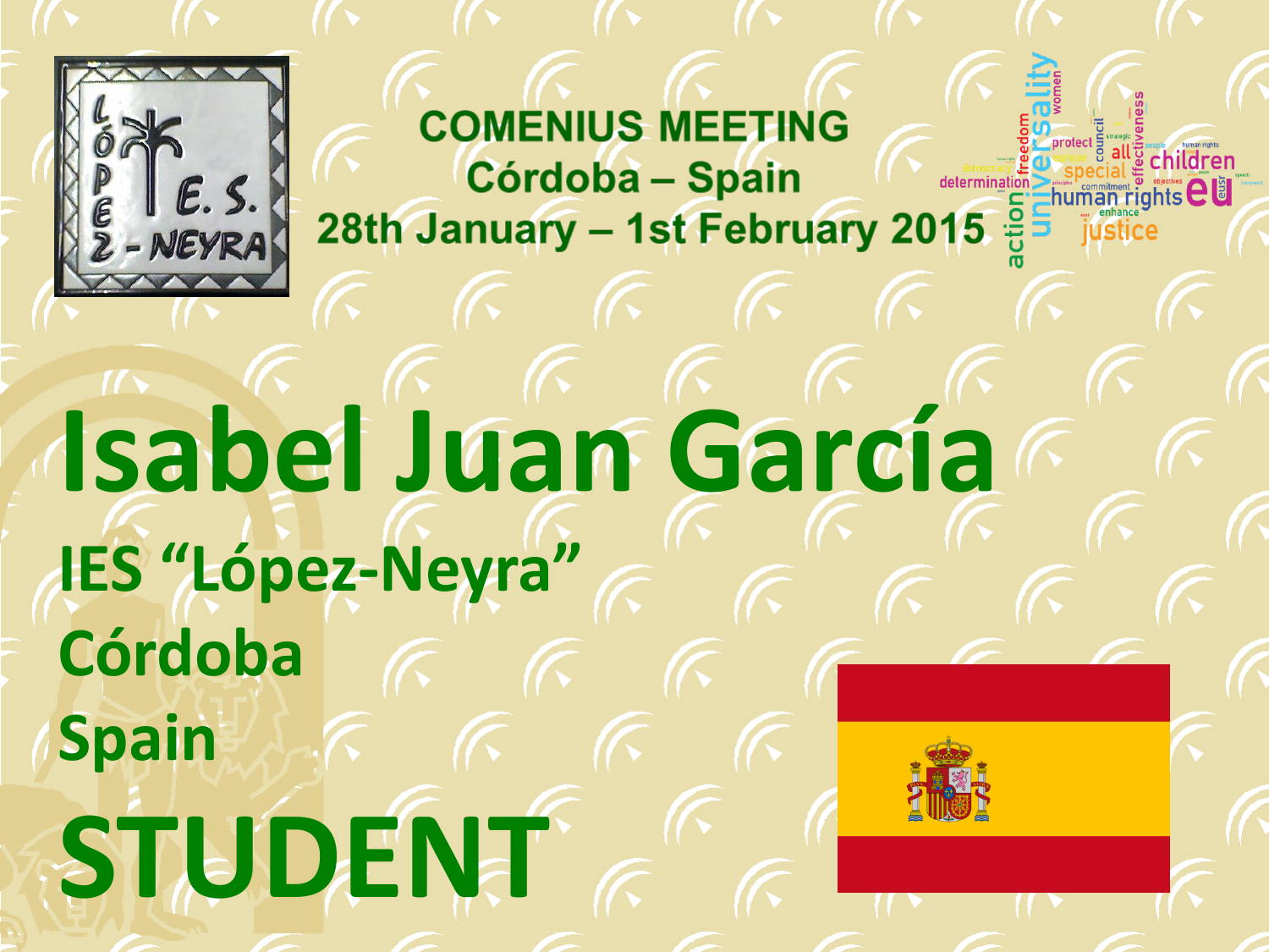**COMENIUS MEETING**
**Córdoba – Spain**
**28th January – 1st February 2015**

# Isabel Juan García

**IES "López-Neyra"**

**Córdoba**

**Spain**

# STUDENT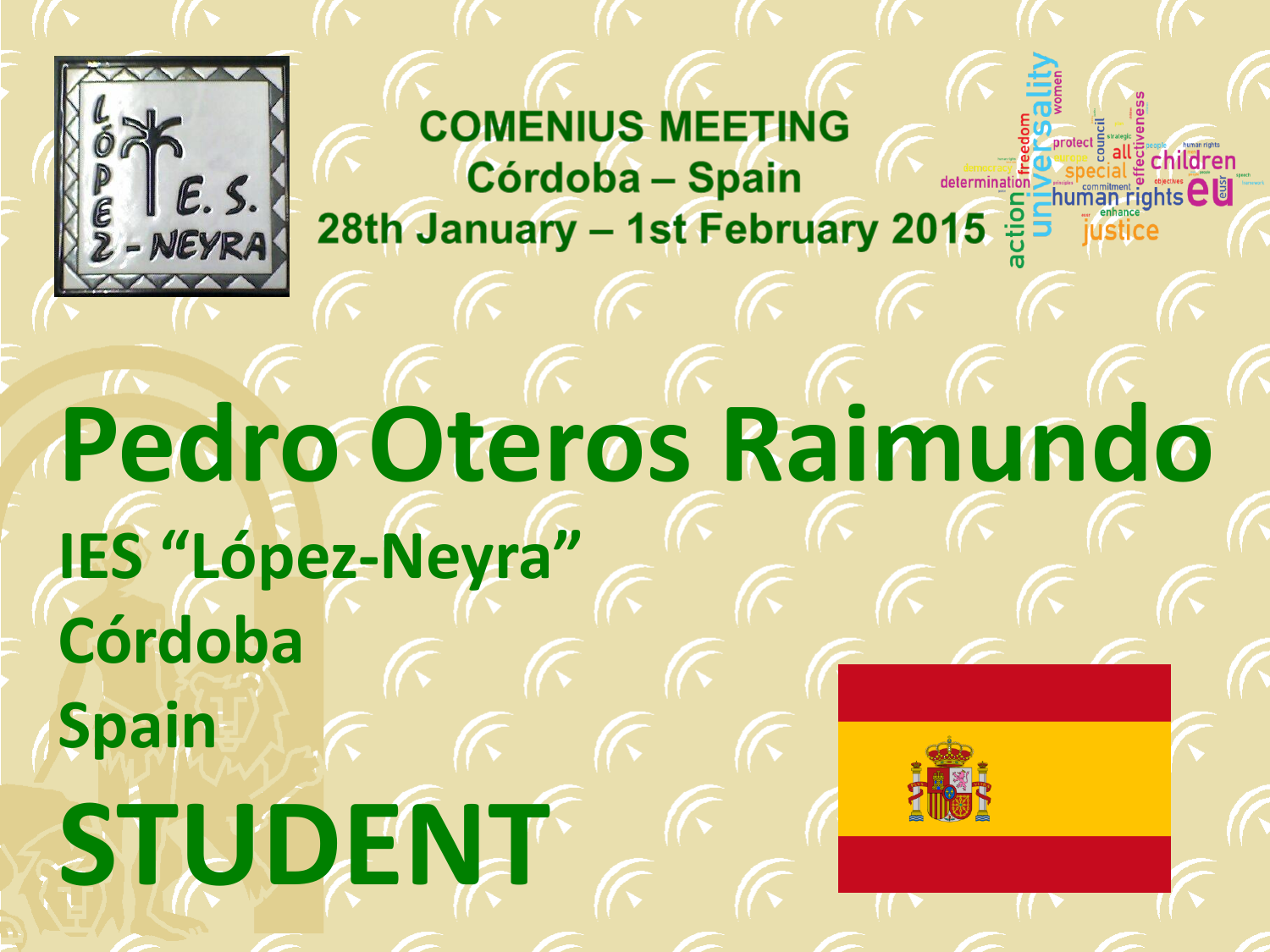## COMENIUS MEETING
## Córdoba – Spain
## 28th January – 1st February 2015

# Pedro Oteros Raimundo

**IES "López-Neyra"**

**Córdoba**

**Spain**

# STUDENT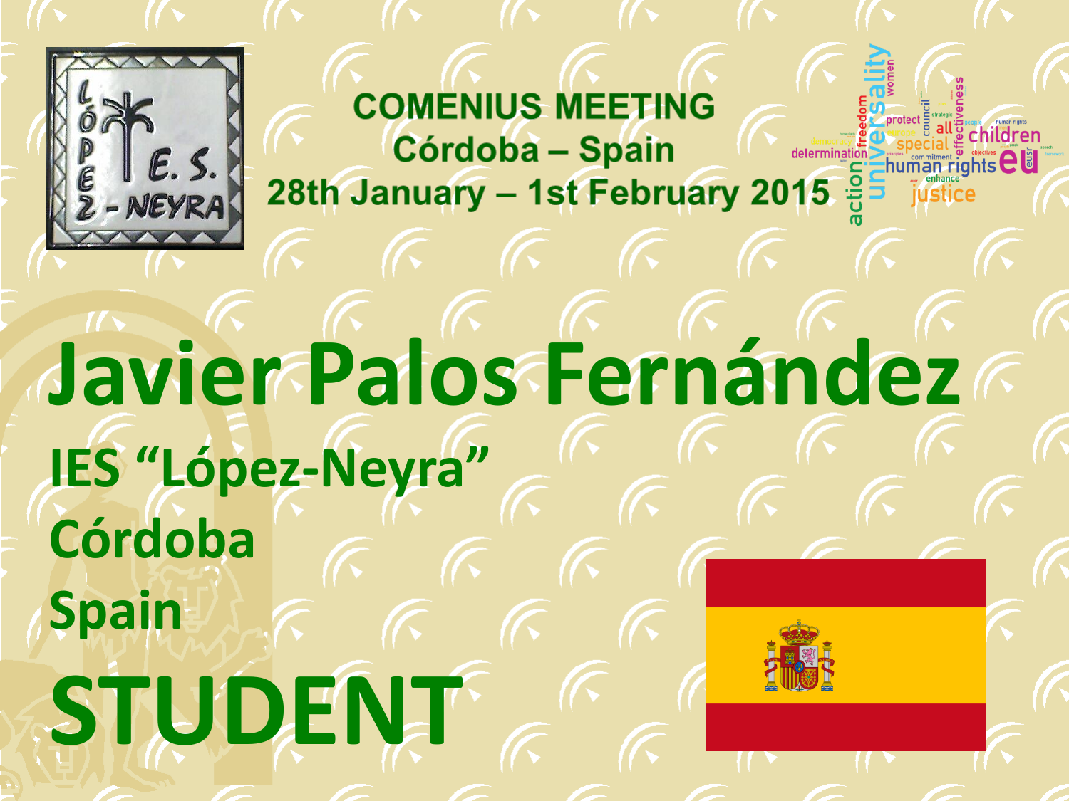**COMENIUS MEETING**
**Córdoba – Spain**
**28th January – 1st February 2015**

# Javier Palos Fernández

**IES "López-Neyra"**

**Córdoba**

**Spain**

# STUDENT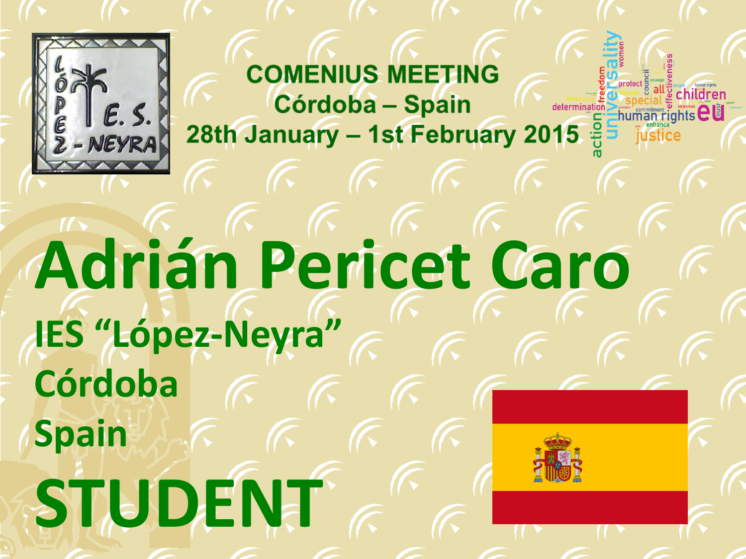**COMENIUS MEETING**
**Córdoba – Spain**
**28th January – 1st February 2015**

# Adrián Pericet Caro

## IES "López-Neyra"

## Córdoba

## Spain

# STUDENT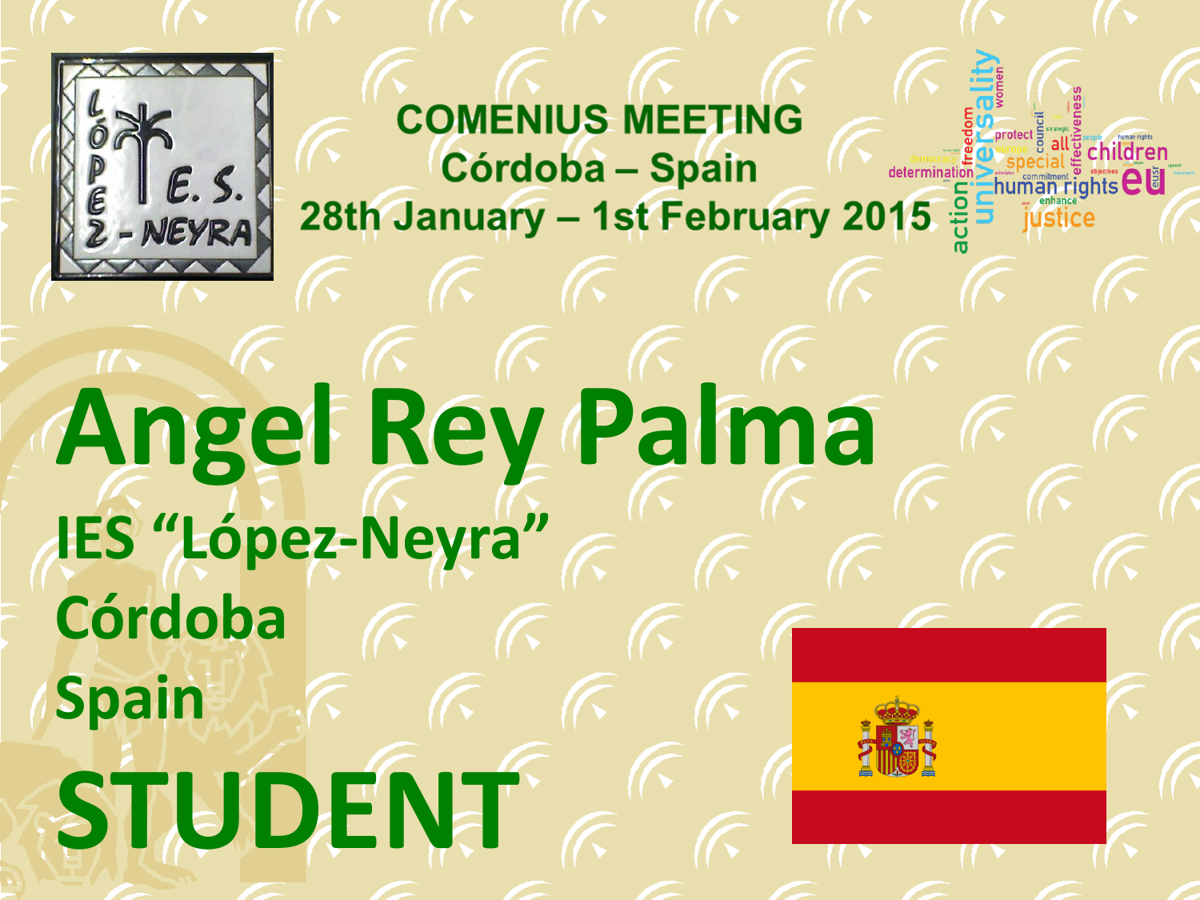**COMENIUS MEETING**
**Córdoba – Spain**
**28th January – 1st February 2015**

# Angel Rey Palma

**IES "López-Neyra"**

**Córdoba**

**Spain**

# STUDENT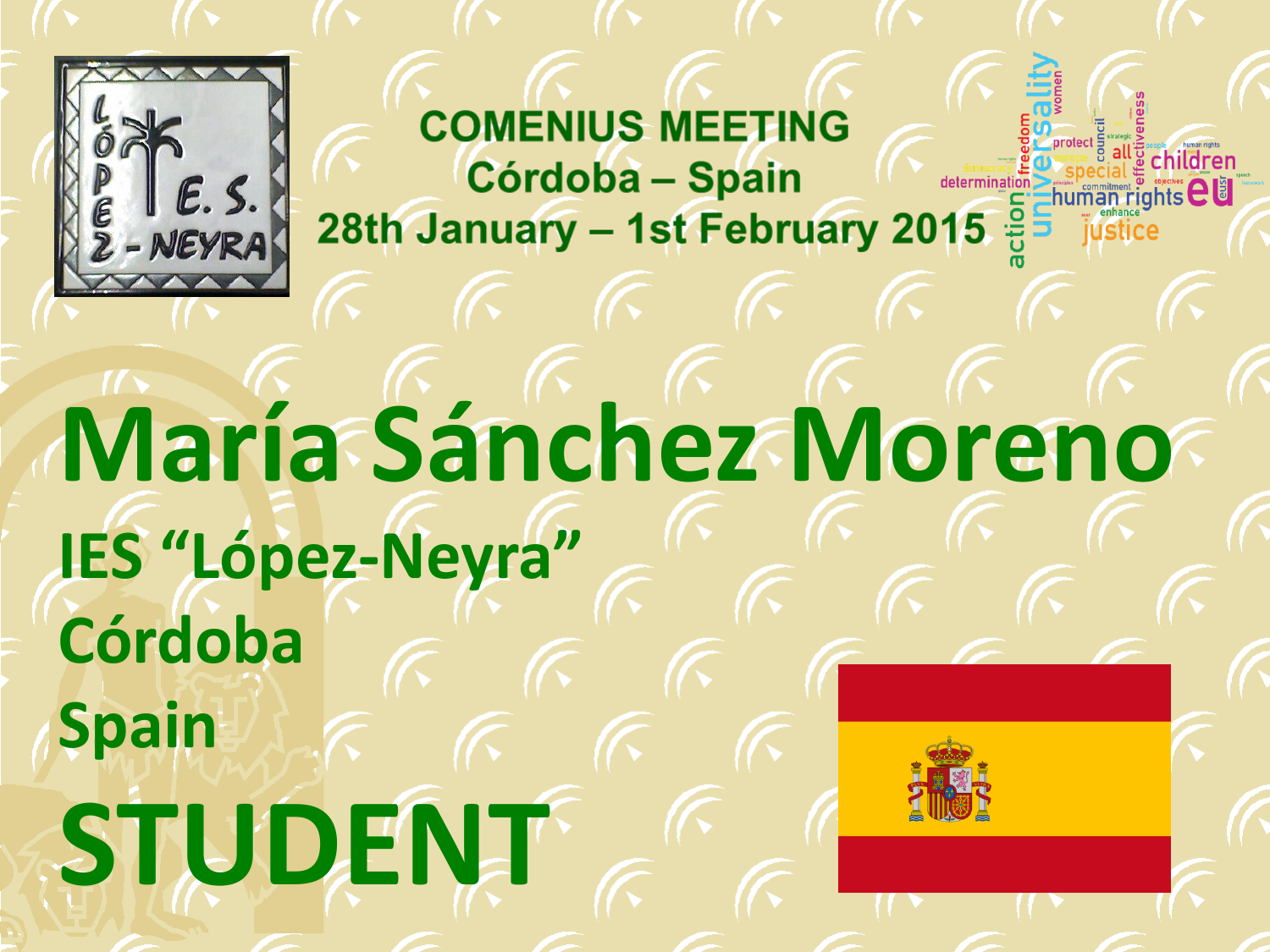**COMENIUS MEETING**
**Córdoba – Spain**
**28th January – 1st February 2015**

# María Sánchez Moreno

**IES “López-Neyra”**

**Córdoba**

**Spain**

# STUDENT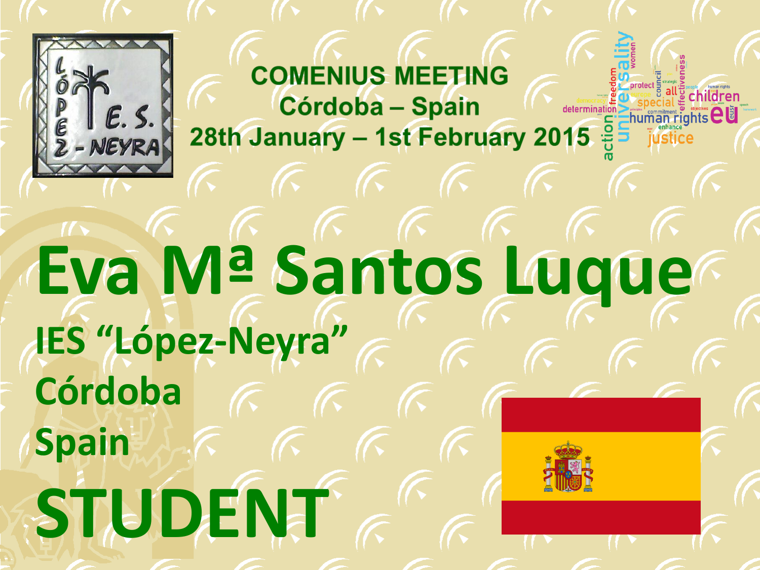COMENIUS MEETING
Córdoba – Spain
28th January – 1st February 2015

# Eva Mª Santos Luque

**IES "López-Neyra"**

**Córdoba**

**Spain**

# STUDENT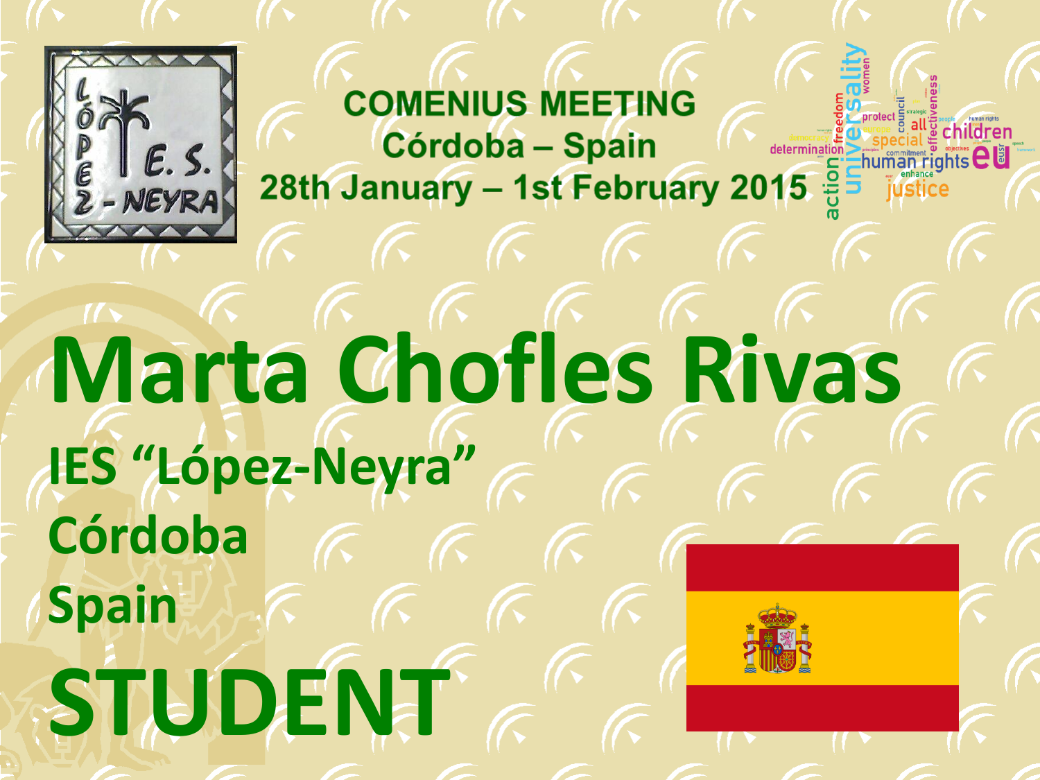**COMENIUS MEETING**
**Córdoba – Spain**
**28th January – 1st February 2015**

# Marta Chofles Rivas

## IES "López-Neyra"

## Córdoba

## Spain

# STUDENT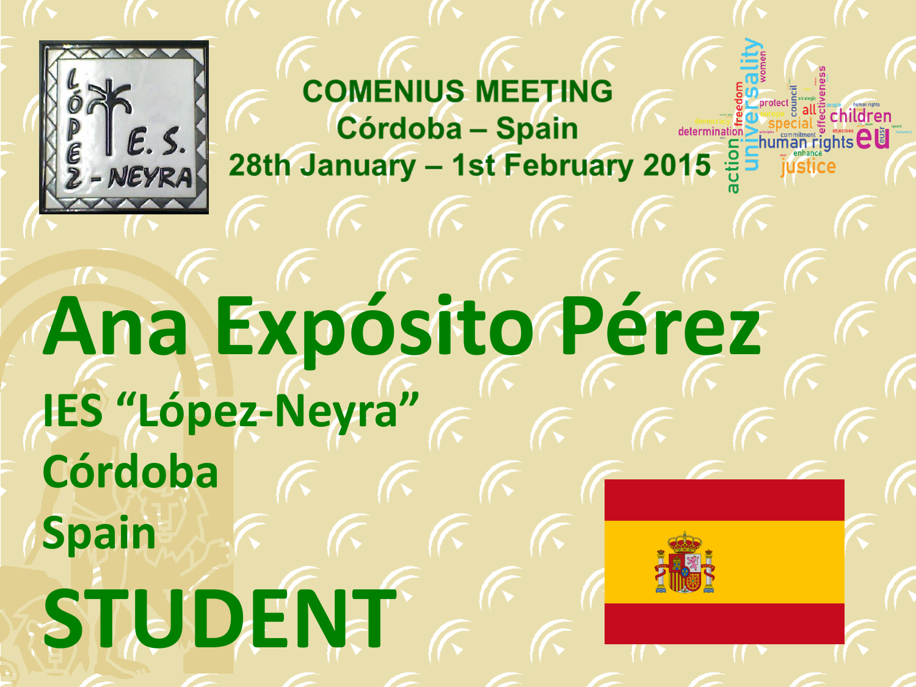COMENIUS MEETING
Córdoba – Spain
28th January – 1st February 2015

# Ana Expósito Pérez

## IES "López-Neyra"

## Córdoba

## Spain

# STUDENT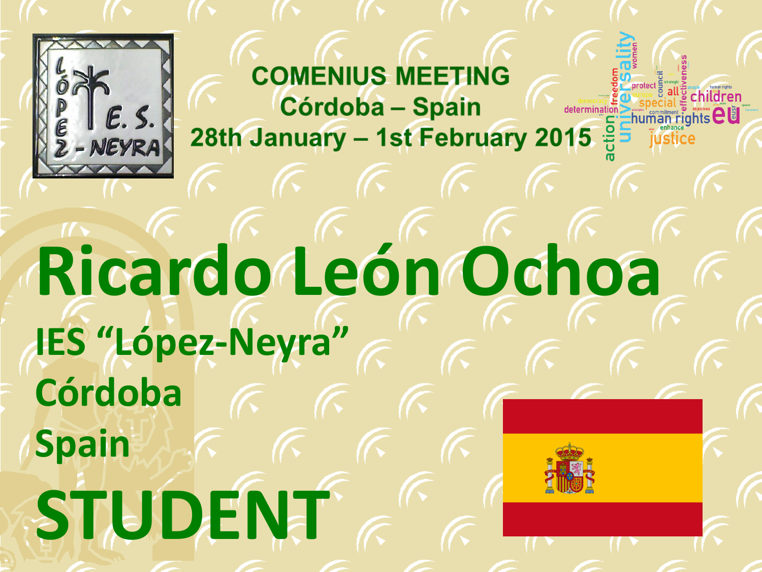**COMENIUS MEETING**
**Córdoba – Spain**
**28th January – 1st February 2015**

# Ricardo León Ochoa

**IES "López-Neyra"**

**Córdoba**

**Spain**

# STUDENT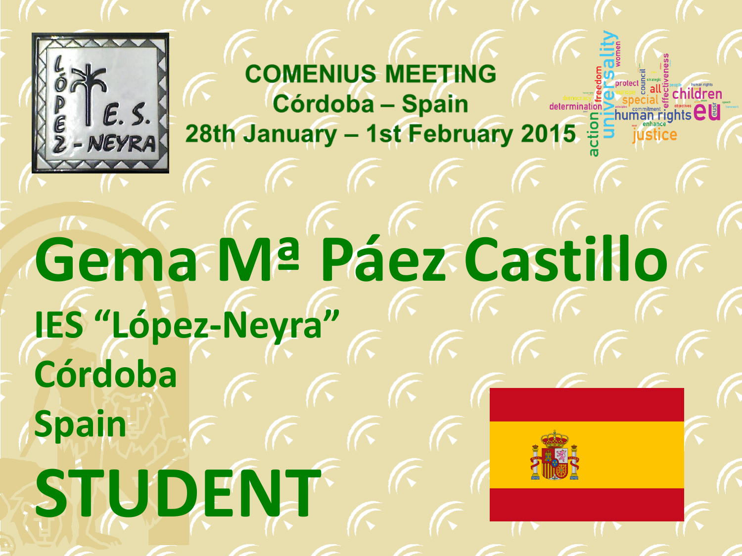## COMENIUS MEETING
## Córdoba – Spain
## 28th January – 1st February 2015

# Gema Mª Páez Castillo

**IES "López-Neyra"**

**Córdoba**

**Spain**

# STUDENT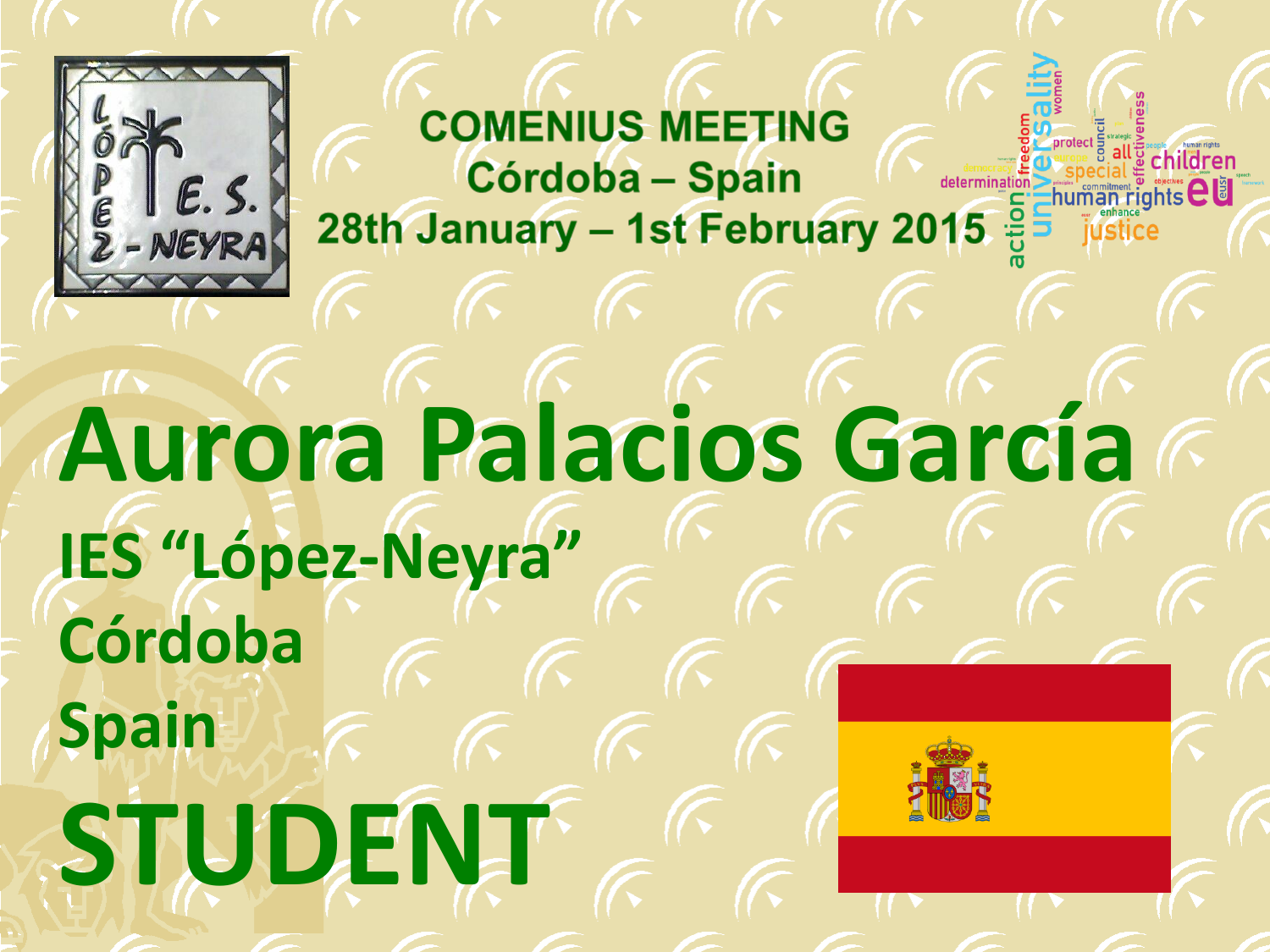**COMENIUS MEETING**
**Córdoba – Spain**
**28th January – 1st February 2015**

# Aurora Palacios García

**IES "López-Neyra"**
**Córdoba**
**Spain**

# STUDENT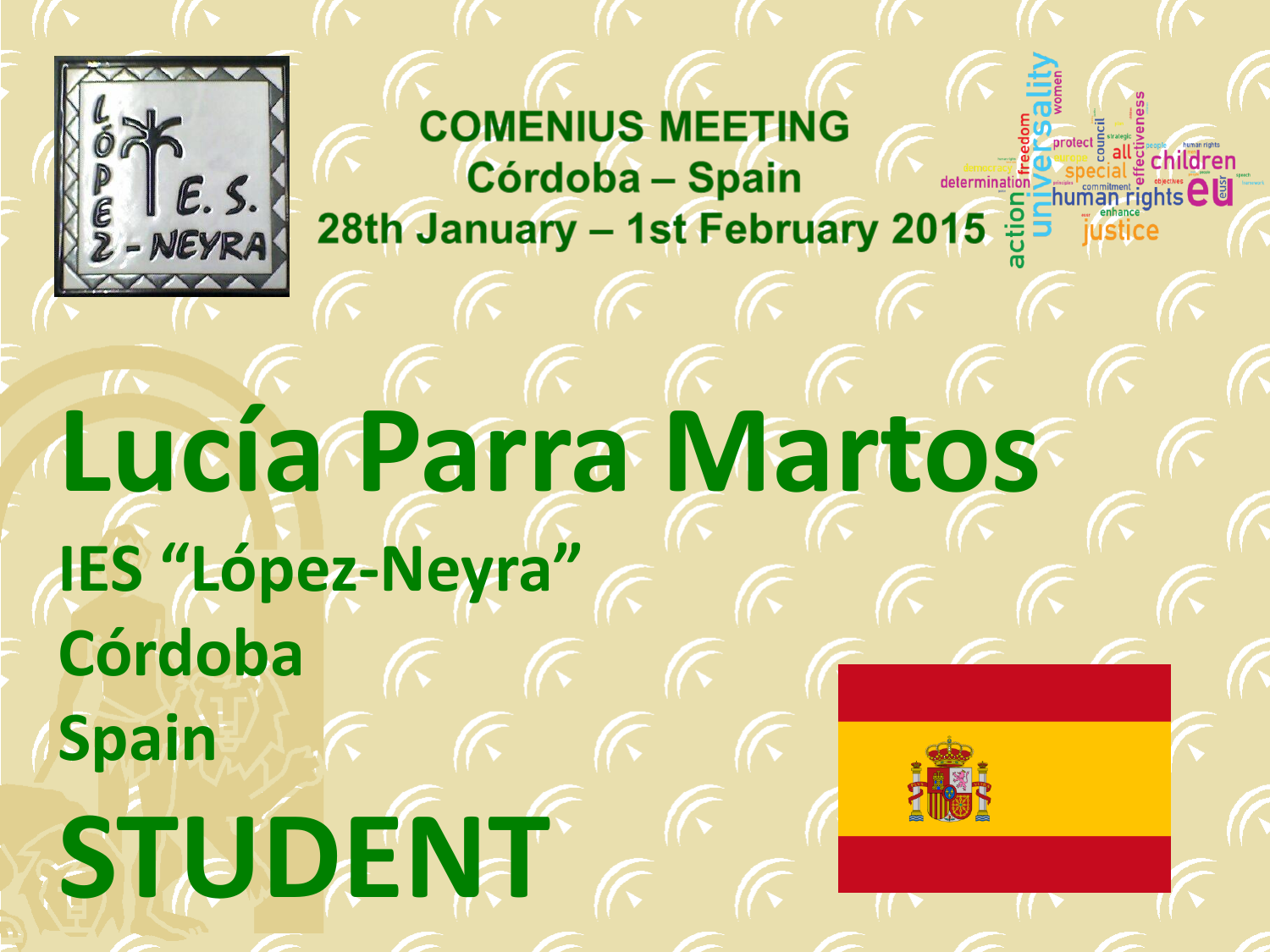**COMENIUS MEETING**
**Córdoba – Spain**
**28th January – 1st February 2015**

# Lucía Parra Martos

**IES "López-Neyra"**

**Córdoba**

**Spain**

# STUDENT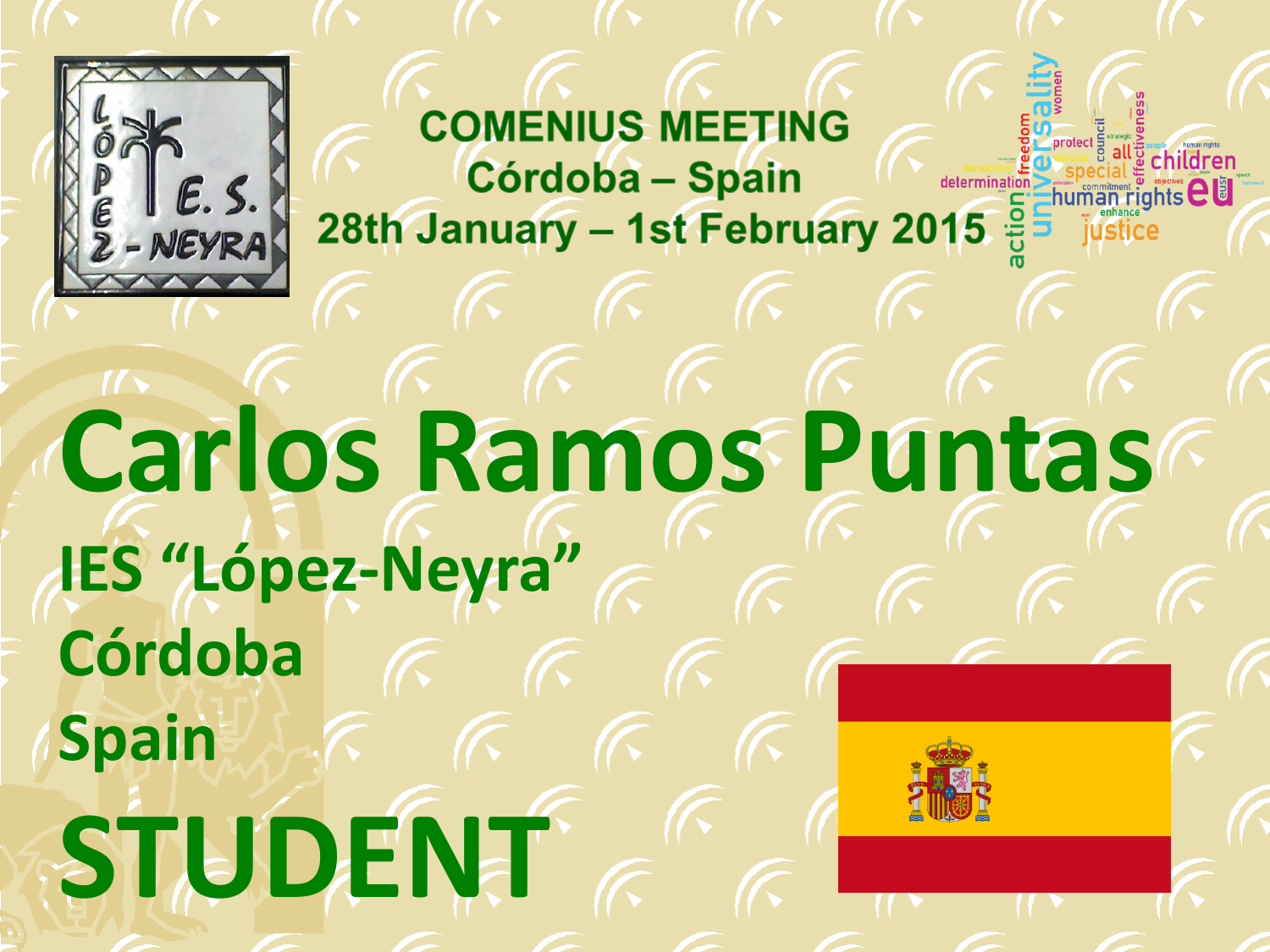**COMENIUS MEETING**
**Córdoba – Spain**
**28th January – 1st February 2015**

# Carlos Ramos Puntas

**IES “López-Neyra”**

**Córdoba**

**Spain**

# STUDENT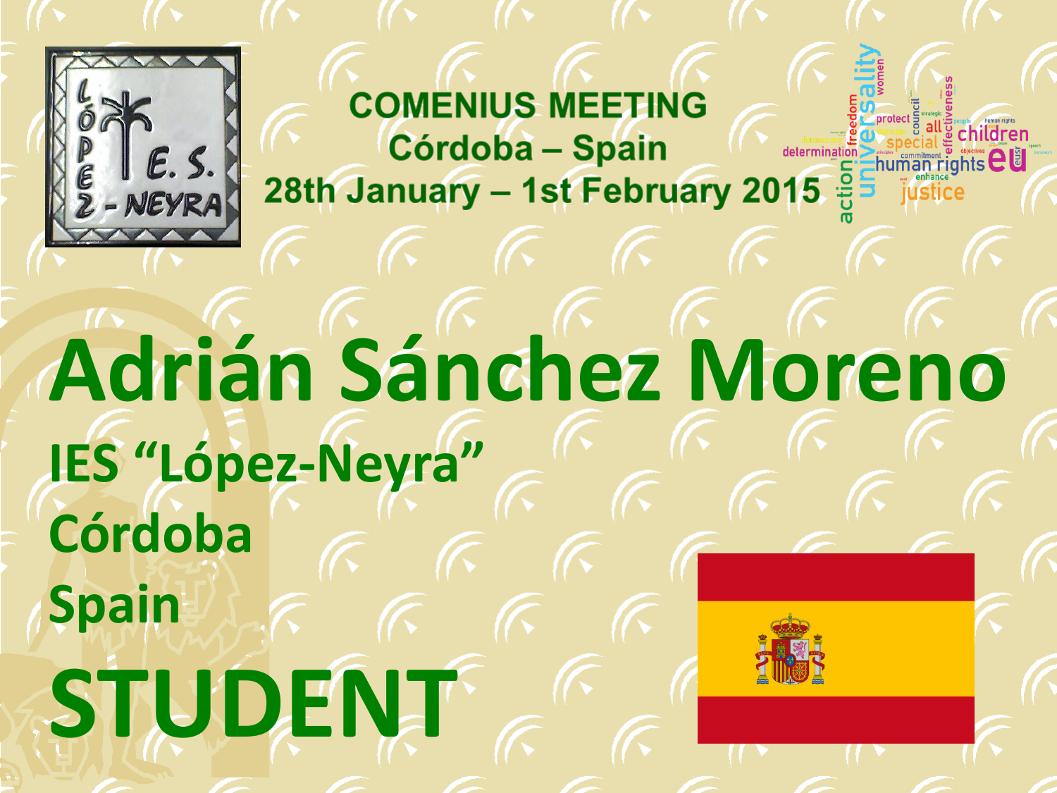**COMENIUS MEETING**
**Córdoba – Spain**
**28th January – 1st February 2015**

# Adrián Sánchez Moreno

**IES "López-Neyra"**

**Córdoba**

**Spain**

# STUDENT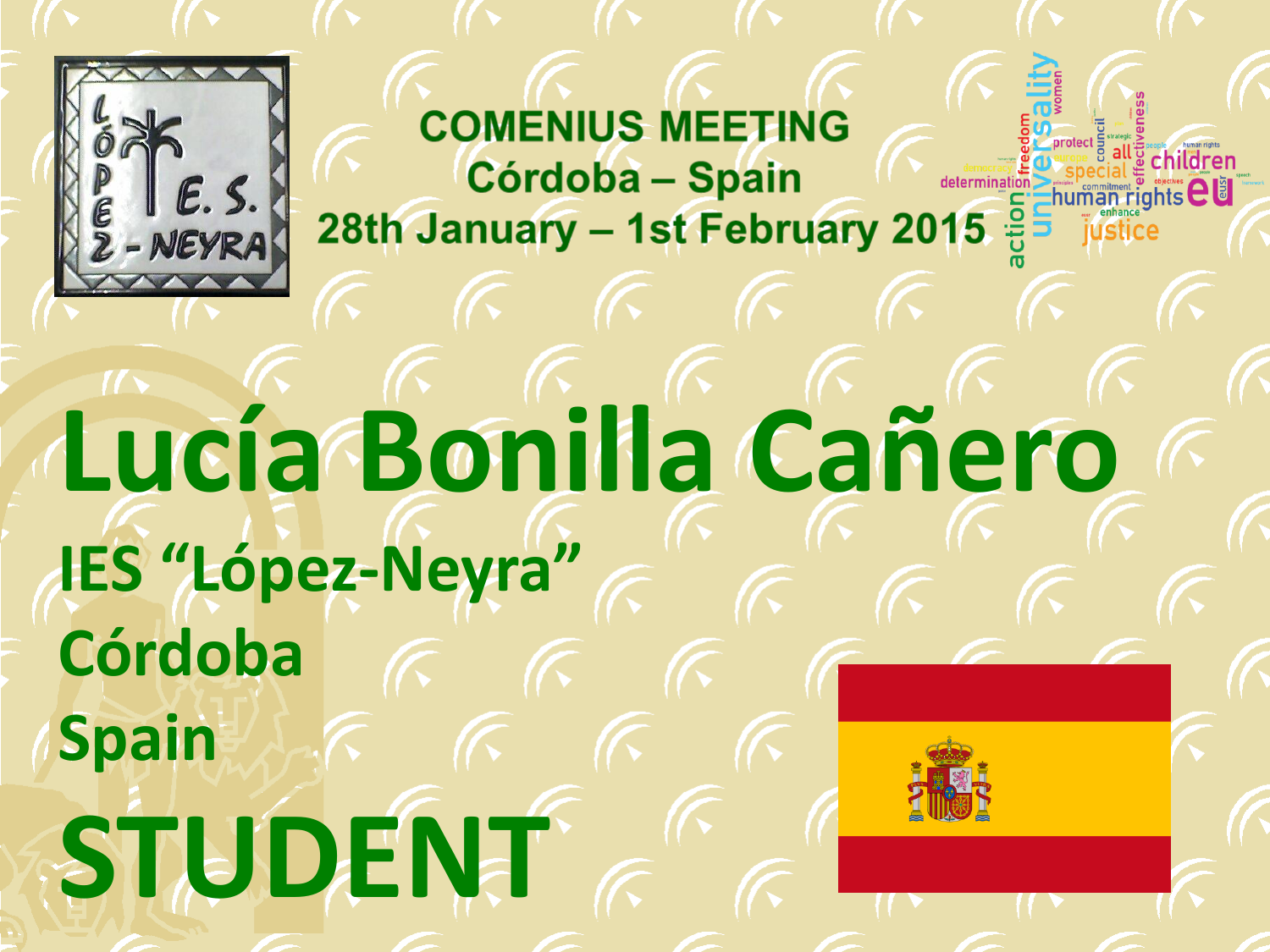# COMENIUS MEETING

## Córdoba – Spain

## 28th January – 1st February 2015

# Lucía Bonilla Cañero

**IES "López-Neyra"**

**Córdoba**

**Spain**

# STUDENT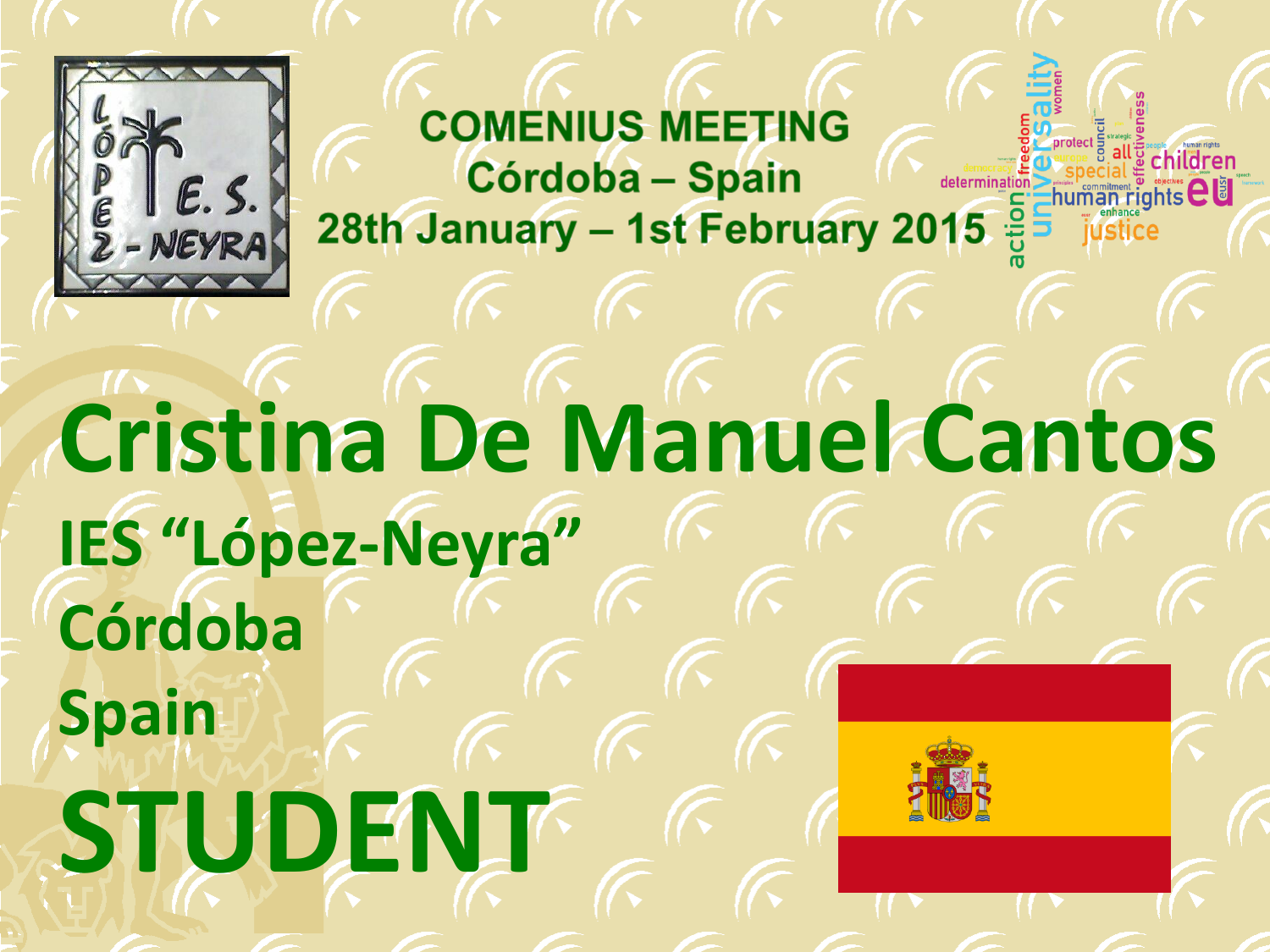**COMENIUS MEETING**
**Córdoba – Spain**
**28th January – 1st February 2015**

# Cristina De Manuel Cantos

## IES “López-Neyra”

## Córdoba

## Spain

# STUDENT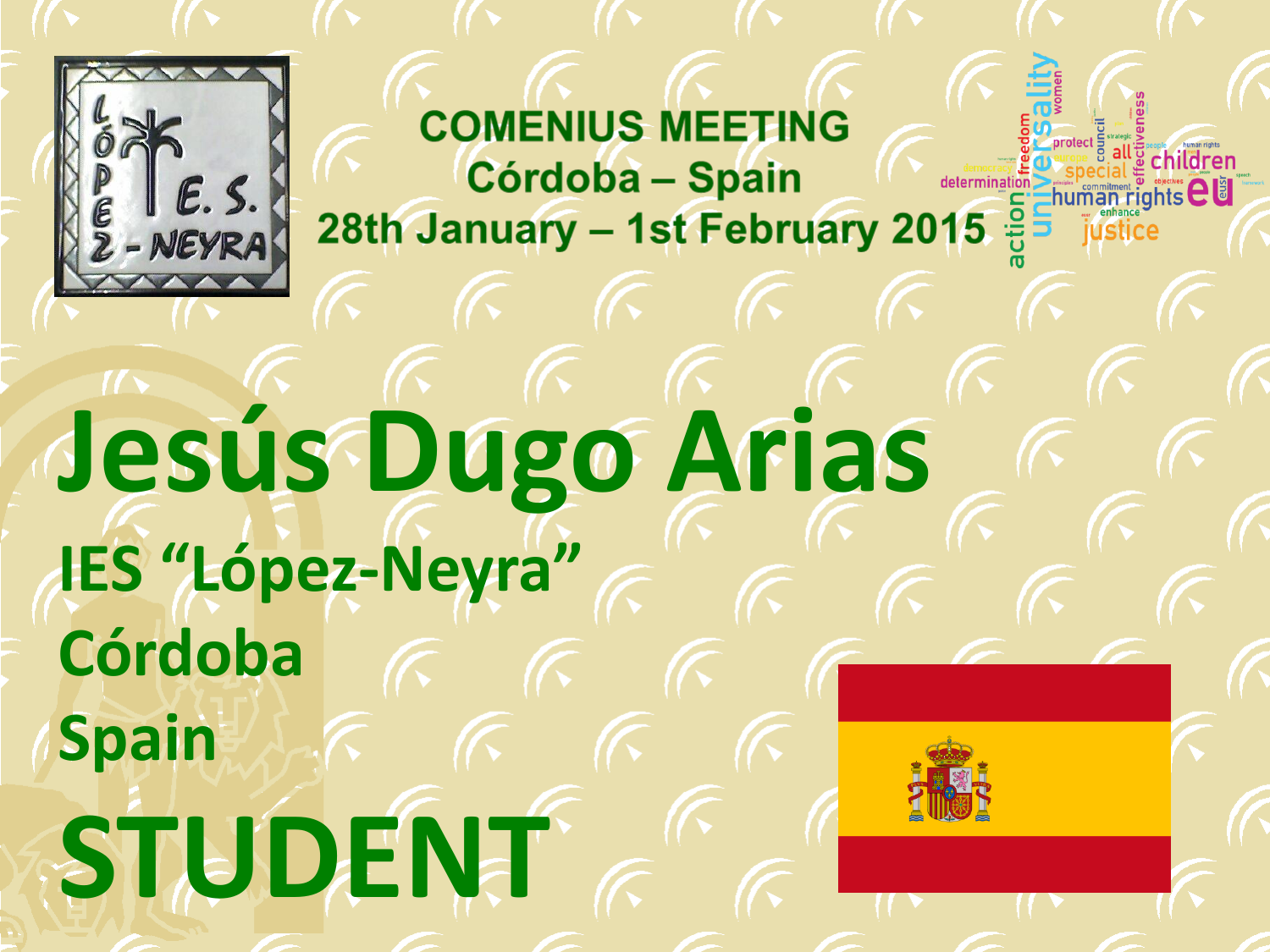COMENIUS MEETING

Córdoba – Spain

28th January – 1st February 2015

# Jesús Dugo Arias

**IES "López-Neyra"**

**Córdoba**

**Spain**

# STUDENT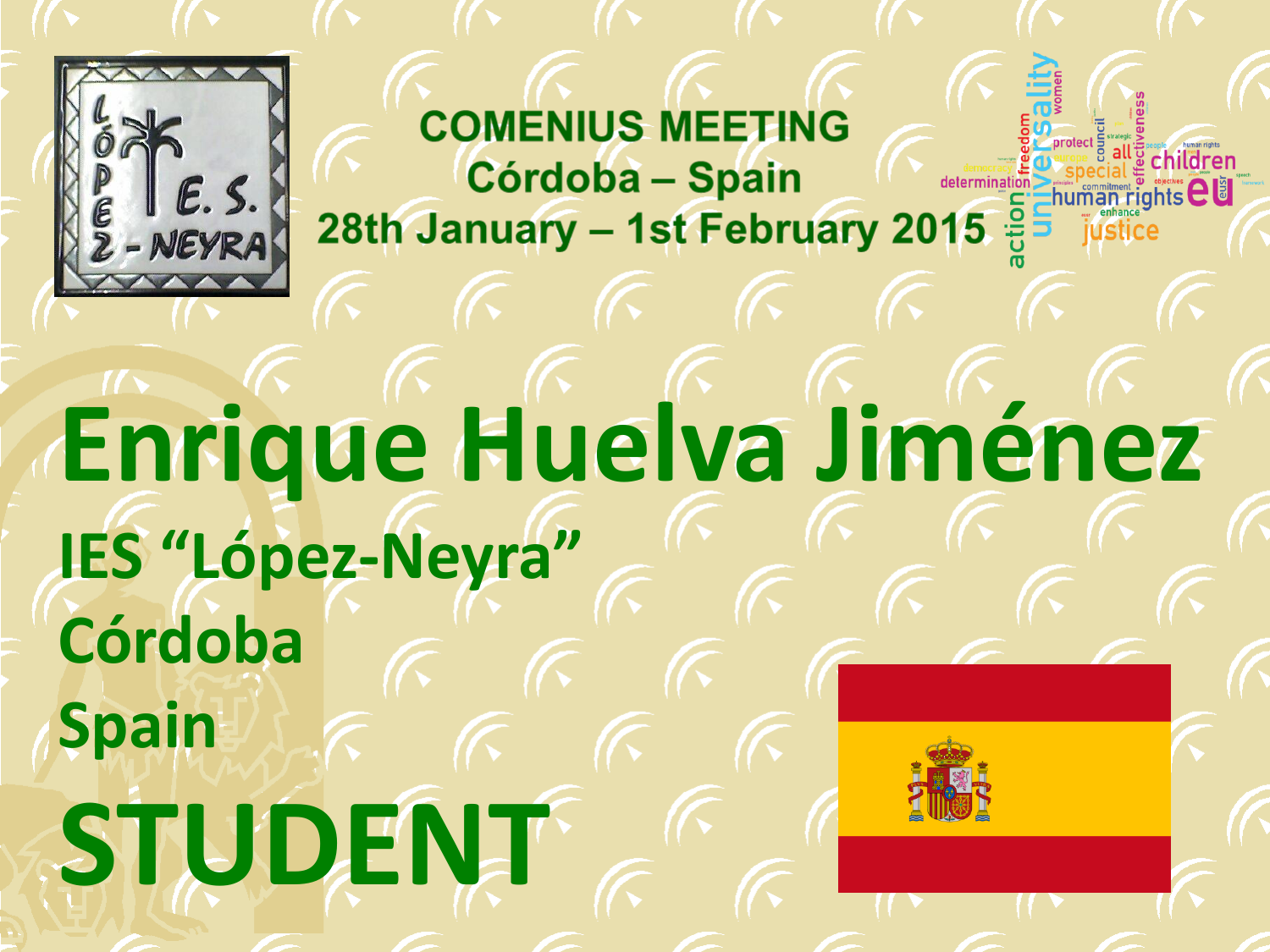**COMENIUS MEETING**
**Córdoba – Spain**
**28th January – 1st February 2015**

# Enrique Huelva Jiménez

**IES "López-Neyra"**

**Córdoba**

**Spain**

# STUDENT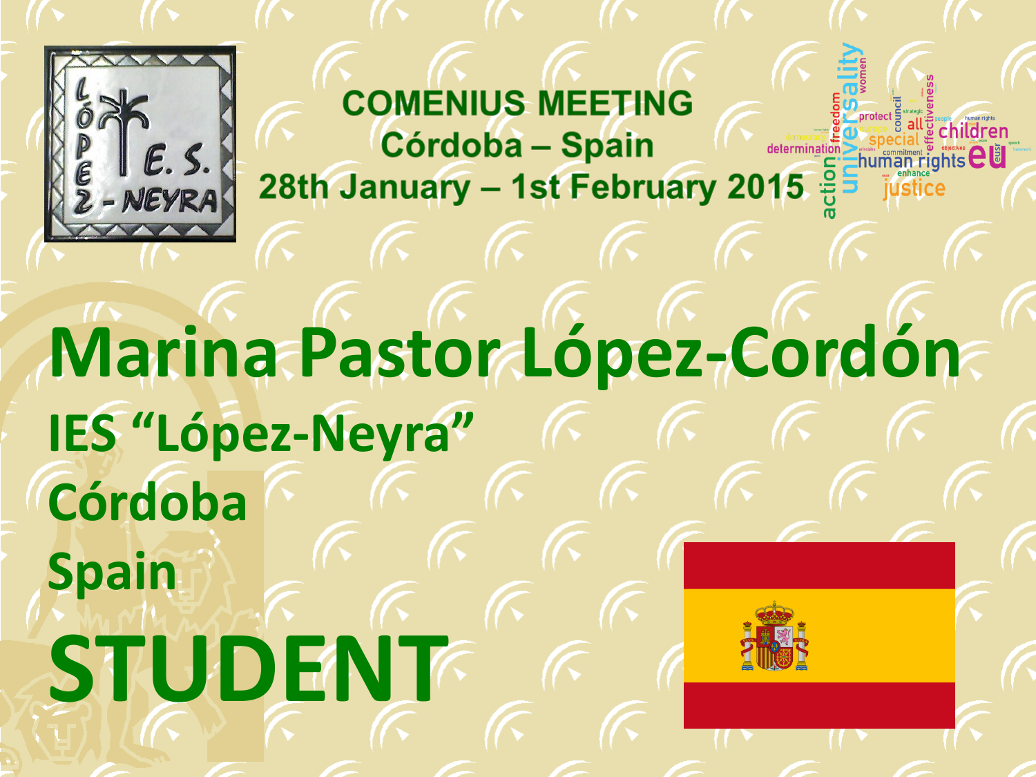**COMIENIUS MEETING**
**Córdoba – Spain**
**28th January – 1st February 2015**

# Marina Pastor López-Cordón

**IES "López-Neyra"**

**Córdoba**

**Spain**

# STUDENT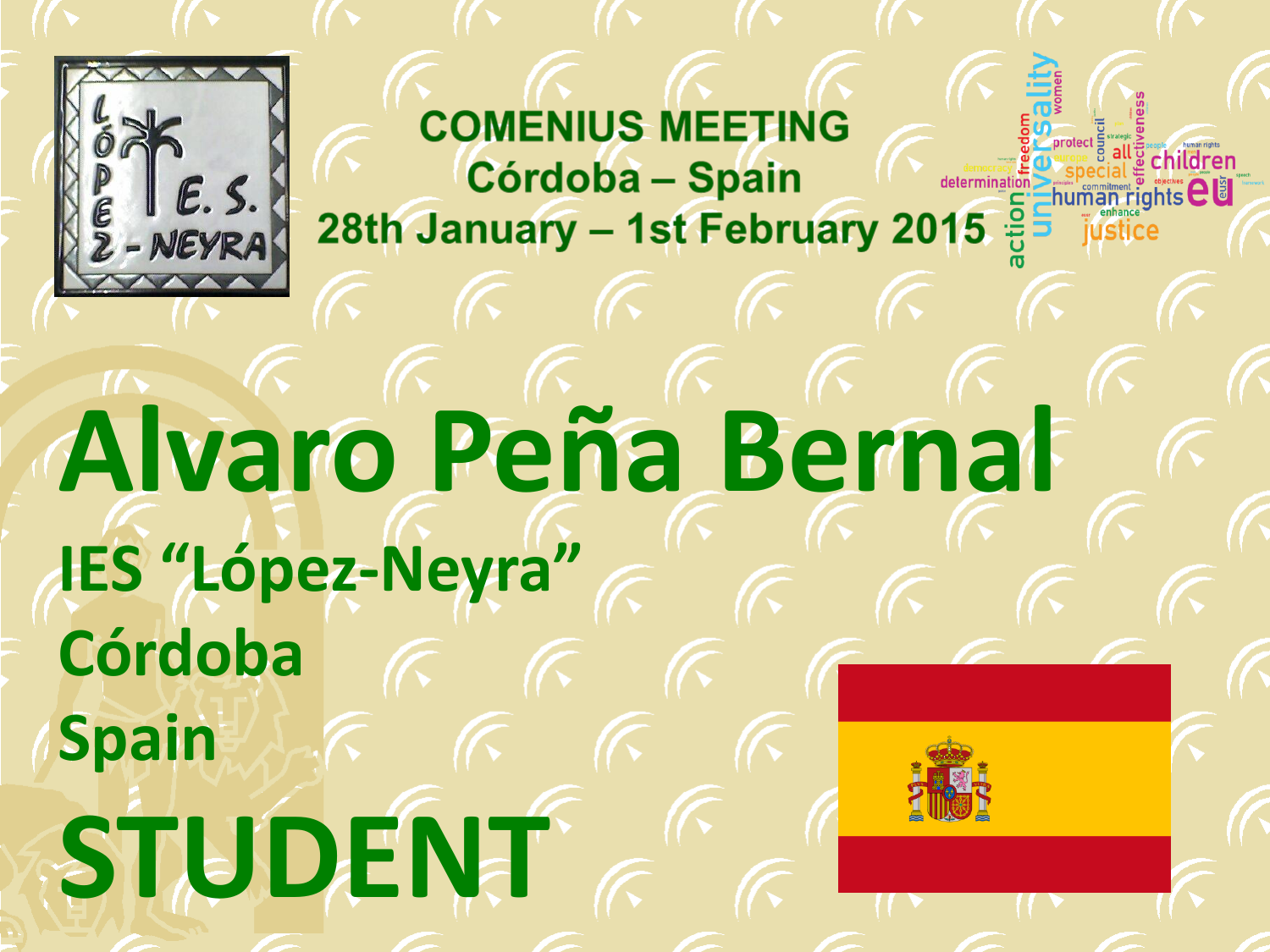COMENIUS MEETING
Córdoba – Spain
28th January – 1st February 2015

# Alvaro Peña Bernal

**IES "López-Neyra"**

**Córdoba**

**Spain**

# STUDENT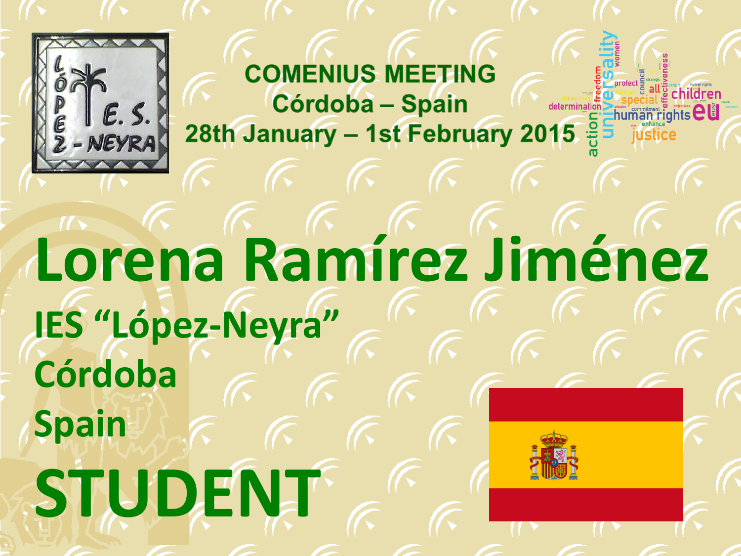# COMENIUS MEETING
# Córdoba – Spain
# 28th January – 1st February 2015

# Lorena Ramírez Jiménez

## IES "López-Neyra"

## Córdoba

## Spain

# STUDENT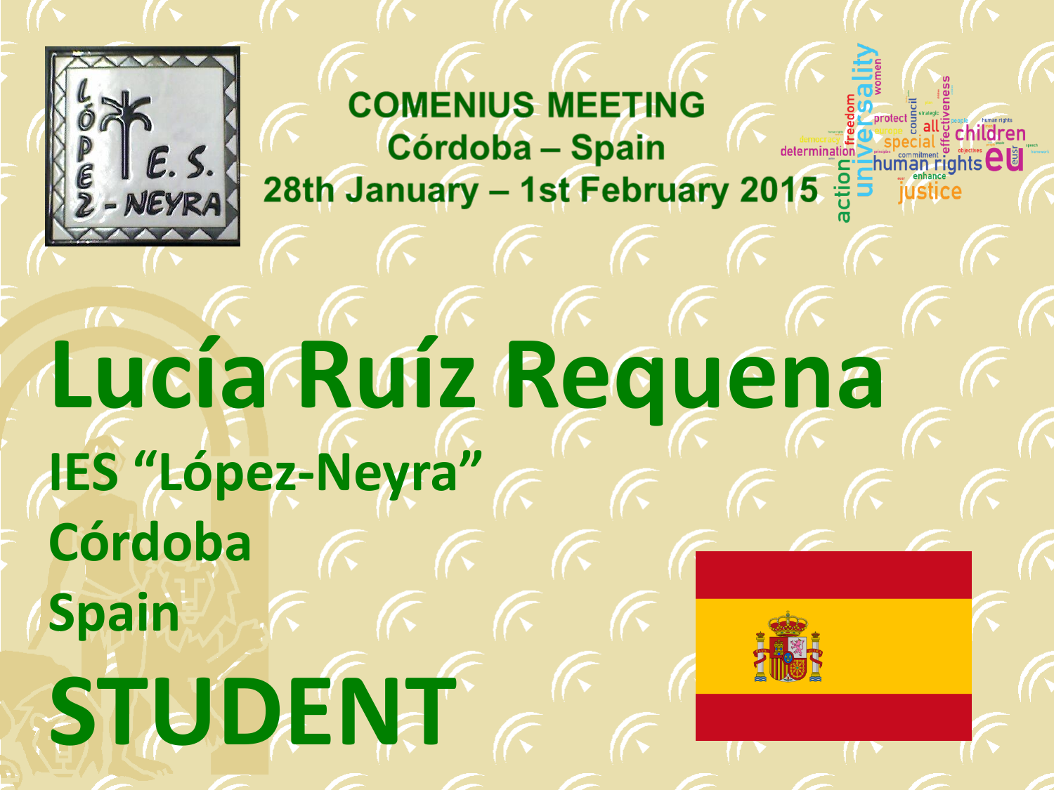**COMENIUS MEETING**
**Córdoba – Spain**
**28th January – 1st February 2015**

# Lucía Ruíz Requena

**IES “López-Neyra”**

**Córdoba**

**Spain**

# STUDENT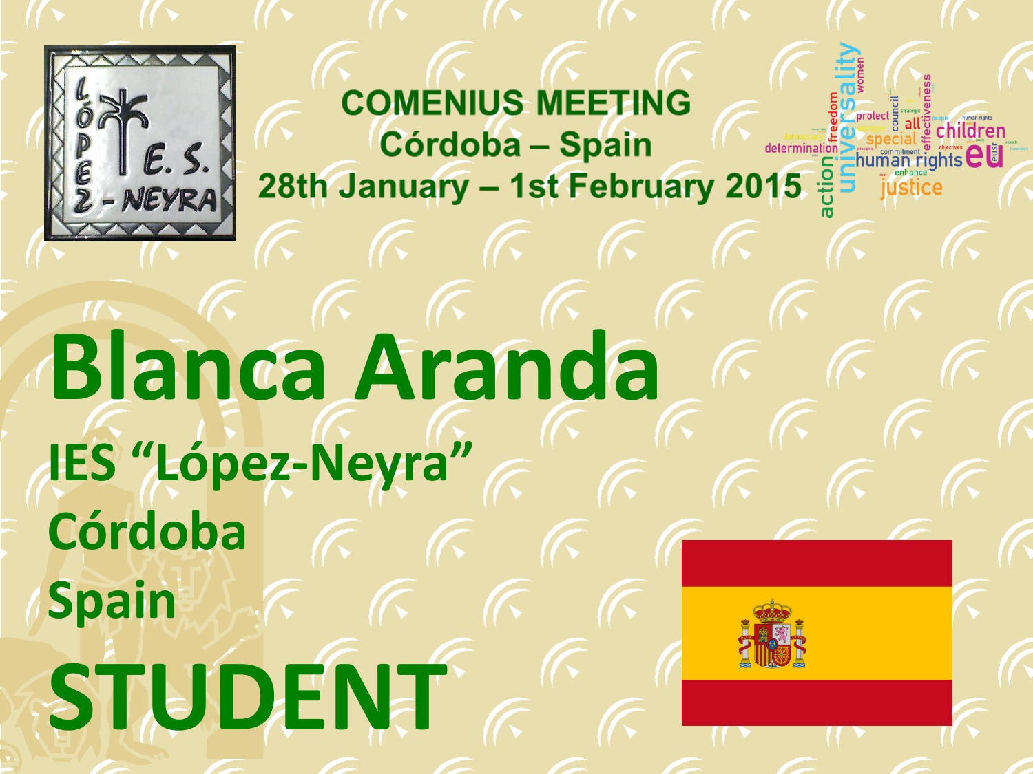## COMENIUS MEETING
## Córdoba – Spain
## 28th January – 1st February 2015

# Blanca Aranda

**IES "López-Neyra"**

**Córdoba**

**Spain**

# STUDENT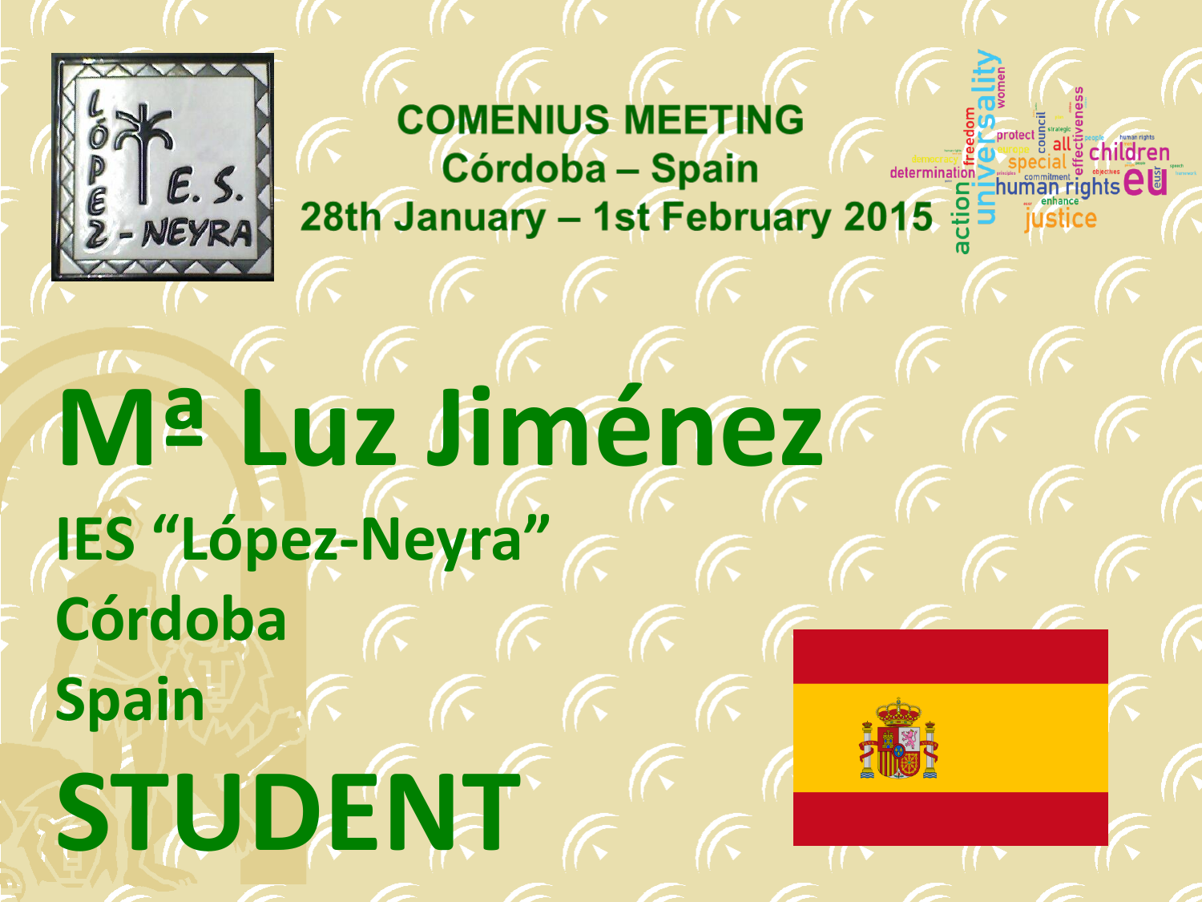**COMENIUS MEETING**
**Córdoba – Spain**
**28th January – 1st February 2015**

# Mª Luz Jiménez

**IES "López-Neyra"**

**Córdoba**

**Spain**

# STUDENT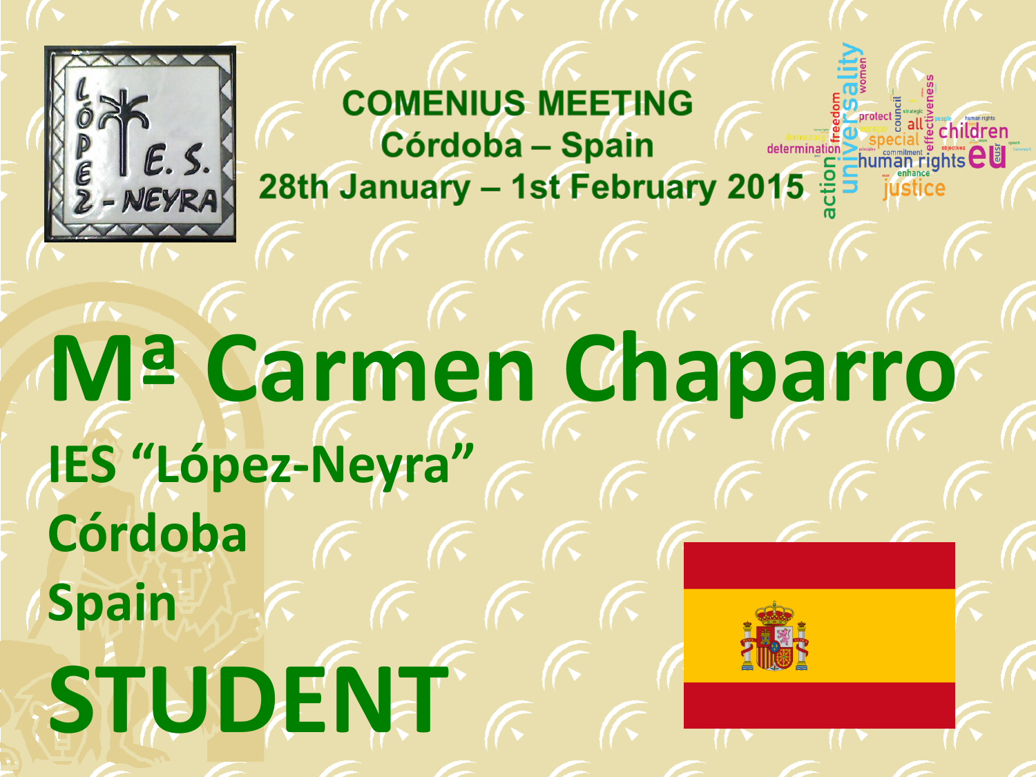**COMENIUS MEETING**
**Córdoba – Spain**
**28th January – 1st February 2015**

# Mª Carmen Chaparro

**IES "López-Neyra"**

**Córdoba**

**Spain**

# STUDENT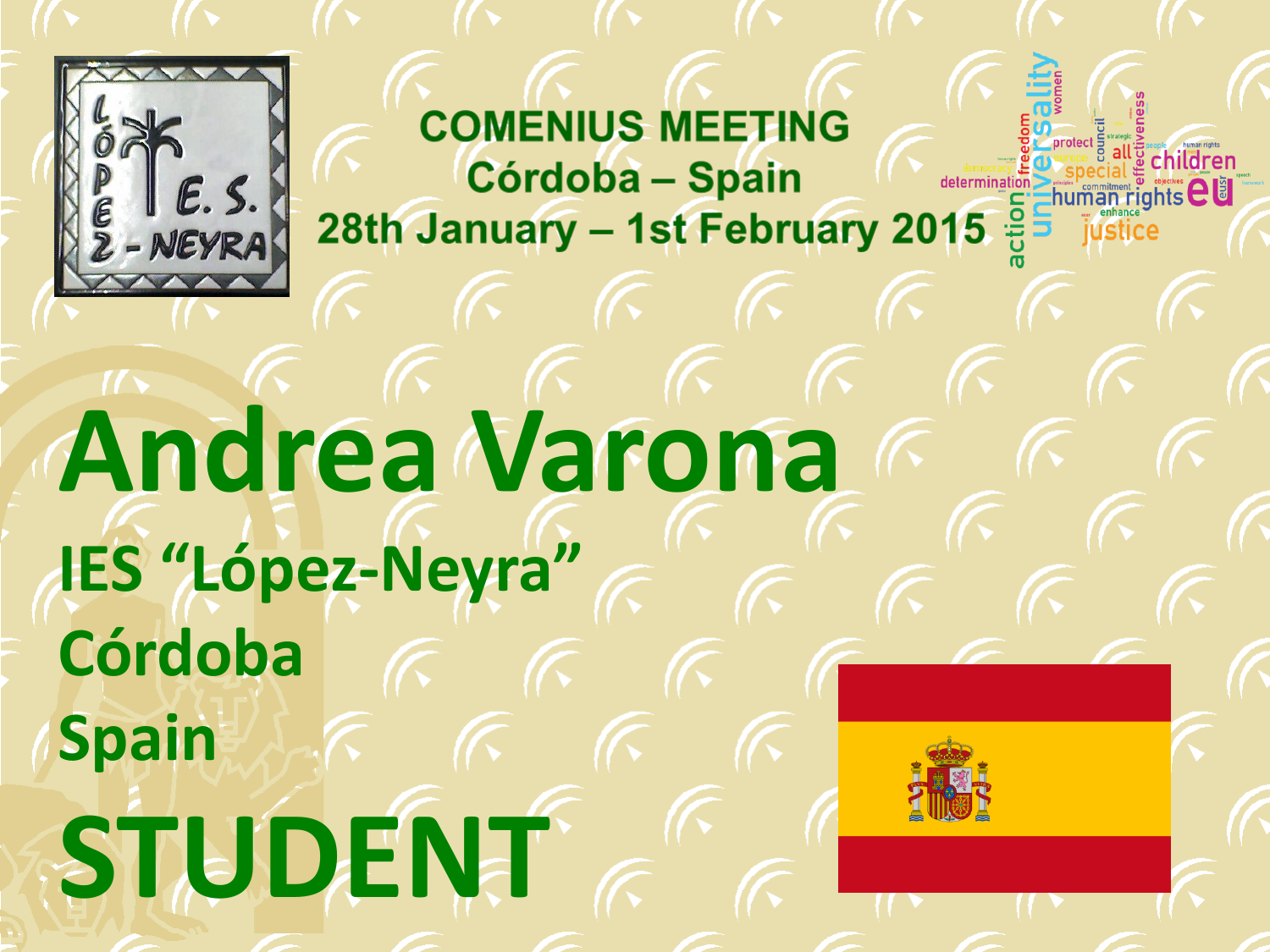## COMENIUS MEETING
## Córdoba – Spain
## 28th January – 1st February 2015

# Andrea Varona

**IES "López-Neyra"**

**Córdoba**

**Spain**

# STUDENT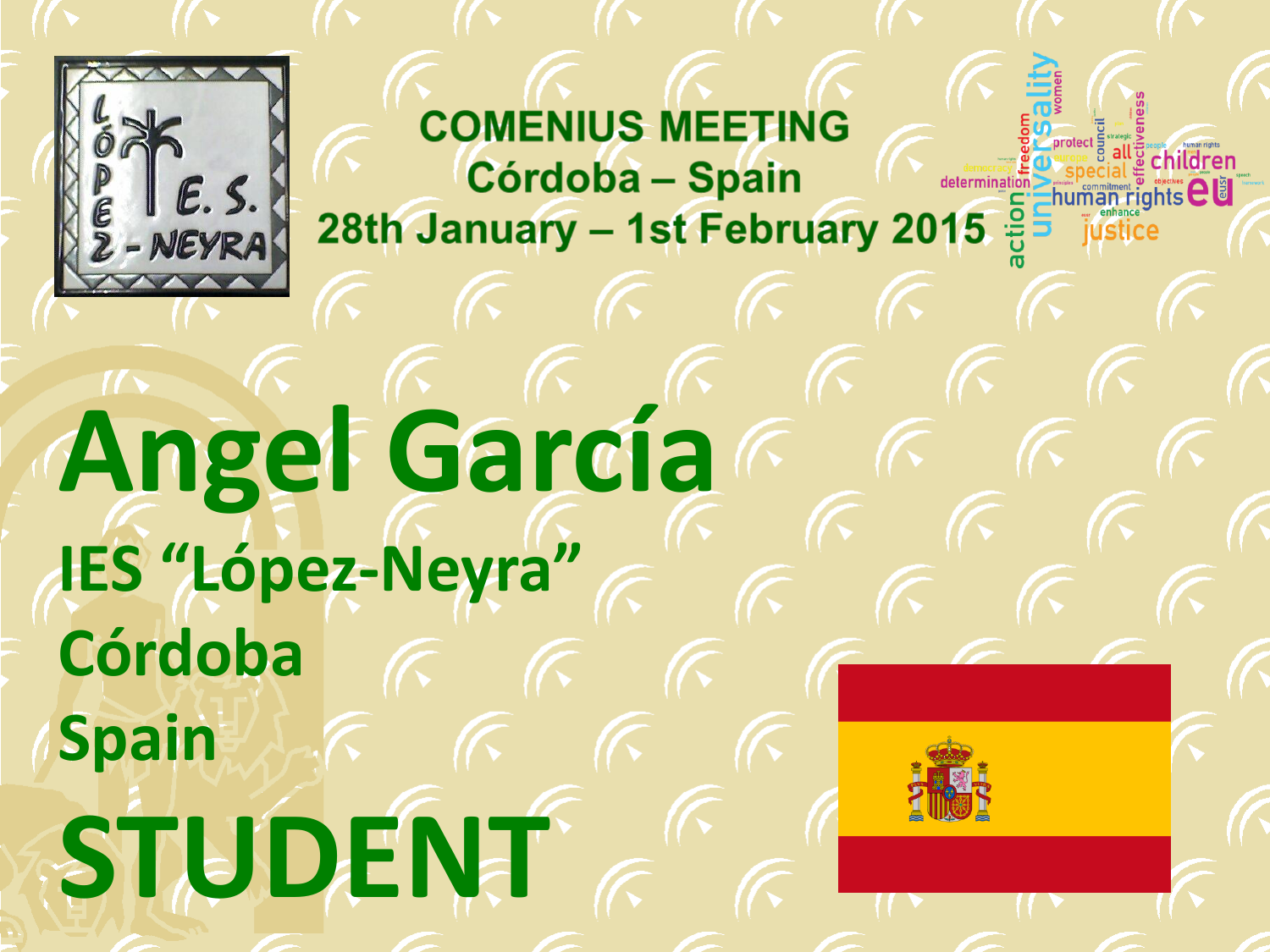**COMENIUS MEETING**
**Córdoba – Spain**
**28th January – 1st February 2015**

# Angel García

## IES "López-Neyra"

## Córdoba

## Spain

# STUDENT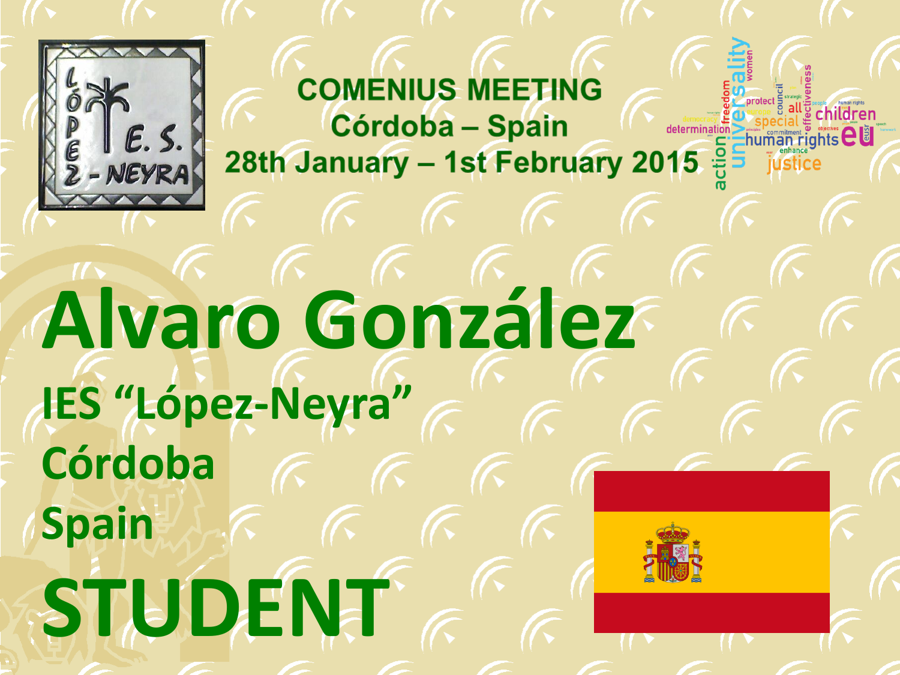**COMENIUS MEETING**
**Córdoba – Spain**
**28th January – 1st February 2015**

# Alvaro González

**IES “López-Neyra”**

**Córdoba**

**Spain**

# STUDENT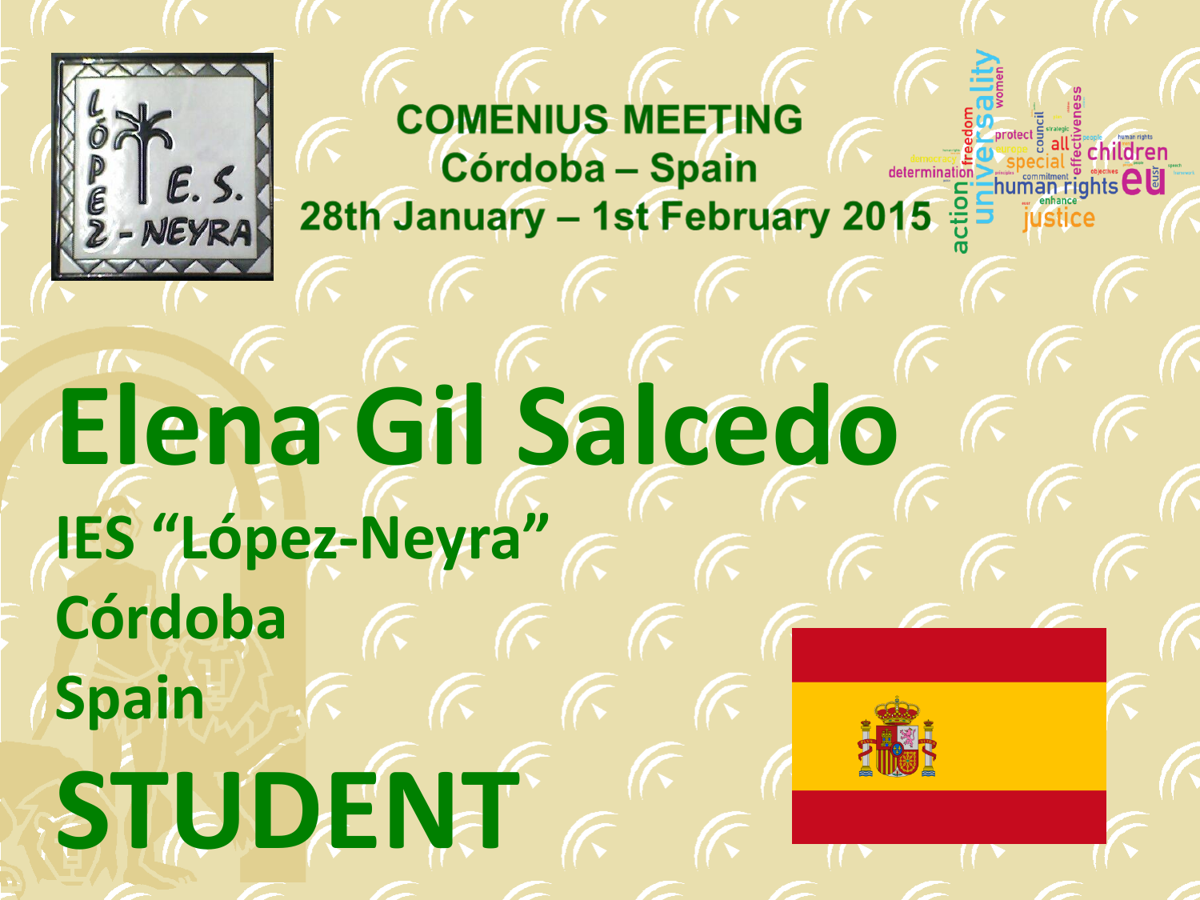**COMENIUS MEETING**
**Córdoba – Spain**
**28th January – 1st February 2015**

# Elena Gil Salcedo

**IES "López-Neyra"**

**Córdoba**

**Spain**

# STUDENT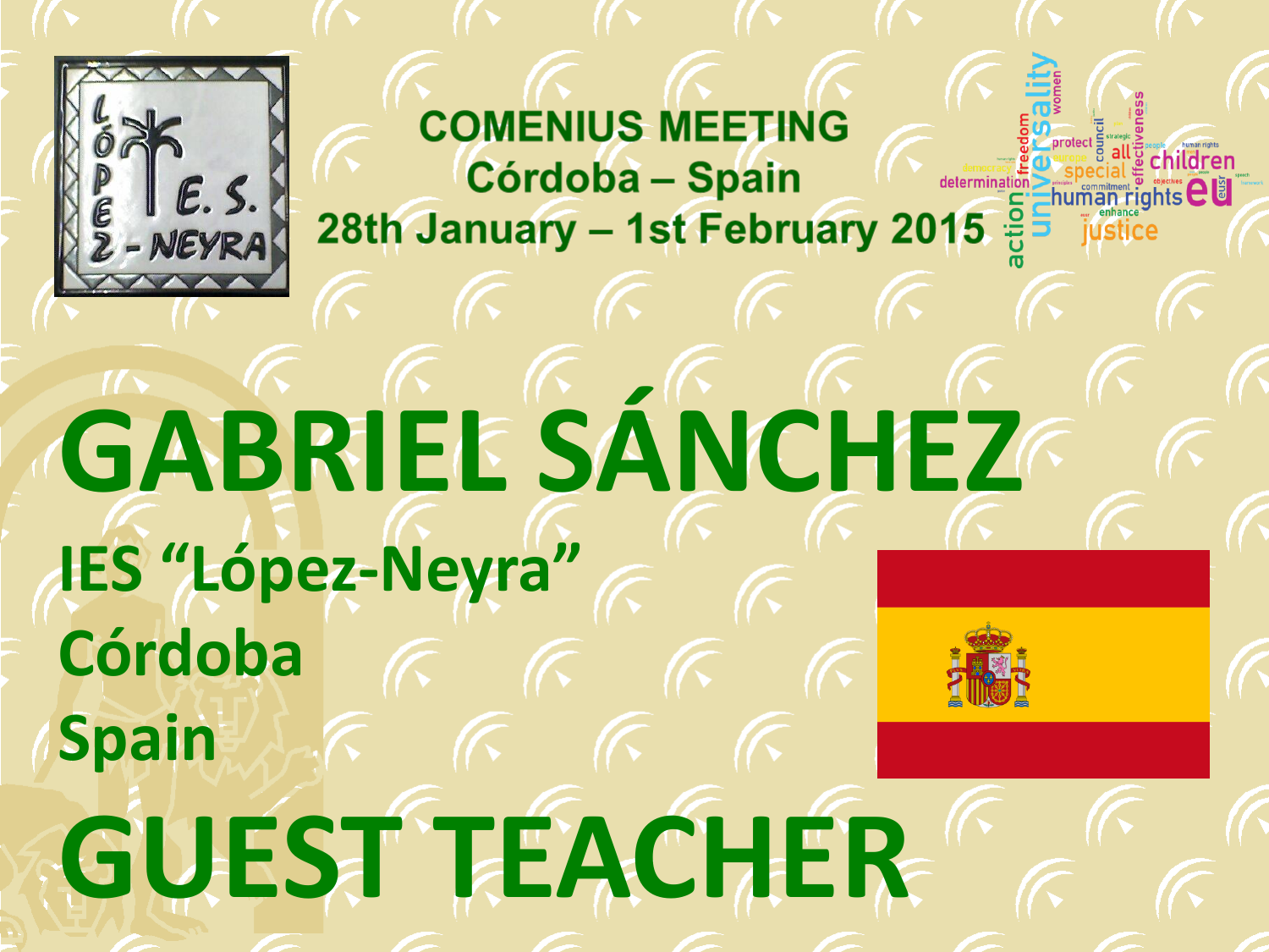**COMENIUS MEETING**
**Córdoba – Spain**
**28th January – 1st February 2015**

# GABRIEL SÁNCHEZ

## IES "López-Neyra"

## Córdoba

## Spain

# GUEST TEACHER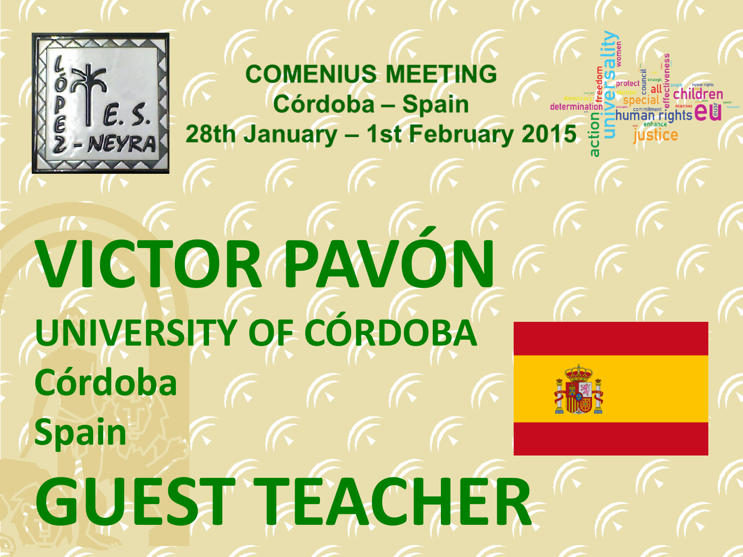COMENIUS MEETING

Córdoba – Spain

28th January – 1st February 2015

# VICTOR PAVÓN

## UNIVERSITY OF CÓRDOBA

## Córdoba

## Spain

# GUEST TEACHER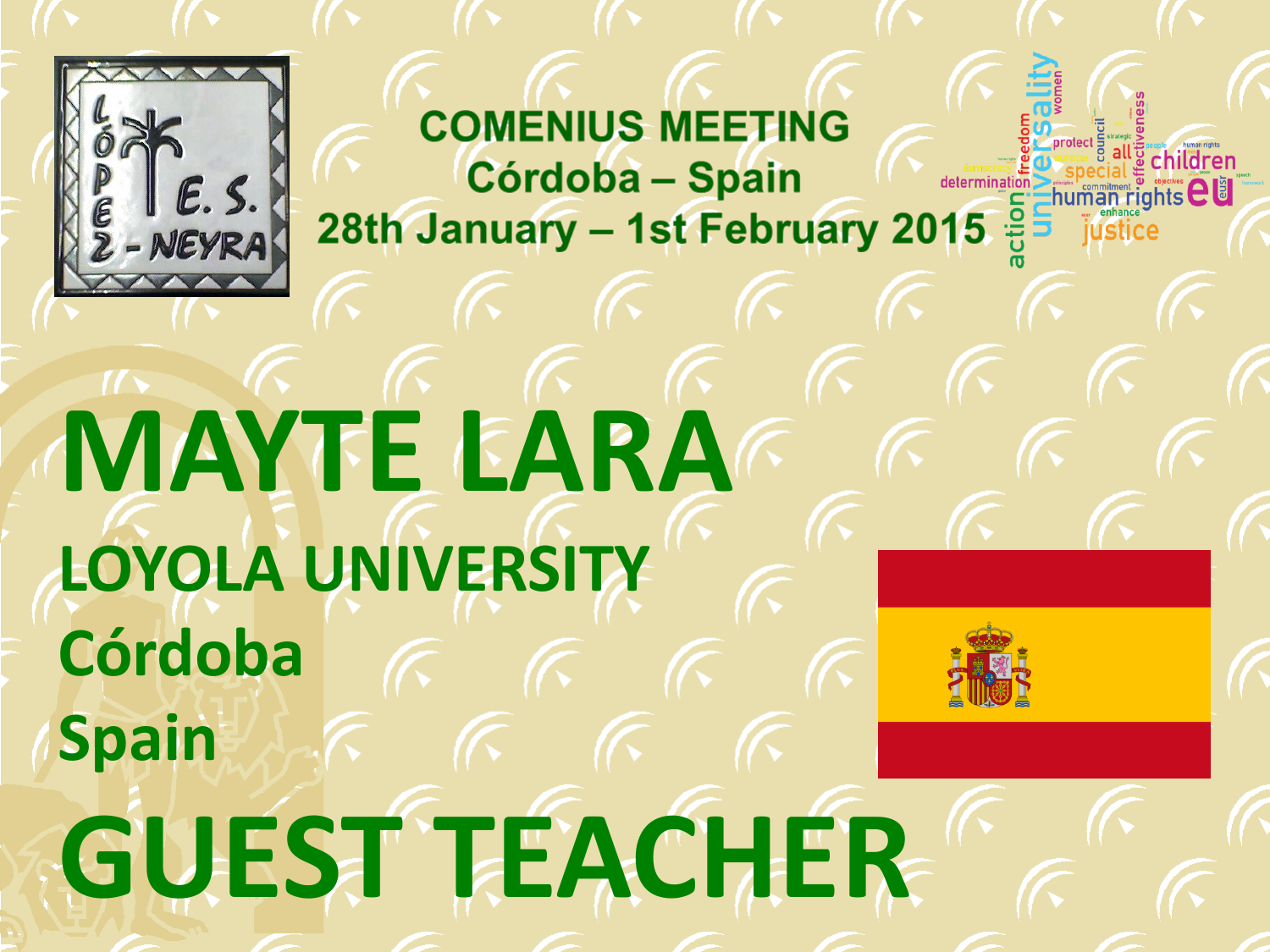**COMENIUS MEETING**
**Córdoba – Spain**
**28th January – 1st February 2015**

# MAYTE LARA

## LOYOLA UNIVERSITY

## Córdoba

## Spain

# GUEST TEACHER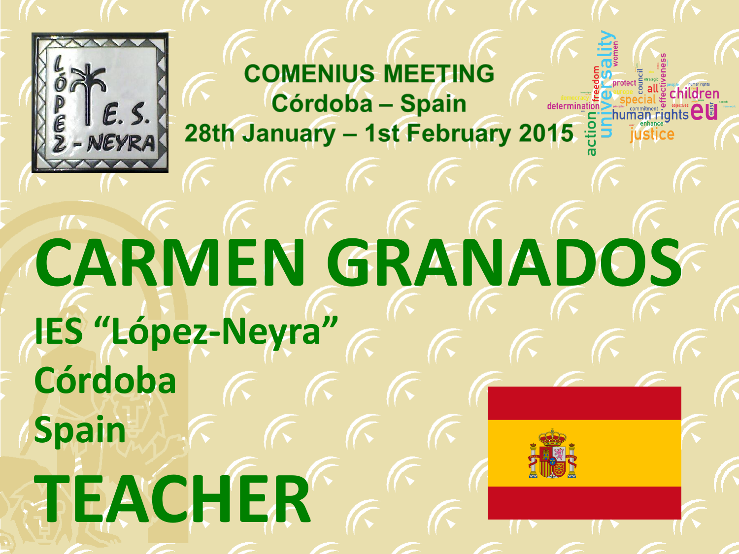**COMENIUS MEETING**
**Córdoba – Spain**
**28th January – 1st February 2015**

# CARMEN GRANADOS

**IES “López-Neyra”**

**Córdoba**

**Spain**

# TEACHER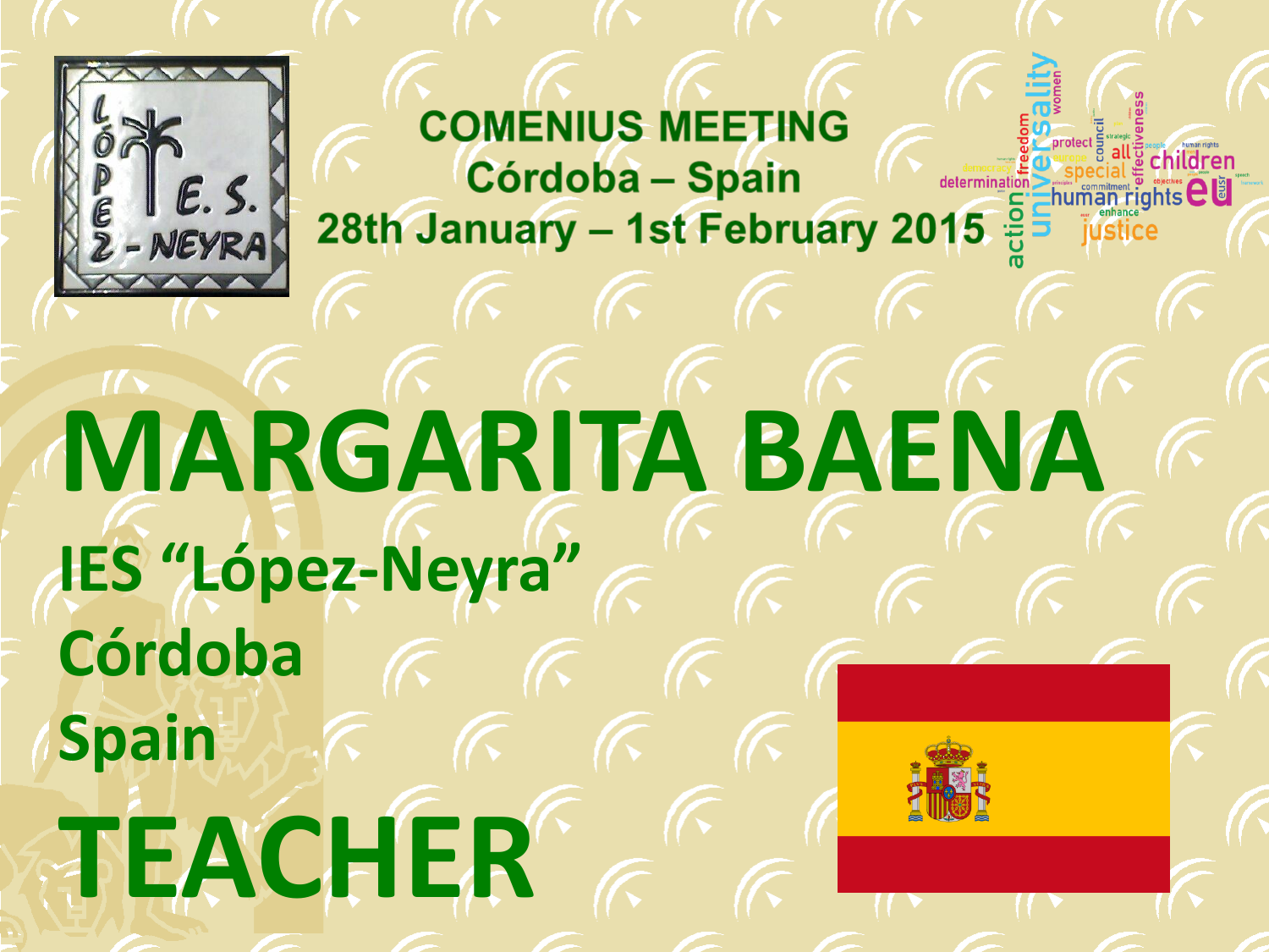COMENIUS MEETING
Córdoba – Spain
28th January – 1st February 2015

# MARGARITA BAENA

**IES "López-Neyra"**

**Córdoba**

**Spain**

# TEACHER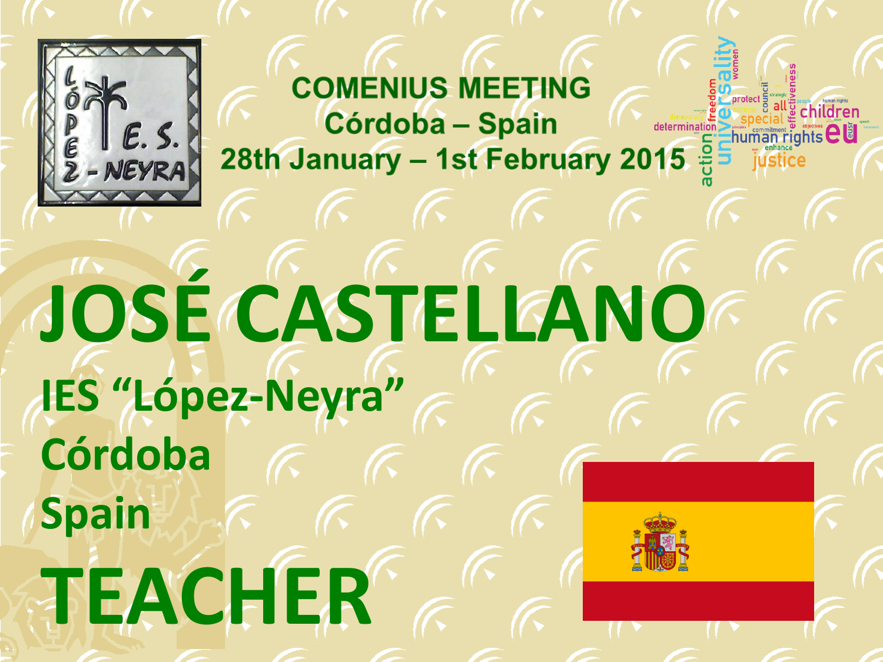COMENIUS MEETING
Córdoba – Spain
28th January – 1st February 2015

# JOSÉ CASTELLANO

## IES "López-Neyra"

## Córdoba

## Spain

# TEACHER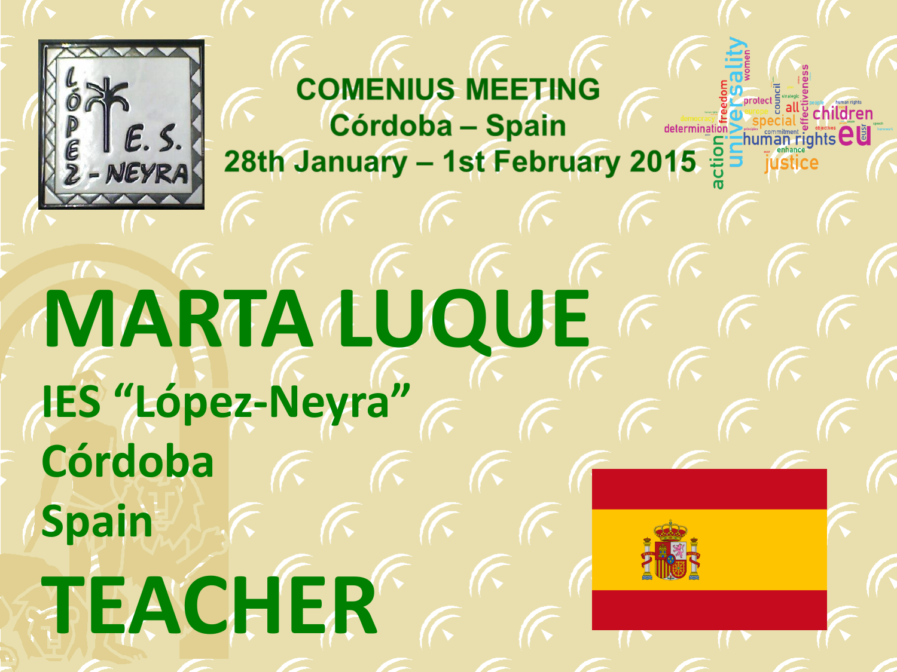**COMENIUS MEETING**
**Córdoba – Spain**
**28th January – 1st February 2015**

# MARTA LUQUE

**IES “López-Neyra”**
**Córdoba**
**Spain**

# TEACHER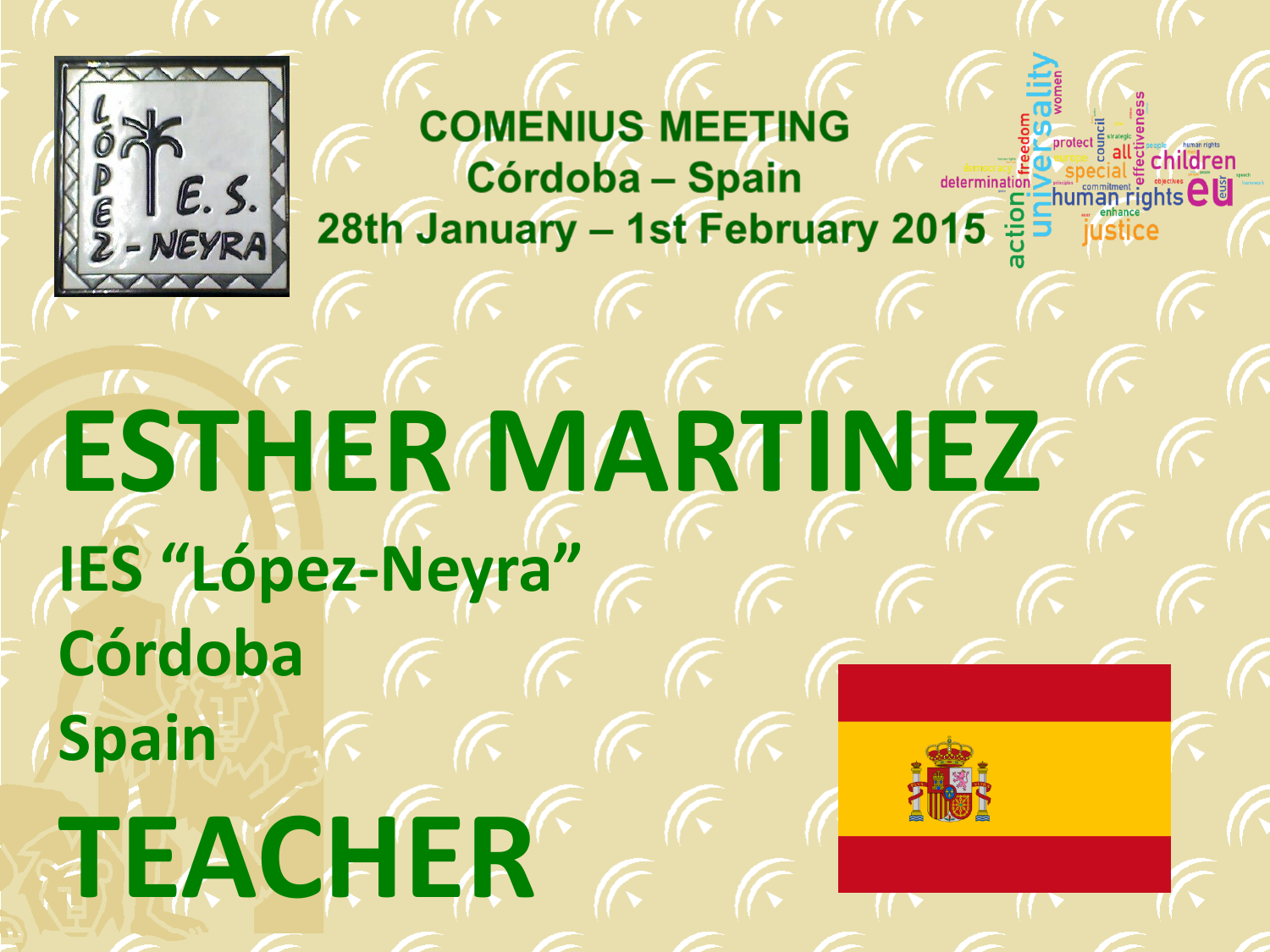**COMENIUS MEETING**
**Córdoba – Spain**
**28th January – 1st February 2015**

# ESTHER MARTINEZ

**IES “López-Neyra”**

**Córdoba**

**Spain**

# TEACHER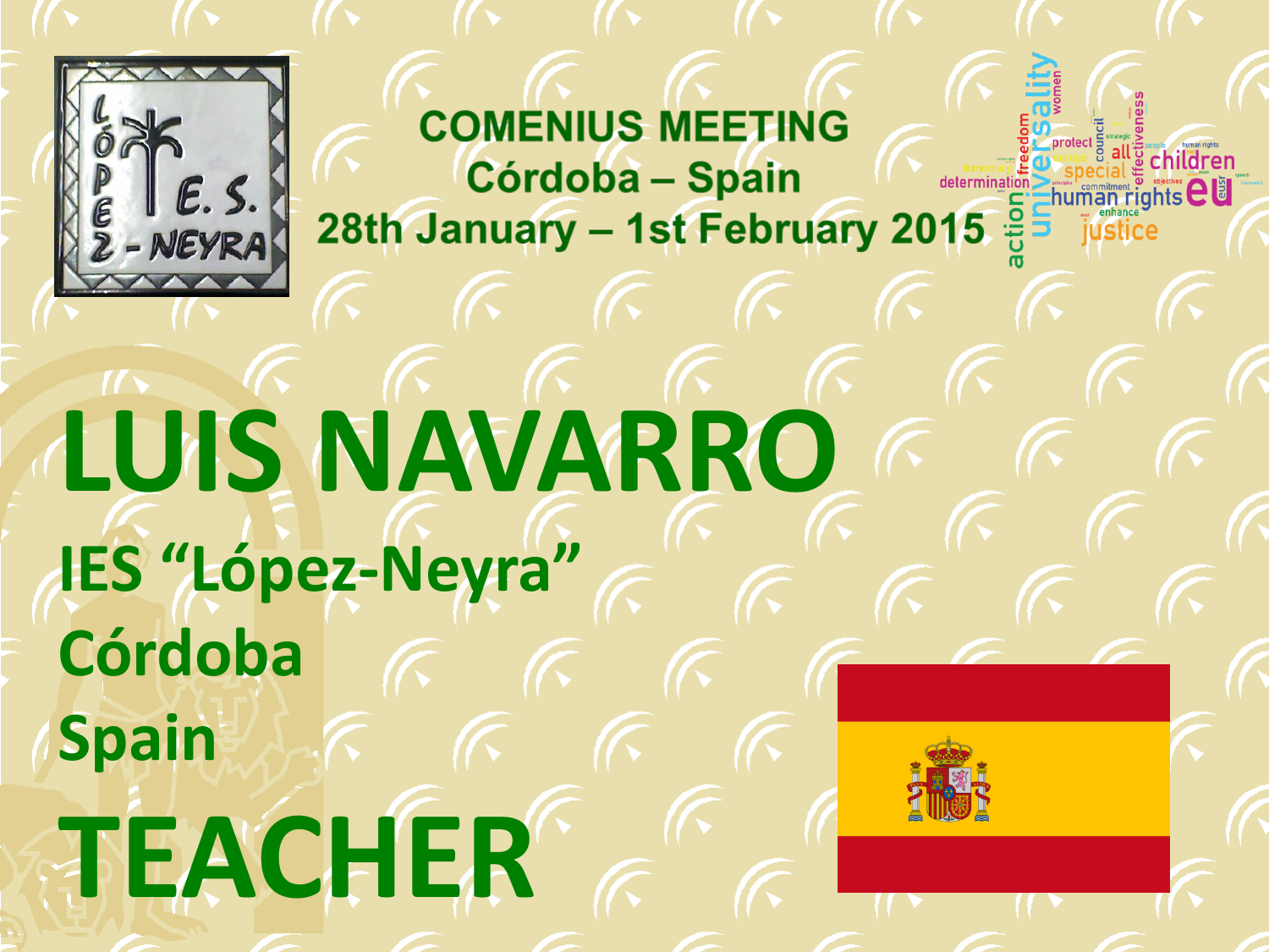**COMENIUS MEETING**
**Córdoba – Spain**
**28th January – 1st February 2015**

# LUIS NAVARRO

**IES “López-Neyra”**

**Córdoba**

**Spain**

# TEACHER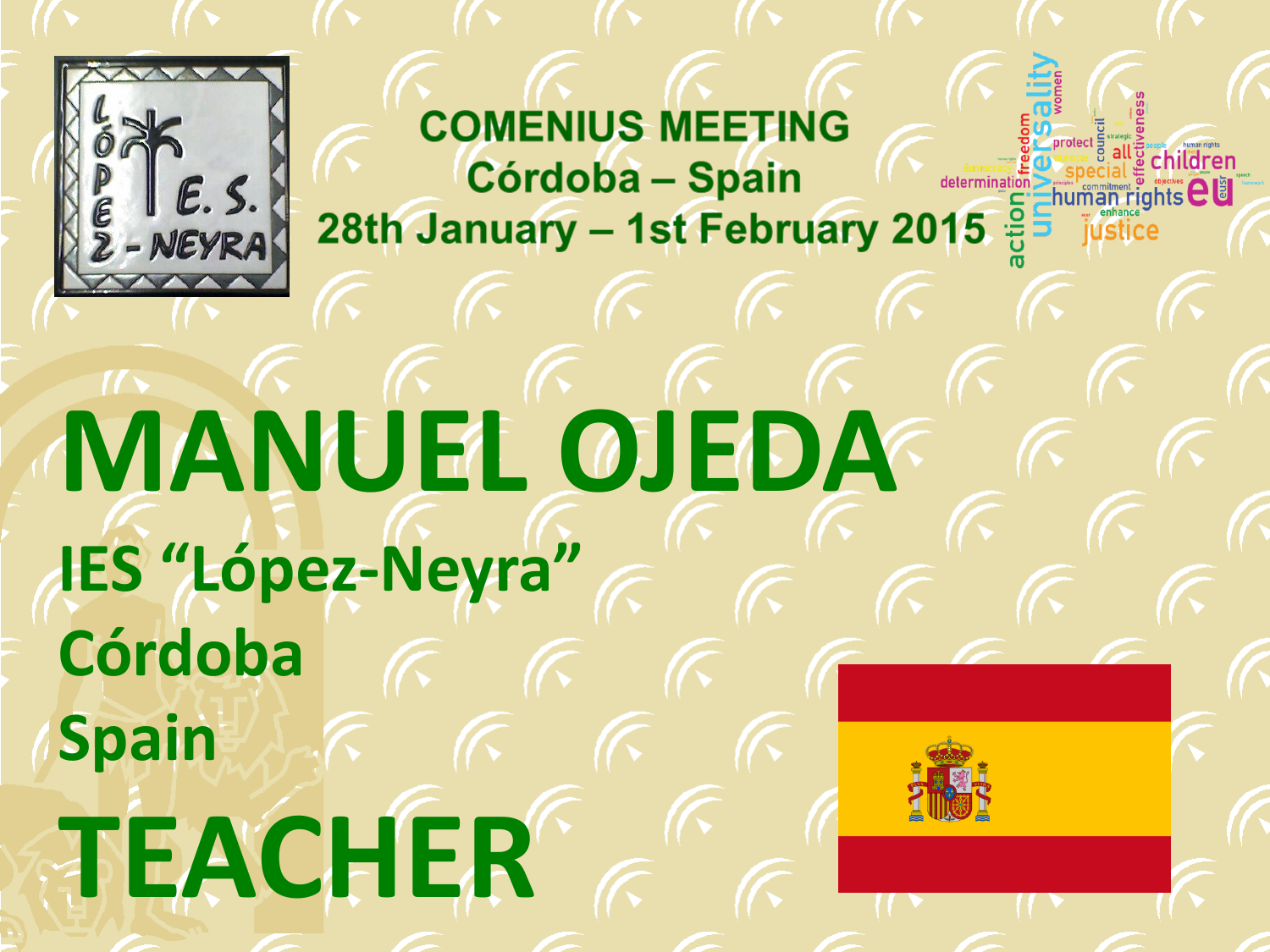**COMENIUS MEETING**
**Córdoba – Spain**
**28th January – 1st February 2015**

# MANUEL OJEDA

**IES "López-Neyra"**
**Córdoba**
**Spain**

# TEACHER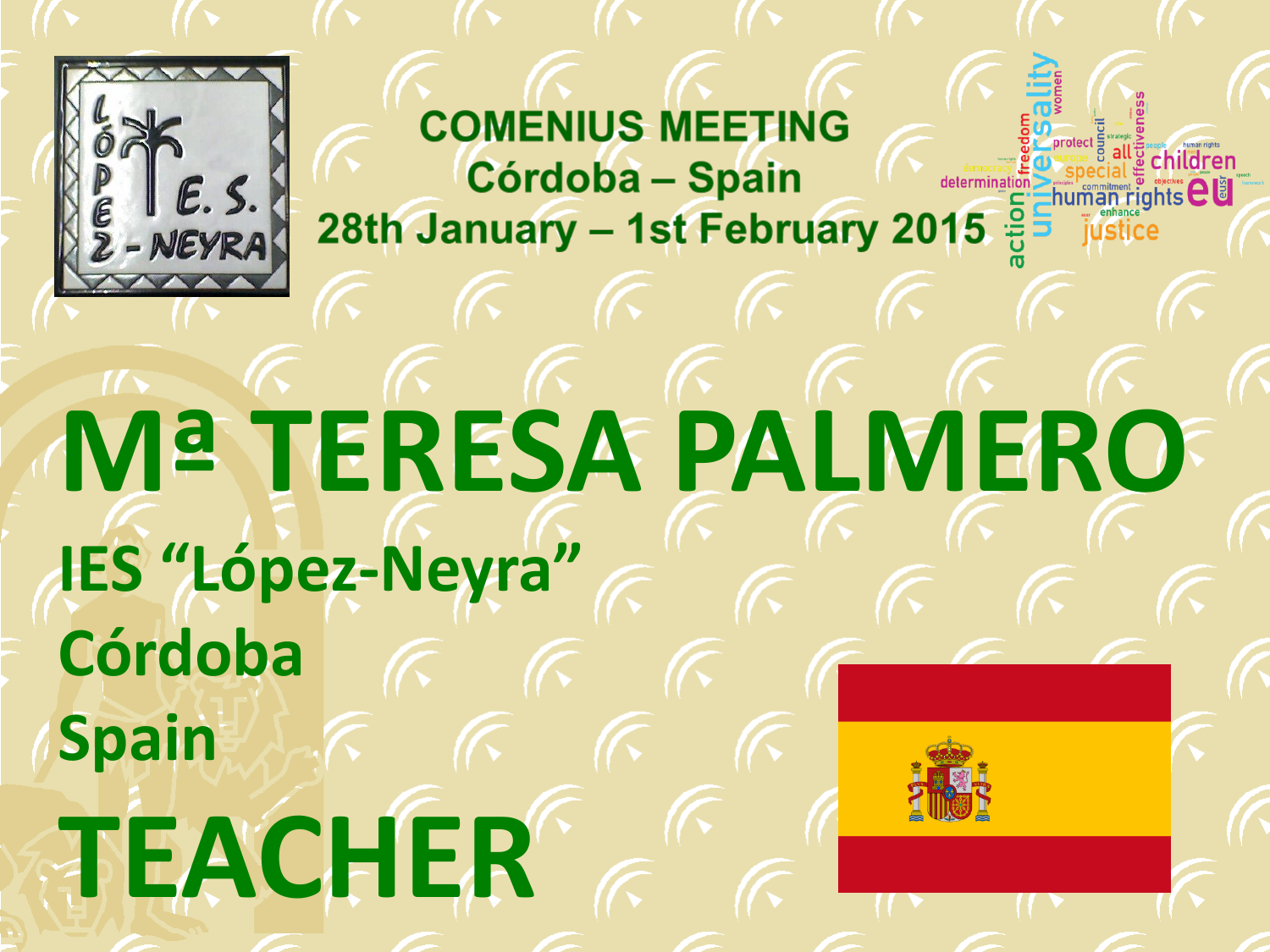**COMENIUS MEETING**
**Córdoba – Spain**
**28th January – 1st February 2015**

# Mª TERESA PALMERO

**IES "López-Neyra"**
**Córdoba**
**Spain**

# TEACHER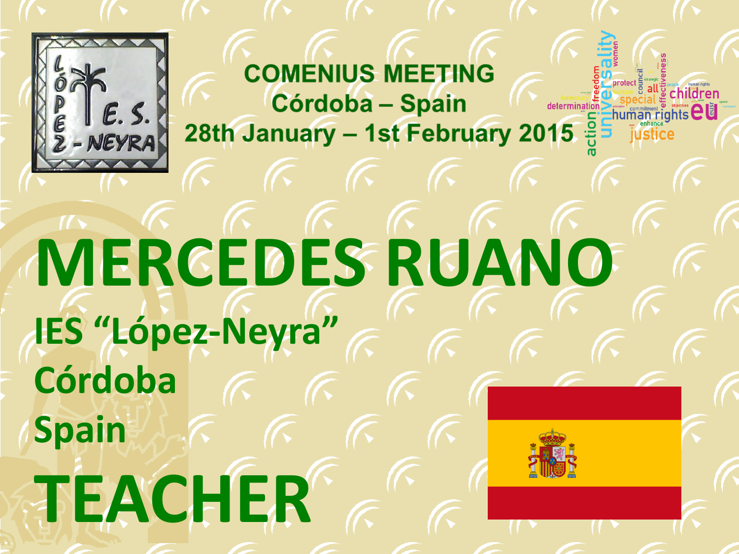**COMENIUS MEETING**
**Córdoba – Spain**
**28th January – 1st February 2015**

# MERCEDES RUANO

**IES "López-Neyra"**

**Córdoba**

**Spain**

# TEACHER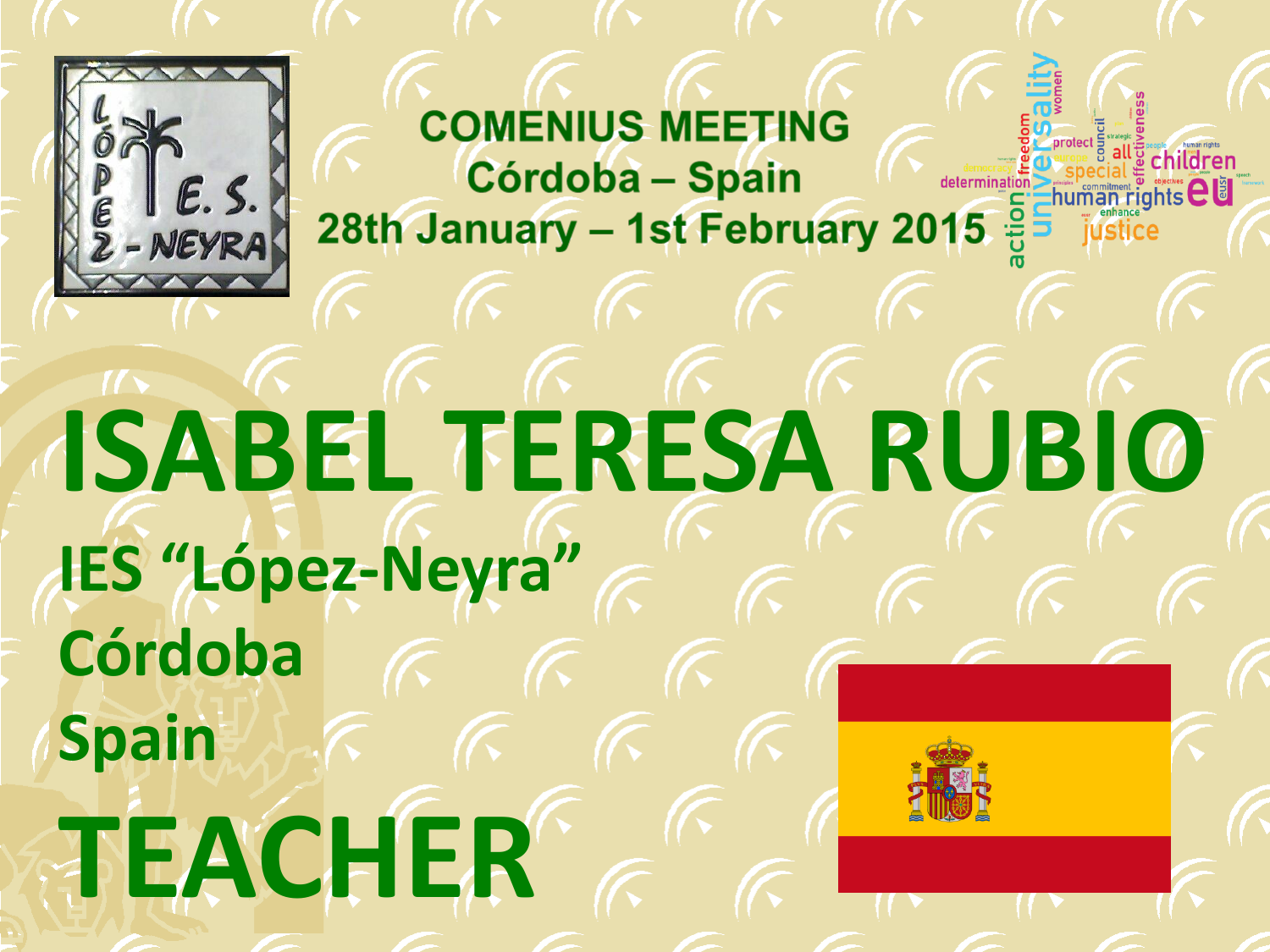**COMENIUS MEETING**
**Córdoba – Spain**
**28th January – 1st February 2015**

# ISABEL TERESA RUBIO

**IES "López-Neyra"**

**Córdoba**

**Spain**

# TEACHER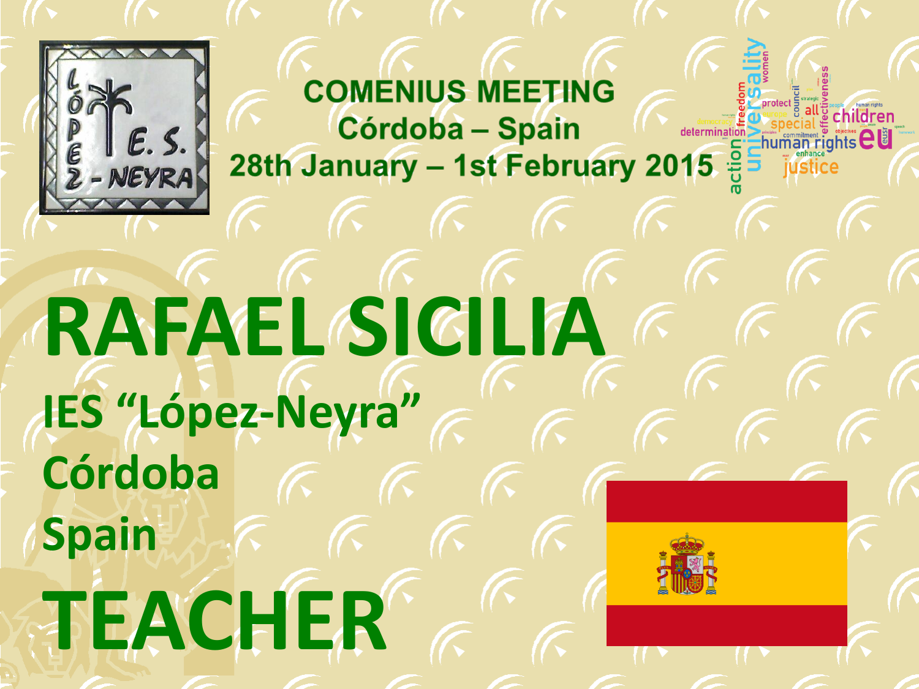**COMENIUS MEETING**
**Córdoba – Spain**
**28th January – 1st February 2015**

# RAFAEL SICILIA

**IES "López-Neyra"**

**Córdoba**

**Spain**

# TEACHER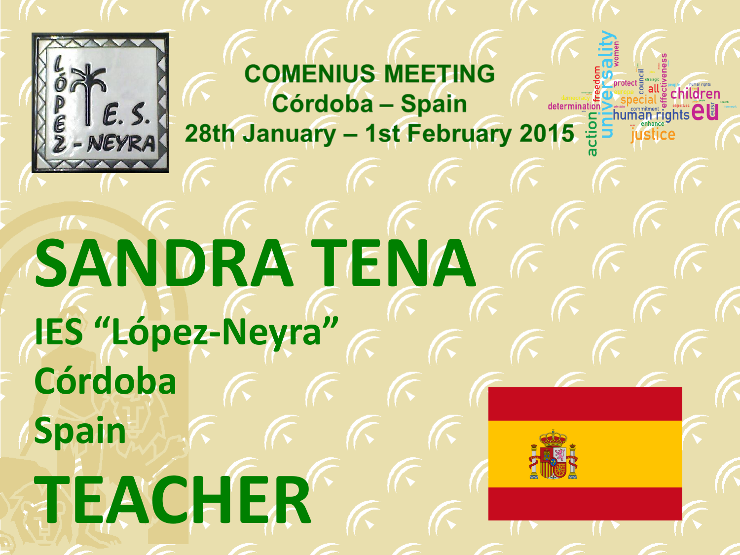COMENIUS MEETING
Córdoba – Spain
28th January – 1st February 2015

# SANDRA TENA

## IES "López-Neyra"

## Córdoba

## Spain

# TEACHER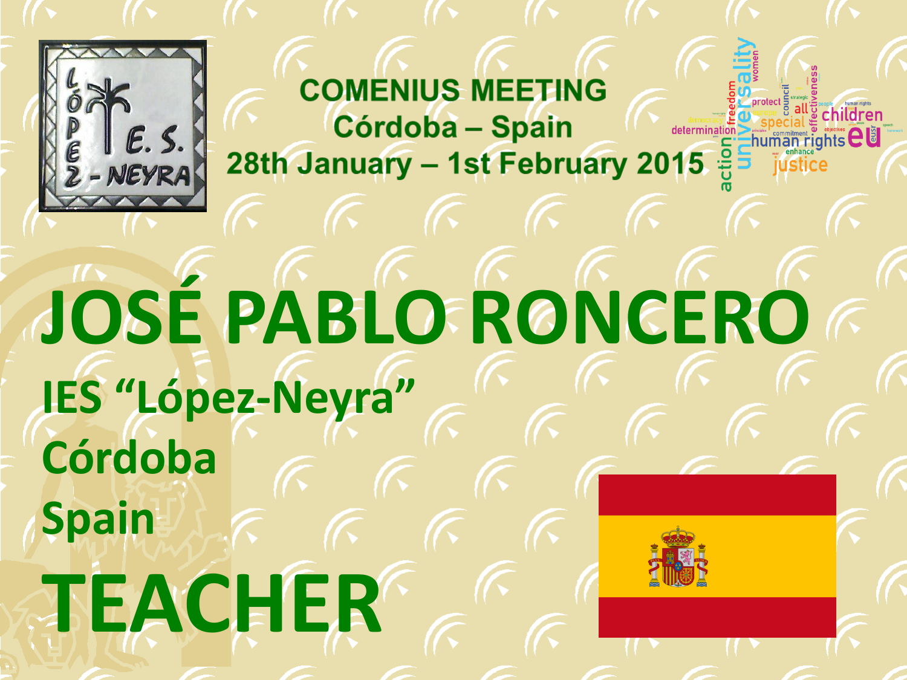**COMENIUS MEETING**
**Córdoba – Spain**
**28th January – 1st February 2015**

# JOSÉ PABLO RONCERO

**IES "López-Neyra"**

**Córdoba**

**Spain**

# TEACHER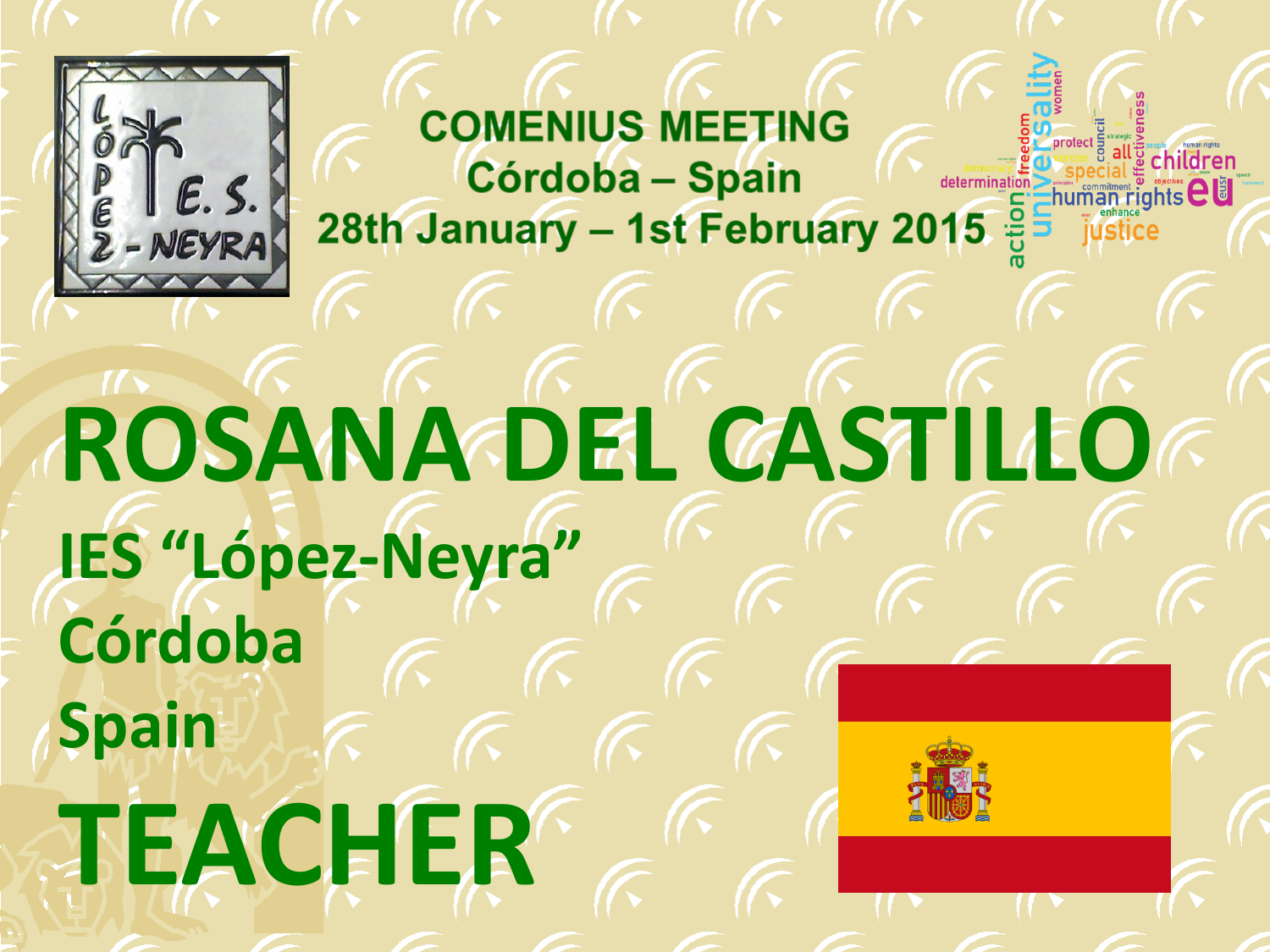COMENIUS MEETING
Córdoba – Spain
28th January – 1st February 2015

# ROSANA DEL CASTILLO

## IES "López-Neyra"

## Córdoba

## Spain

# TEACHER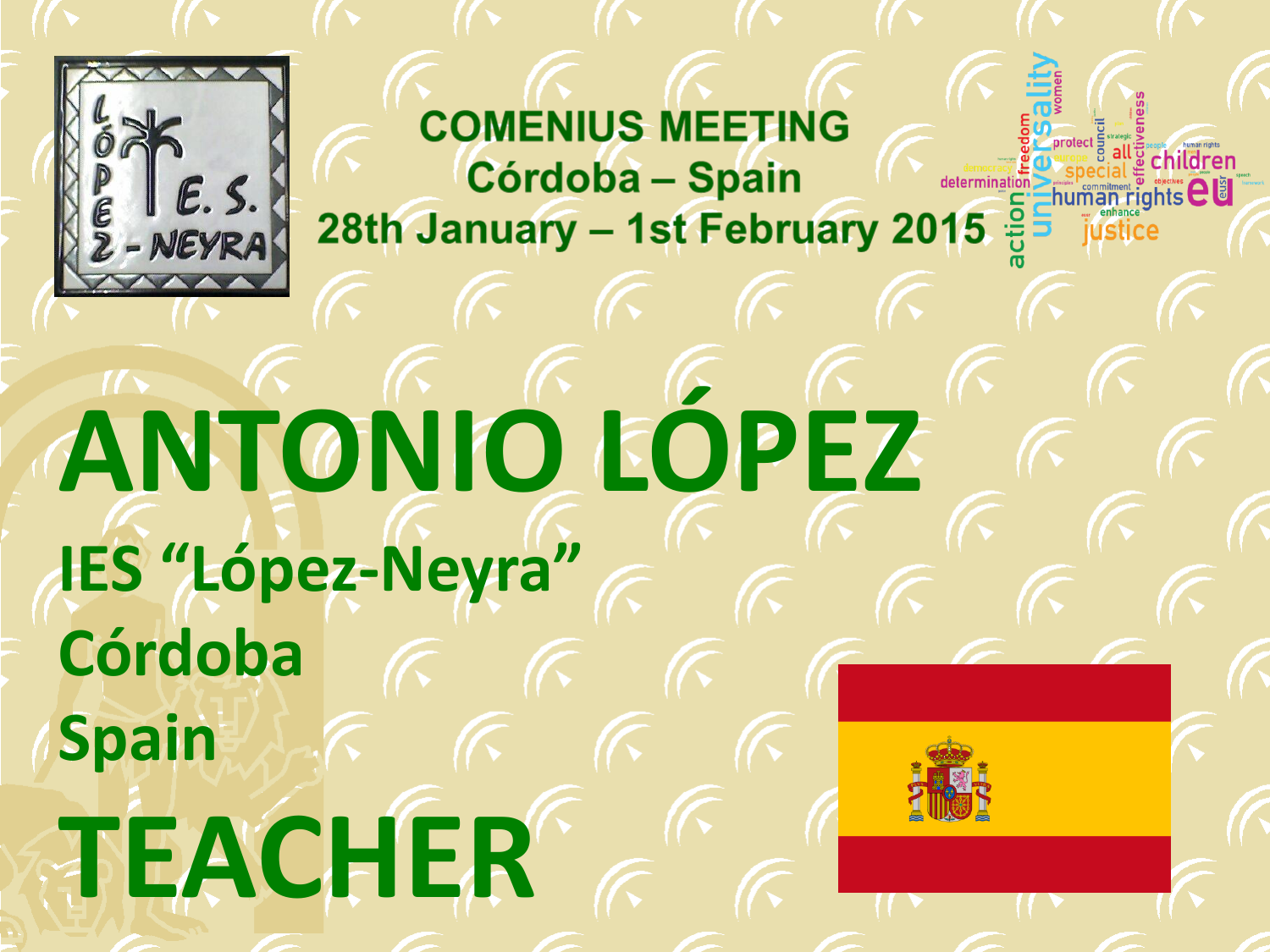**COMENIUS MEETING**
**Córdoba – Spain**
**28th January – 1st February 2015**

# ANTONIO LÓPEZ

## IES "López-Neyra"

## Córdoba

## Spain

# TEACHER